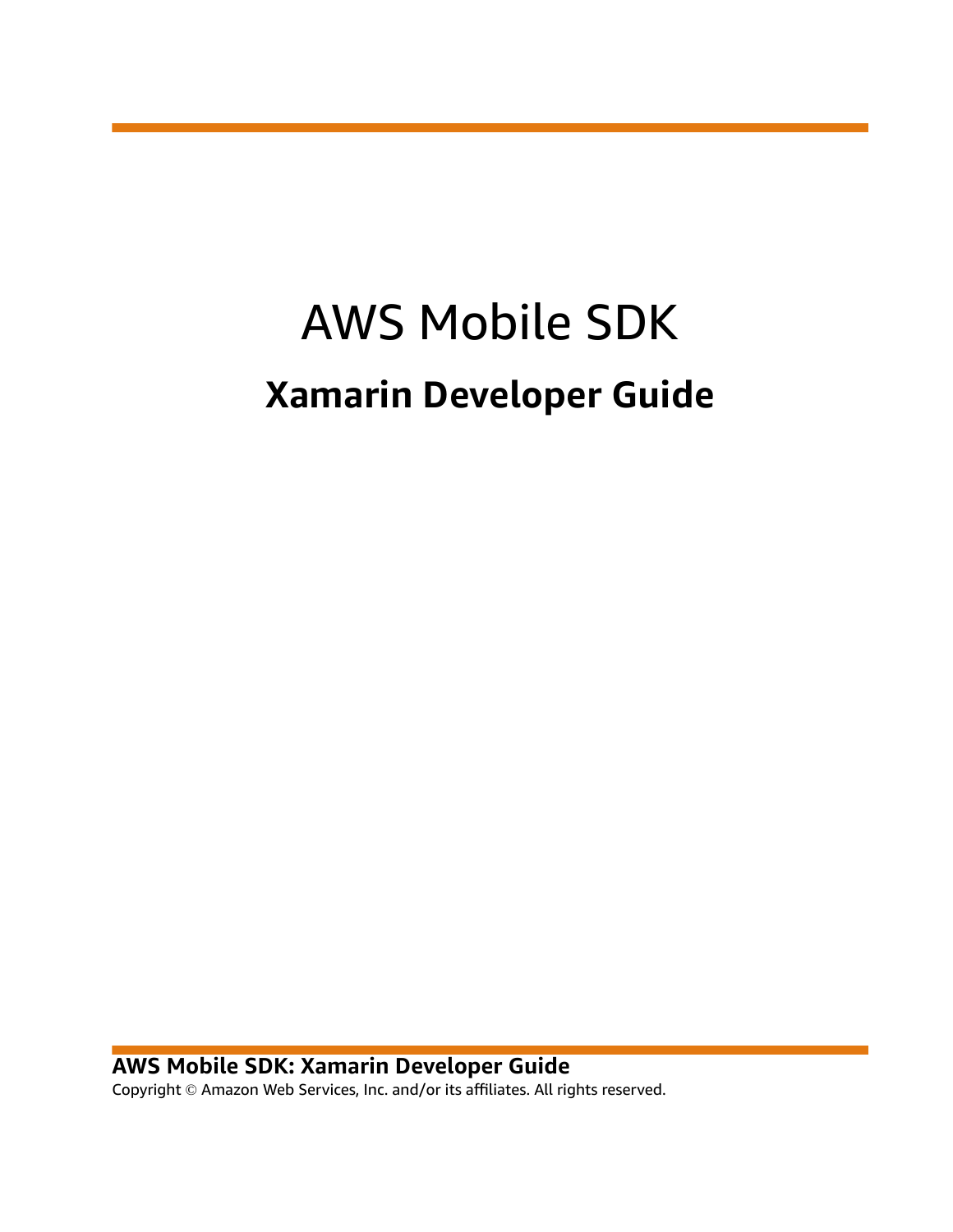# AWS Mobile SDK

## Xamarin Developer Guide

**AWS Mobile SDK: Xamarin Developer Guide**

Copyright © Amazon Web Services, Inc. and/or its affiliates. All rights reserved.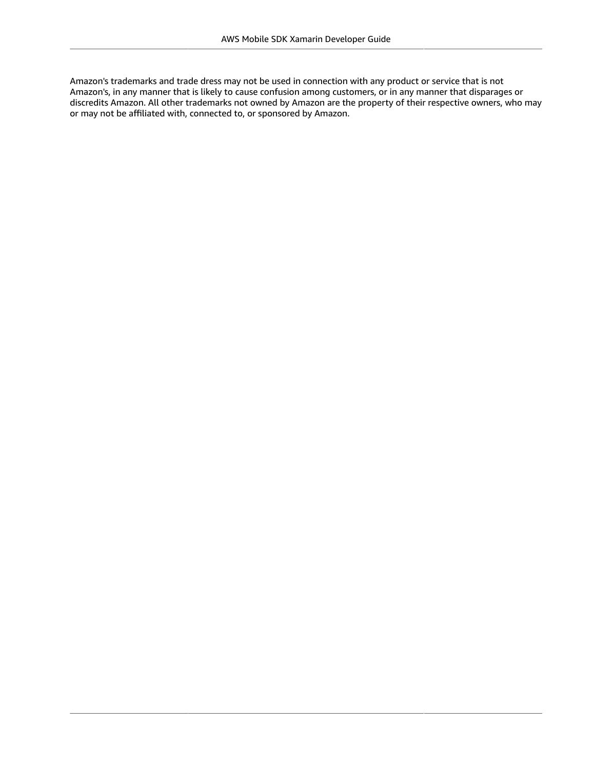Amazon's trademarks and trade dress may not be used in connection with any product or service that is not Amazon's, in any manner that is likely to cause confusion among customers, or in any manner that disparages or discredits Amazon. All other trademarks not owned by Amazon are the property of their respective owners, who may or may not be affiliated with, connected to, or sponsored by Amazon.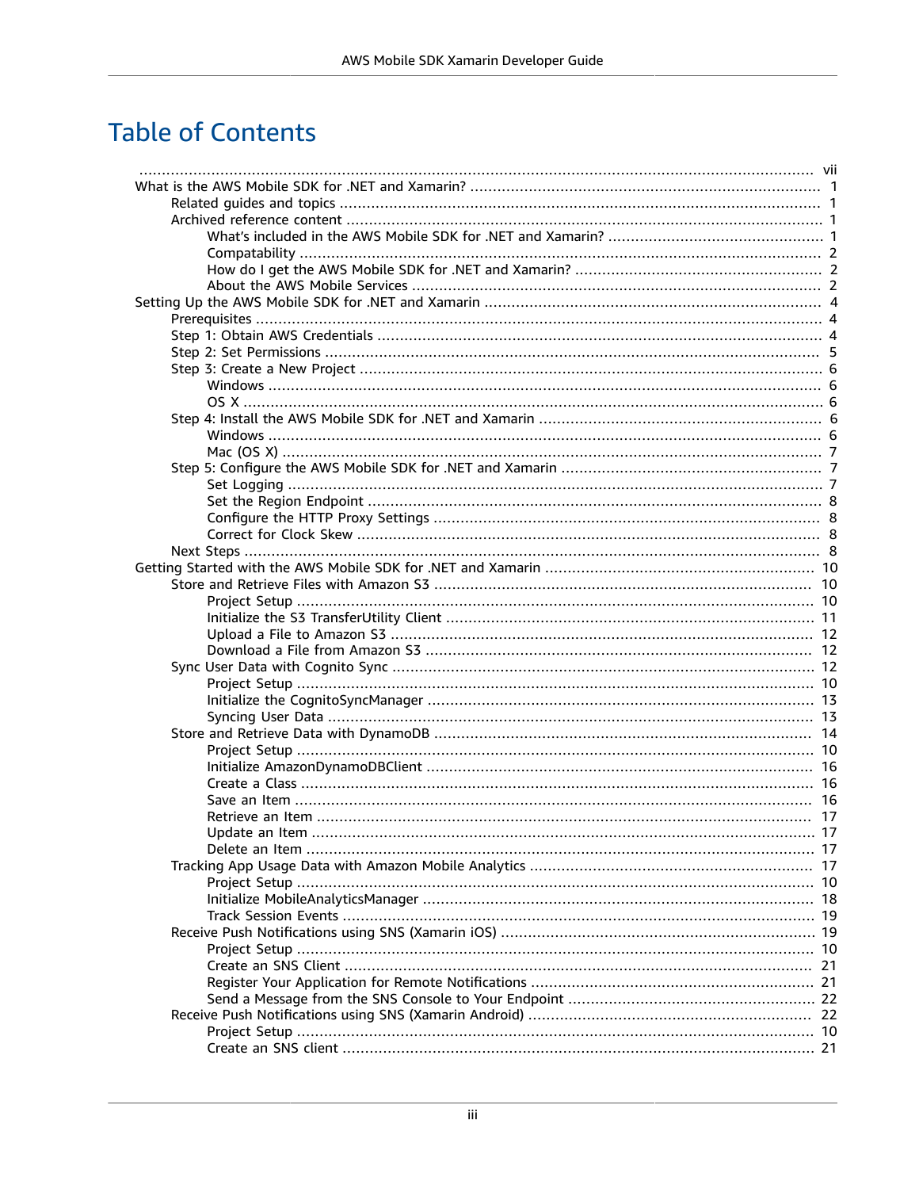# Table of Contents

- ........ vii
- What is the AWS Mobile SDK for .NET and Xamarin? ........ 1
  - Related guides and topics ........ 1
  - Archived reference content ........ 1
    - What's included in the AWS Mobile SDK for .NET and Xamarin? ........ 1
    - Compatability ........ 2
    - How do I get the AWS Mobile SDK for .NET and Xamarin? ........ 2
    - About the AWS Mobile Services ........ 2
- Setting Up the AWS Mobile SDK for .NET and Xamarin ........ 4
  - Prerequisites ........ 4
  - Step 1: Obtain AWS Credentials ........ 4
  - Step 2: Set Permissions ........ 5
  - Step 3: Create a New Project ........ 6
    - Windows ........ 6
    - OS X ........ 6
  - Step 4: Install the AWS Mobile SDK for .NET and Xamarin ........ 6
    - Windows ........ 6
    - Mac (OS X) ........ 7
  - Step 5: Configure the AWS Mobile SDK for .NET and Xamarin ........ 7
    - Set Logging ........ 7
    - Set the Region Endpoint ........ 8
    - Configure the HTTP Proxy Settings ........ 8
    - Correct for Clock Skew ........ 8
  - Next Steps ........ 8
- Getting Started with the AWS Mobile SDK for .NET and Xamarin ........ 10
  - Store and Retrieve Files with Amazon S3 ........ 10
    - Project Setup ........ 10
    - Initialize the S3 TransferUtility Client ........ 11
    - Upload a File to Amazon S3 ........ 12
    - Download a File from Amazon S3 ........ 12
  - Sync User Data with Cognito Sync ........ 12
    - Project Setup ........ 10
    - Initialize the CognitoSyncManager ........ 13
    - Syncing User Data ........ 13
  - Store and Retrieve Data with DynamoDB ........ 14
    - Project Setup ........ 10
    - Initialize AmazonDynamoDBClient ........ 16
    - Create a Class ........ 16
    - Save an Item ........ 16
    - Retrieve an Item ........ 17
    - Update an Item ........ 17
    - Delete an Item ........ 17
  - Tracking App Usage Data with Amazon Mobile Analytics ........ 17
    - Project Setup ........ 10
    - Initialize MobileAnalyticsManager ........ 18
    - Track Session Events ........ 19
  - Receive Push Notifications using SNS (Xamarin iOS) ........ 19
    - Project Setup ........ 10
    - Create an SNS Client ........ 21
    - Register Your Application for Remote Notifications ........ 21
    - Send a Message from the SNS Console to Your Endpoint ........ 22
  - Receive Push Notifications using SNS (Xamarin Android) ........ 22
    - Project Setup ........ 10
    - Create an SNS client ........ 21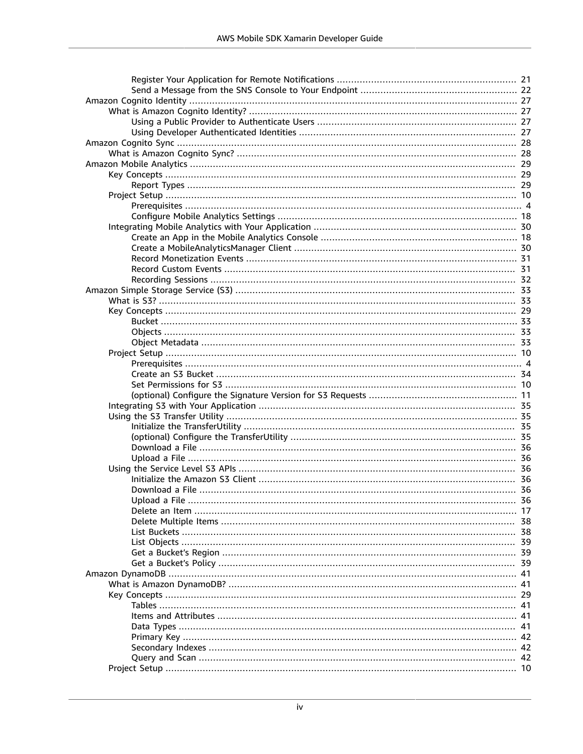- Register Your Application for Remote Notifications ... 21
- Send a Message from the SNS Console to Your Endpoint ... 22

Amazon Cognito Identity ... 27

- What is Amazon Cognito Identity? ... 27
  - Using a Public Provider to Authenticate Users ... 27
  - Using Developer Authenticated Identities ... 27

Amazon Cognito Sync ... 28

- What is Amazon Cognito Sync? ... 28

Amazon Mobile Analytics ... 29

- Key Concepts ... 29
  - Report Types ... 29
- Project Setup ... 10
  - Prerequisites ... 4
  - Configure Mobile Analytics Settings ... 18
- Integrating Mobile Analytics with Your Application ... 30
  - Create an App in the Mobile Analytics Console ... 18
  - Create a MobileAnalyticsManager Client ... 30
  - Record Monetization Events ... 31
  - Record Custom Events ... 31
  - Recording Sessions ... 32

Amazon Simple Storage Service (S3) ... 33

- What is S3? ... 33
- Key Concepts ... 29
  - Bucket ... 33
  - Objects ... 33
  - Object Metadata ... 33
- Project Setup ... 10
  - Prerequisites ... 4
  - Create an S3 Bucket ... 34
  - Set Permissions for S3 ... 10
  - (optional) Configure the Signature Version for S3 Requests ... 11
- Integrating S3 with Your Application ... 35
- Using the S3 Transfer Utility ... 35
  - Initialize the TransferUtility ... 35
  - (optional) Configure the TransferUtility ... 35
  - Download a File ... 36
  - Upload a File ... 36
- Using the Service Level S3 APIs ... 36
  - Initialize the Amazon S3 Client ... 36
  - Download a File ... 36
  - Upload a File ... 36
  - Delete an Item ... 17
  - Delete Multiple Items ... 38
  - List Buckets ... 38
  - List Objects ... 39
  - Get a Bucket's Region ... 39
  - Get a Bucket's Policy ... 39

Amazon DynamoDB ... 41

- What is Amazon DynamoDB? ... 41
- Key Concepts ... 29
  - Tables ... 41
  - Items and Attributes ... 41
  - Data Types ... 41
  - Primary Key ... 42
  - Secondary Indexes ... 42
  - Query and Scan ... 42
- Project Setup ... 10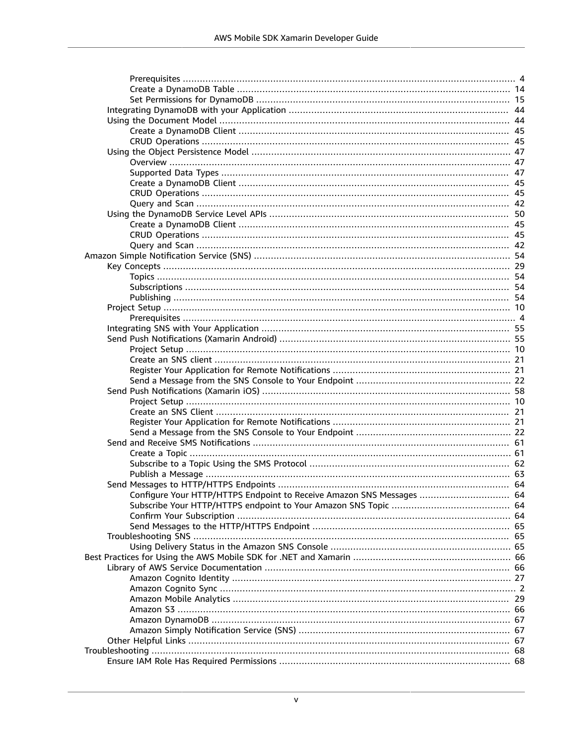- Prerequisites ... 4
- Create a DynamoDB Table ... 14
- Set Permissions for DynamoDB ... 15
- Integrating DynamoDB with your Application ... 44
- Using the Document Model ... 44
  - Create a DynamoDB Client ... 45
  - CRUD Operations ... 45
- Using the Object Persistence Model ... 47
  - Overview ... 47
  - Supported Data Types ... 47
  - Create a DynamoDB Client ... 45
  - CRUD Operations ... 45
  - Query and Scan ... 42
- Using the DynamoDB Service Level APIs ... 50
  - Create a DynamoDB Client ... 45
  - CRUD Operations ... 45
  - Query and Scan ... 42

Amazon Simple Notification Service (SNS) ... 54

- Key Concepts ... 29
  - Topics ... 54
  - Subscriptions ... 54
  - Publishing ... 54
- Project Setup ... 10
  - Prerequisites ... 4
- Integrating SNS with Your Application ... 55
- Send Push Notifications (Xamarin Android) ... 55
  - Project Setup ... 10
  - Create an SNS client ... 21
  - Register Your Application for Remote Notifications ... 21
  - Send a Message from the SNS Console to Your Endpoint ... 22
- Send Push Notifications (Xamarin iOS) ... 58
  - Project Setup ... 10
  - Create an SNS Client ... 21
  - Register Your Application for Remote Notifications ... 21
  - Send a Message from the SNS Console to Your Endpoint ... 22
- Send and Receive SMS Notifications ... 61
  - Create a Topic ... 61
  - Subscribe to a Topic Using the SMS Protocol ... 62
  - Publish a Message ... 63
- Send Messages to HTTP/HTTPS Endpoints ... 64
  - Configure Your HTTP/HTTPS Endpoint to Receive Amazon SNS Messages ... 64
  - Subscribe Your HTTP/HTTPS endpoint to Your Amazon SNS Topic ... 64
  - Confirm Your Subscription ... 64
  - Send Messages to the HTTP/HTTPS Endpoint ... 65
- Troubleshooting SNS ... 65
  - Using Delivery Status in the Amazon SNS Console ... 65

Best Practices for Using the AWS Mobile SDK for .NET and Xamarin ... 66

- Library of AWS Service Documentation ... 66
  - Amazon Cognito Identity ... 27
  - Amazon Cognito Sync ... 2
  - Amazon Mobile Analytics ... 29
  - Amazon S3 ... 66
  - Amazon DynamoDB ... 67
  - Amazon Simply Notification Service (SNS) ... 67
- Other Helpful Links ... 67

Troubleshooting ... 68

- Ensure IAM Role Has Required Permissions ... 68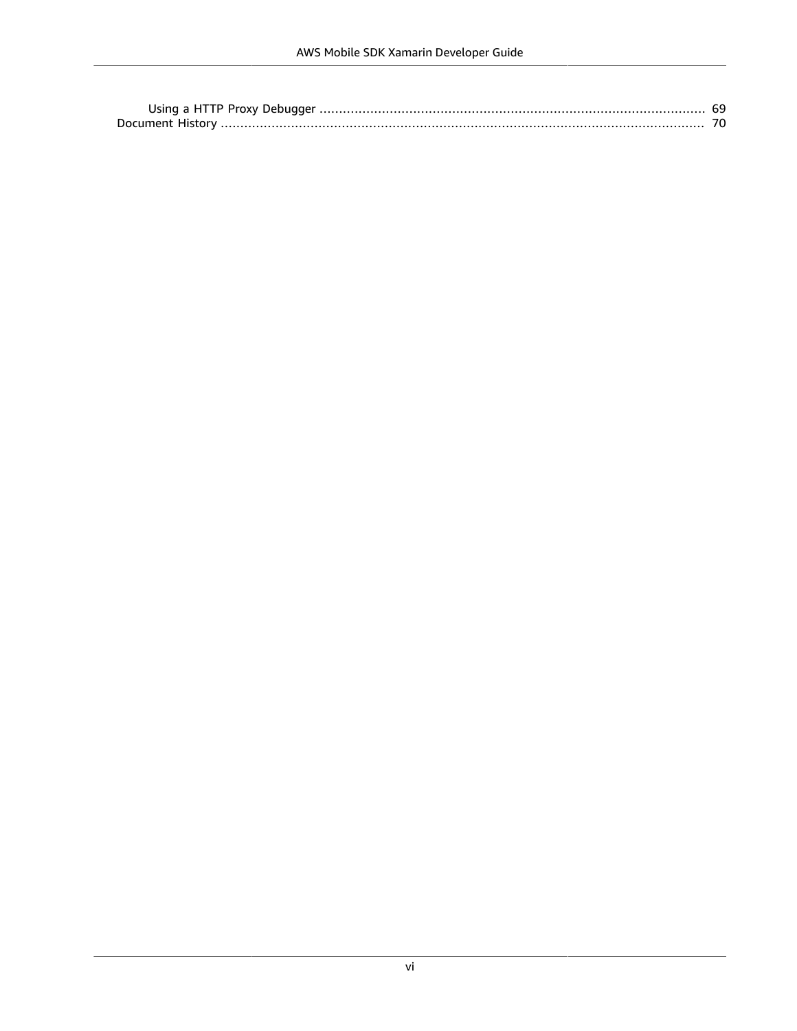- Using a HTTP Proxy Debugger ..................................................................................................... 69
- Document History ............................................................................................................................ 70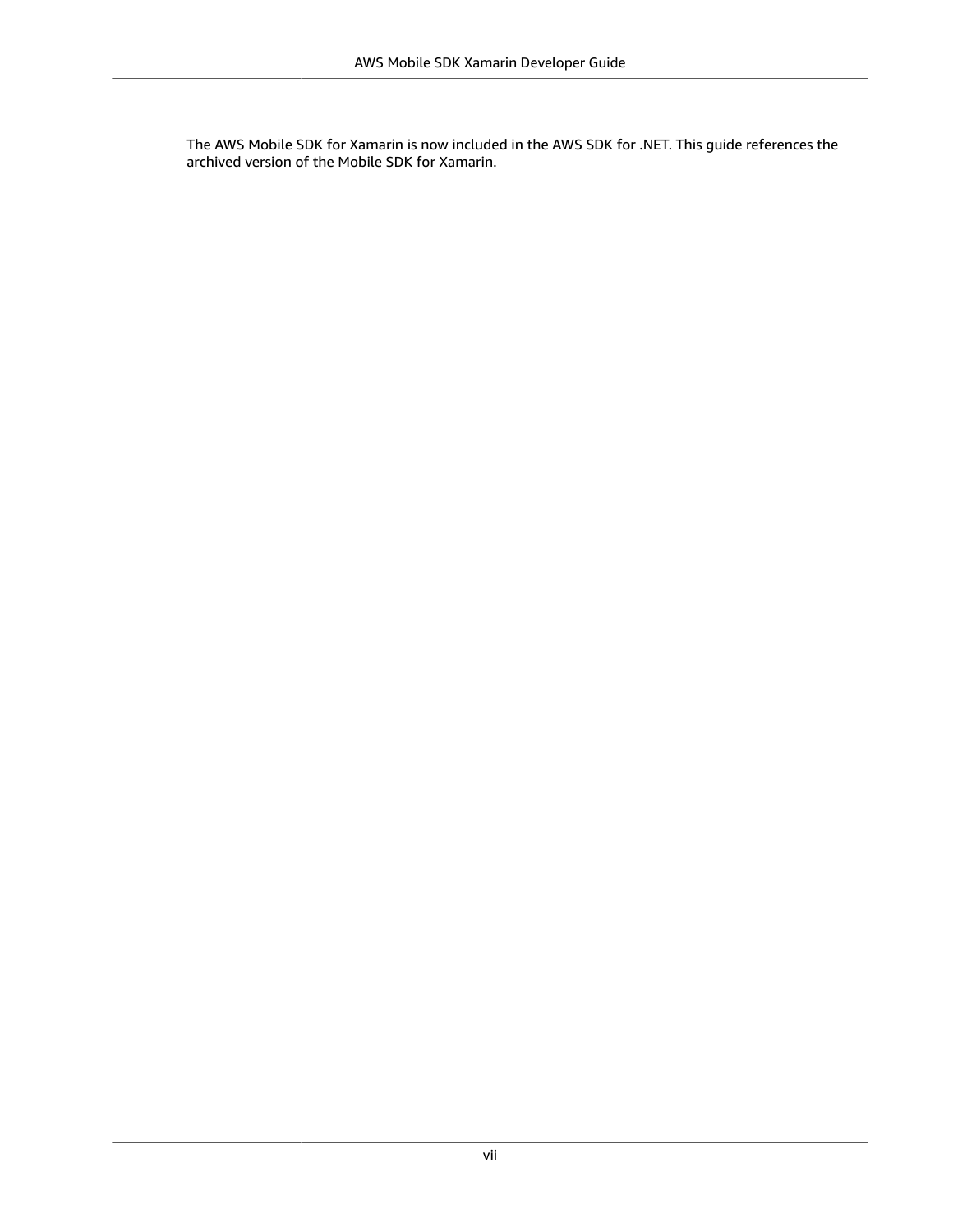The AWS Mobile SDK for Xamarin is now included in the AWS SDK for .NET. This guide references the archived version of the Mobile SDK for Xamarin.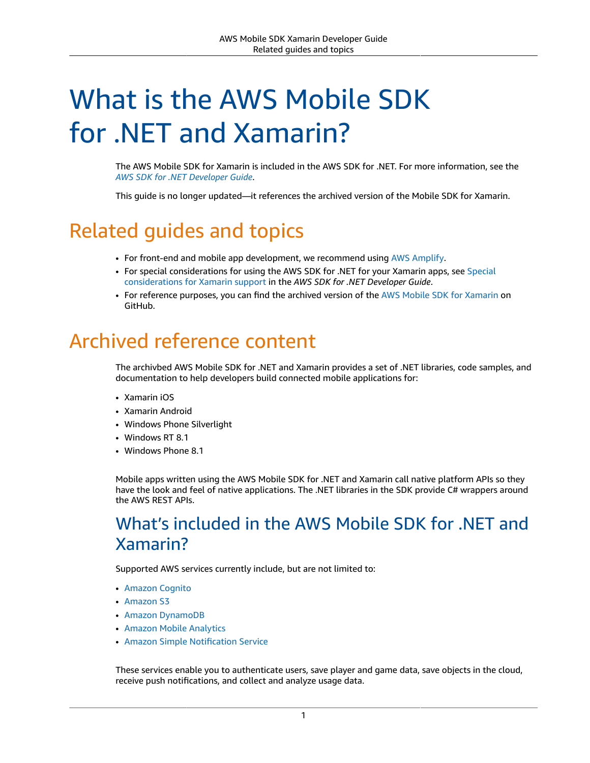# What is the AWS Mobile SDK for .NET and Xamarin?

The AWS Mobile SDK for Xamarin is included in the AWS SDK for .NET. For more information, see the *AWS SDK for .NET Developer Guide*.

This guide is no longer updated—it references the archived version of the Mobile SDK for Xamarin.

## Related guides and topics

- For front-end and mobile app development, we recommend using AWS Amplify.
- For special considerations for using the AWS SDK for .NET for your Xamarin apps, see Special considerations for Xamarin support in the *AWS SDK for .NET Developer Guide*.
- For reference purposes, you can find the archived version of the AWS Mobile SDK for Xamarin on GitHub.

## Archived reference content

The archivbed AWS Mobile SDK for .NET and Xamarin provides a set of .NET libraries, code samples, and documentation to help developers build connected mobile applications for:

- Xamarin iOS
- Xamarin Android
- Windows Phone Silverlight
- Windows RT 8.1
- Windows Phone 8.1

Mobile apps written using the AWS Mobile SDK for .NET and Xamarin call native platform APIs so they have the look and feel of native applications. The .NET libraries in the SDK provide C# wrappers around the AWS REST APIs.

### What's included in the AWS Mobile SDK for .NET and Xamarin?

Supported AWS services currently include, but are not limited to:

- Amazon Cognito
- Amazon S3
- Amazon DynamoDB
- Amazon Mobile Analytics
- Amazon Simple Notification Service

These services enable you to authenticate users, save player and game data, save objects in the cloud, receive push notifications, and collect and analyze usage data.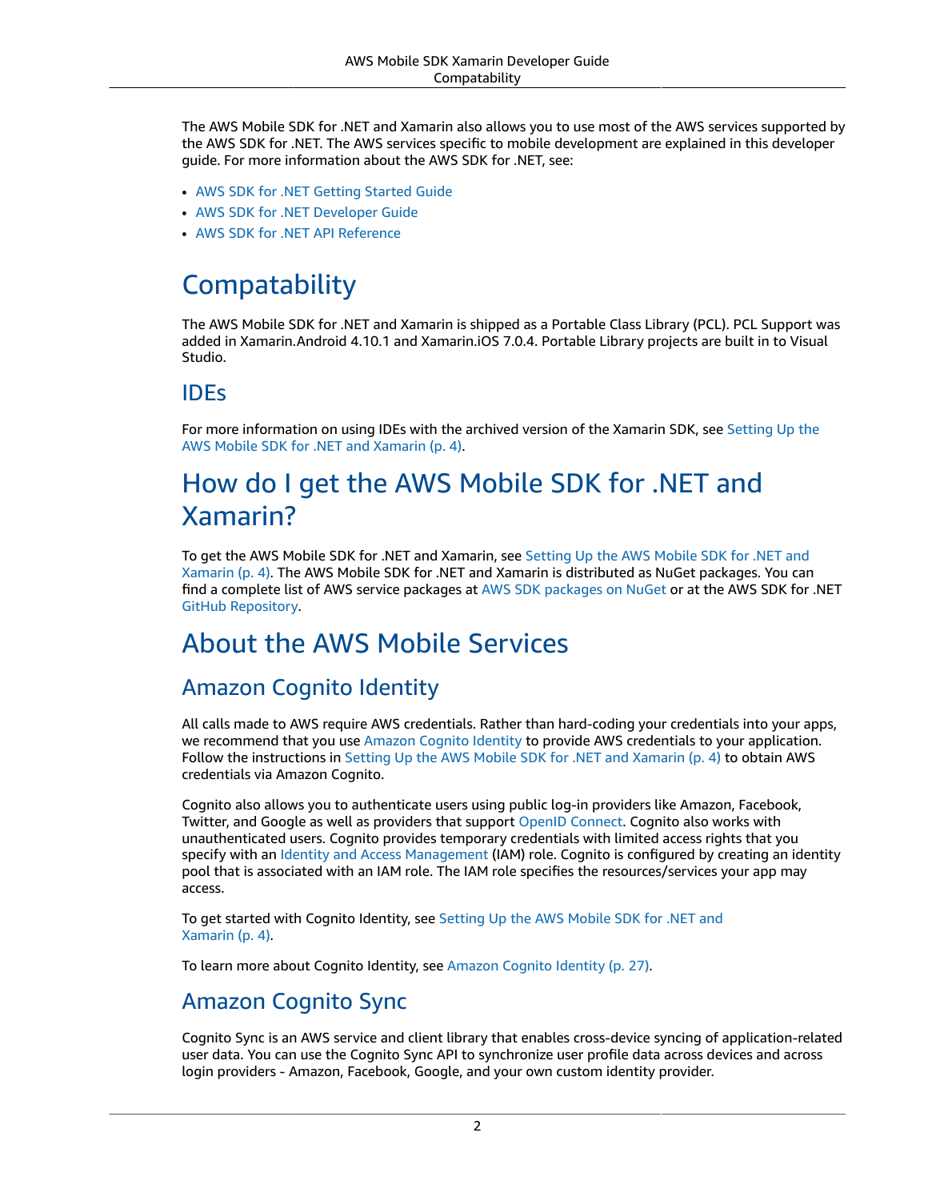The AWS Mobile SDK for .NET and Xamarin also allows you to use most of the AWS services supported by the AWS SDK for .NET. The AWS services specific to mobile development are explained in this developer guide. For more information about the AWS SDK for .NET, see:

- AWS SDK for .NET Getting Started Guide
- AWS SDK for .NET Developer Guide
- AWS SDK for .NET API Reference

# Compatability

The AWS Mobile SDK for .NET and Xamarin is shipped as a Portable Class Library (PCL). PCL Support was added in Xamarin.Android 4.10.1 and Xamarin.iOS 7.0.4. Portable Library projects are built in to Visual Studio.

## IDEs

For more information on using IDEs with the archived version of the Xamarin SDK, see Setting Up the AWS Mobile SDK for .NET and Xamarin (p. 4).

# How do I get the AWS Mobile SDK for .NET and Xamarin?

To get the AWS Mobile SDK for .NET and Xamarin, see Setting Up the AWS Mobile SDK for .NET and Xamarin (p. 4). The AWS Mobile SDK for .NET and Xamarin is distributed as NuGet packages. You can find a complete list of AWS service packages at AWS SDK packages on NuGet or at the AWS SDK for .NET GitHub Repository.

# About the AWS Mobile Services

## Amazon Cognito Identity

All calls made to AWS require AWS credentials. Rather than hard-coding your credentials into your apps, we recommend that you use Amazon Cognito Identity to provide AWS credentials to your application. Follow the instructions in Setting Up the AWS Mobile SDK for .NET and Xamarin (p. 4) to obtain AWS credentials via Amazon Cognito.

Cognito also allows you to authenticate users using public log-in providers like Amazon, Facebook, Twitter, and Google as well as providers that support OpenID Connect. Cognito also works with unauthenticated users. Cognito provides temporary credentials with limited access rights that you specify with an Identity and Access Management (IAM) role. Cognito is configured by creating an identity pool that is associated with an IAM role. The IAM role specifies the resources/services your app may access.

To get started with Cognito Identity, see Setting Up the AWS Mobile SDK for .NET and Xamarin (p. 4).

To learn more about Cognito Identity, see Amazon Cognito Identity (p. 27).

## Amazon Cognito Sync

Cognito Sync is an AWS service and client library that enables cross-device syncing of application-related user data. You can use the Cognito Sync API to synchronize user profile data across devices and across login providers - Amazon, Facebook, Google, and your own custom identity provider.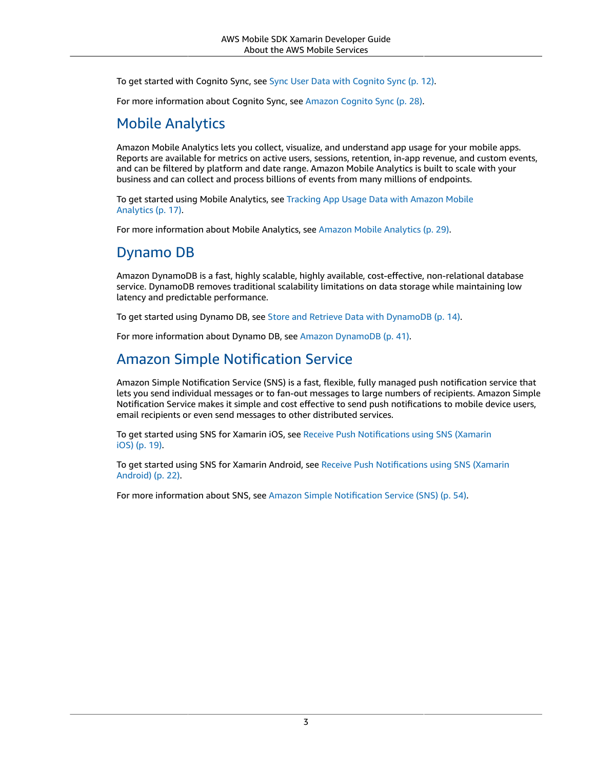To get started with Cognito Sync, see Sync User Data with Cognito Sync (p. 12).

For more information about Cognito Sync, see Amazon Cognito Sync (p. 28).

## Mobile Analytics

Amazon Mobile Analytics lets you collect, visualize, and understand app usage for your mobile apps. Reports are available for metrics on active users, sessions, retention, in-app revenue, and custom events, and can be filtered by platform and date range. Amazon Mobile Analytics is built to scale with your business and can collect and process billions of events from many millions of endpoints.

To get started using Mobile Analytics, see Tracking App Usage Data with Amazon Mobile Analytics (p. 17).

For more information about Mobile Analytics, see Amazon Mobile Analytics (p. 29).

## Dynamo DB

Amazon DynamoDB is a fast, highly scalable, highly available, cost-effective, non-relational database service. DynamoDB removes traditional scalability limitations on data storage while maintaining low latency and predictable performance.

To get started using Dynamo DB, see Store and Retrieve Data with DynamoDB (p. 14).

For more information about Dynamo DB, see Amazon DynamoDB (p. 41).

## Amazon Simple Notification Service

Amazon Simple Notification Service (SNS) is a fast, flexible, fully managed push notification service that lets you send individual messages or to fan-out messages to large numbers of recipients. Amazon Simple Notification Service makes it simple and cost effective to send push notifications to mobile device users, email recipients or even send messages to other distributed services.

To get started using SNS for Xamarin iOS, see Receive Push Notifications using SNS (Xamarin iOS) (p. 19).

To get started using SNS for Xamarin Android, see Receive Push Notifications using SNS (Xamarin Android) (p. 22).

For more information about SNS, see Amazon Simple Notification Service (SNS) (p. 54).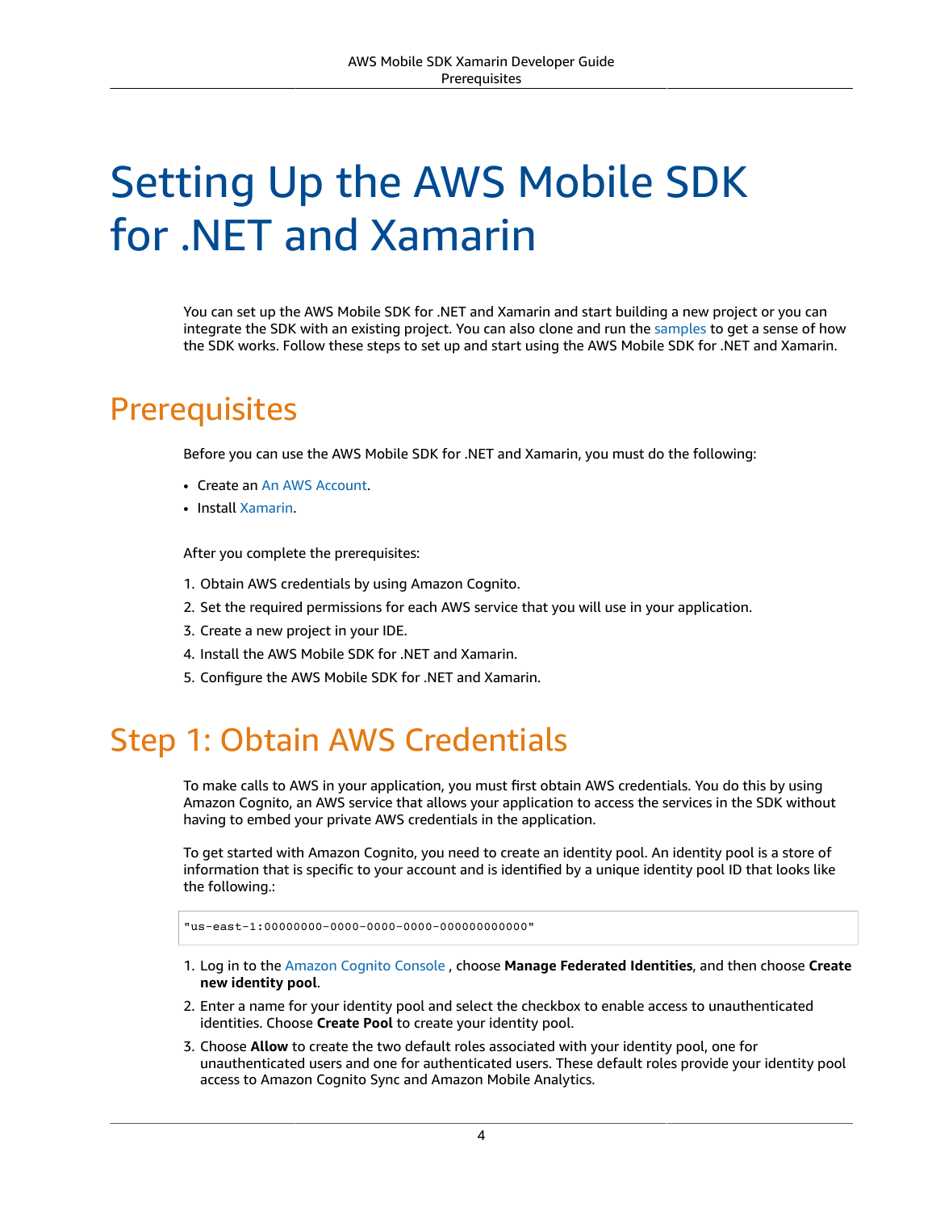# Setting Up the AWS Mobile SDK for .NET and Xamarin

You can set up the AWS Mobile SDK for .NET and Xamarin and start building a new project or you can integrate the SDK with an existing project. You can also clone and run the samples to get a sense of how the SDK works. Follow these steps to set up and start using the AWS Mobile SDK for .NET and Xamarin.

## Prerequisites

Before you can use the AWS Mobile SDK for .NET and Xamarin, you must do the following:

- Create an An AWS Account.
- Install Xamarin.

After you complete the prerequisites:

1. Obtain AWS credentials by using Amazon Cognito.
2. Set the required permissions for each AWS service that you will use in your application.
3. Create a new project in your IDE.
4. Install the AWS Mobile SDK for .NET and Xamarin.
5. Configure the AWS Mobile SDK for .NET and Xamarin.

## Step 1: Obtain AWS Credentials

To make calls to AWS in your application, you must first obtain AWS credentials. You do this by using Amazon Cognito, an AWS service that allows your application to access the services in the SDK without having to embed your private AWS credentials in the application.

To get started with Amazon Cognito, you need to create an identity pool. An identity pool is a store of information that is specific to your account and is identified by a unique identity pool ID that looks like the following.:

```
"us-east-1:00000000-0000-0000-0000-000000000000"
```

1. Log in to the Amazon Cognito Console , choose **Manage Federated Identities**, and then choose **Create new identity pool**.
2. Enter a name for your identity pool and select the checkbox to enable access to unauthenticated identities. Choose **Create Pool** to create your identity pool.
3. Choose **Allow** to create the two default roles associated with your identity pool, one for unauthenticated users and one for authenticated users. These default roles provide your identity pool access to Amazon Cognito Sync and Amazon Mobile Analytics.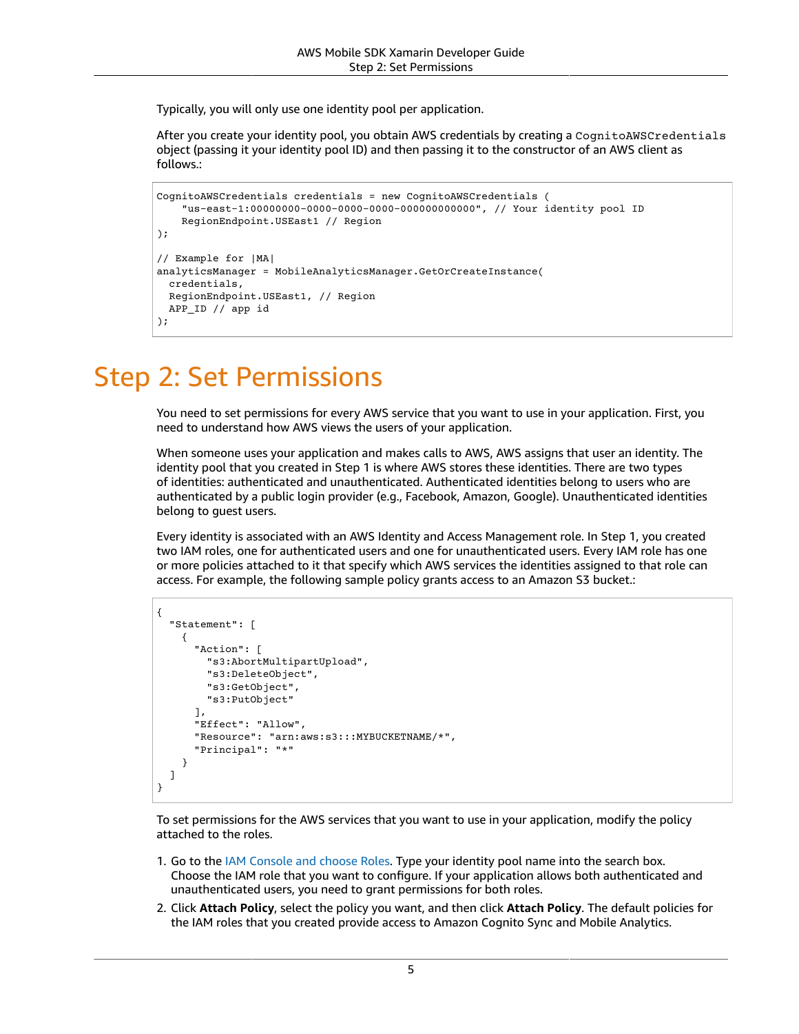Typically, you will only use one identity pool per application.

After you create your identity pool, you obtain AWS credentials by creating a `CognitoAWSCredentials` object (passing it your identity pool ID) and then passing it to the constructor of an AWS client as follows.:

```
CognitoAWSCredentials credentials = new CognitoAWSCredentials (
    "us-east-1:00000000-0000-0000-0000-000000000000", // Your identity pool ID
    RegionEndpoint.USEast1 // Region
);

// Example for |MA|
analyticsManager = MobileAnalyticsManager.GetOrCreateInstance(
  credentials,
  RegionEndpoint.USEast1, // Region
  APP_ID // app id
);
```

# Step 2: Set Permissions

You need to set permissions for every AWS service that you want to use in your application. First, you need to understand how AWS views the users of your application.

When someone uses your application and makes calls to AWS, AWS assigns that user an identity. The identity pool that you created in Step 1 is where AWS stores these identities. There are two types of identities: authenticated and unauthenticated. Authenticated identities belong to users who are authenticated by a public login provider (e.g., Facebook, Amazon, Google). Unauthenticated identities belong to guest users.

Every identity is associated with an AWS Identity and Access Management role. In Step 1, you created two IAM roles, one for authenticated users and one for unauthenticated users. Every IAM role has one or more policies attached to it that specify which AWS services the identities assigned to that role can access. For example, the following sample policy grants access to an Amazon S3 bucket.:

```
{
  "Statement": [
    {
      "Action": [
        "s3:AbortMultipartUpload",
        "s3:DeleteObject",
        "s3:GetObject",
        "s3:PutObject"
      ],
      "Effect": "Allow",
      "Resource": "arn:aws:s3:::MYBUCKETNAME/*",
      "Principal": "*"
    }
  ]
}
```

To set permissions for the AWS services that you want to use in your application, modify the policy attached to the roles.

1. Go to the IAM Console and choose Roles. Type your identity pool name into the search box. Choose the IAM role that you want to configure. If your application allows both authenticated and unauthenticated users, you need to grant permissions for both roles.
2. Click **Attach Policy**, select the policy you want, and then click **Attach Policy**. The default policies for the IAM roles that you created provide access to Amazon Cognito Sync and Mobile Analytics.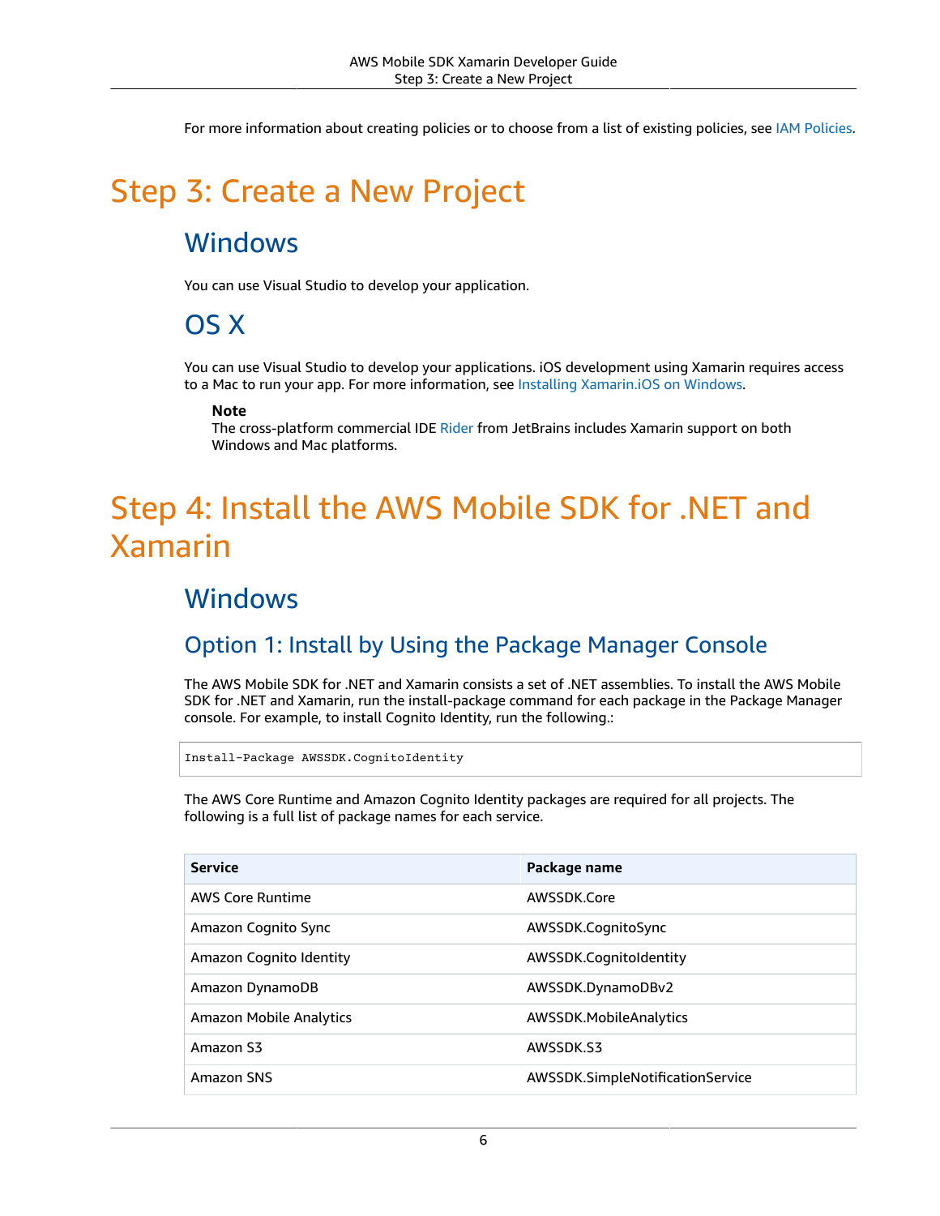For more information about creating policies or to choose from a list of existing policies, see IAM Policies.

# Step 3: Create a New Project

## Windows

You can use Visual Studio to develop your application.

## OS X

You can use Visual Studio to develop your applications. iOS development using Xamarin requires access to a Mac to run your app. For more information, see Installing Xamarin.iOS on Windows.

> **Note**
> The cross-platform commercial IDE Rider from JetBrains includes Xamarin support on both Windows and Mac platforms.

# Step 4: Install the AWS Mobile SDK for .NET and Xamarin

## Windows

### Option 1: Install by Using the Package Manager Console

The AWS Mobile SDK for .NET and Xamarin consists a set of .NET assemblies. To install the AWS Mobile SDK for .NET and Xamarin, run the install-package command for each package in the Package Manager console. For example, to install Cognito Identity, run the following.:

```
Install-Package AWSSDK.CognitoIdentity
```

The AWS Core Runtime and Amazon Cognito Identity packages are required for all projects. The following is a full list of package names for each service.

| Service | Package name |
| --- | --- |
| AWS Core Runtime | AWSSDK.Core |
| Amazon Cognito Sync | AWSSDK.CognitoSync |
| Amazon Cognito Identity | AWSSDK.CognitoIdentity |
| Amazon DynamoDB | AWSSDK.DynamoDBv2 |
| Amazon Mobile Analytics | AWSSDK.MobileAnalytics |
| Amazon S3 | AWSSDK.S3 |
| Amazon SNS | AWSSDK.SimpleNotificationService |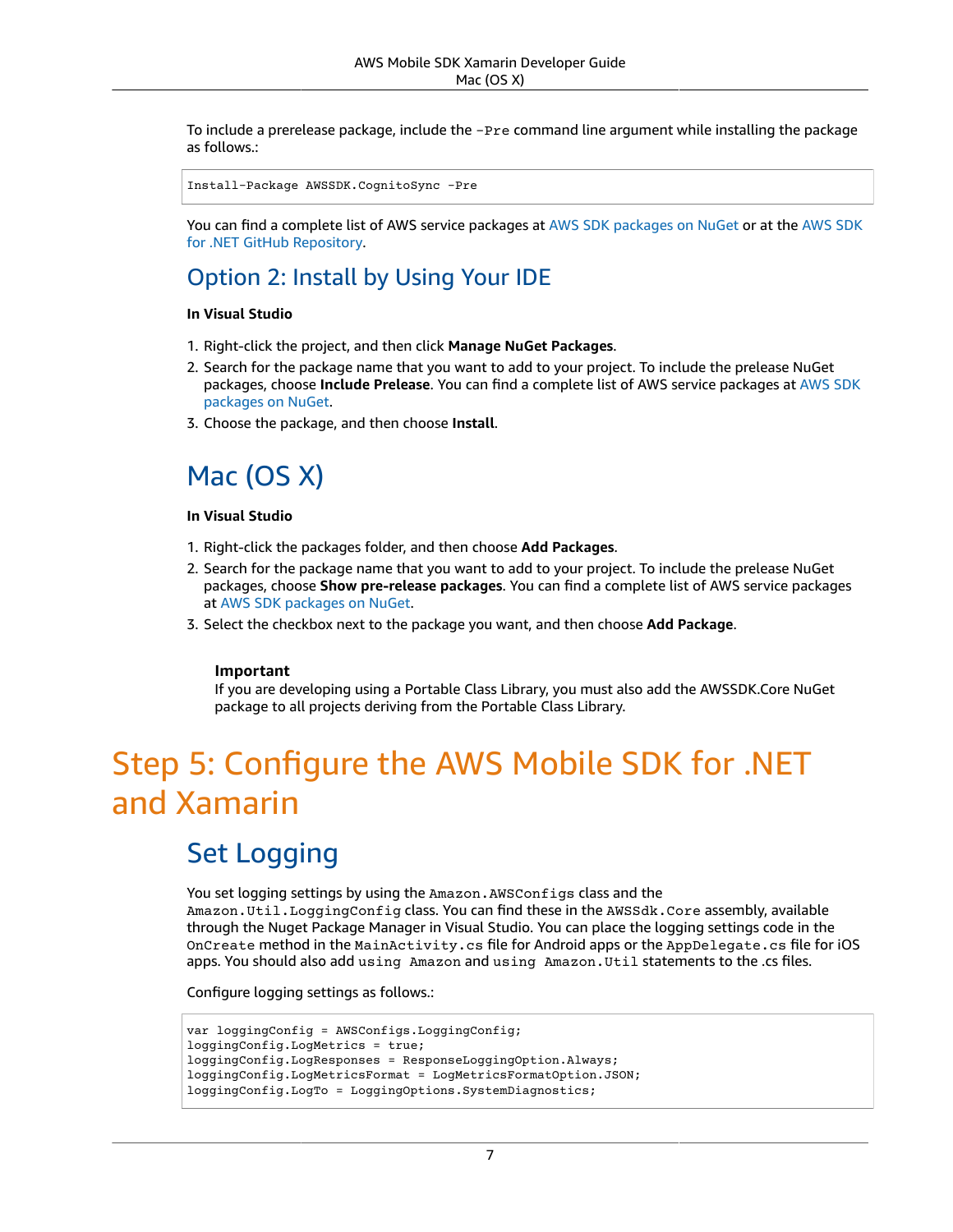To include a prerelease package, include the `-Pre` command line argument while installing the package as follows.:

```
Install-Package AWSSDK.CognitoSync -Pre
```

You can find a complete list of AWS service packages at AWS SDK packages on NuGet or at the AWS SDK for .NET GitHub Repository.

## Option 2: Install by Using Your IDE

**In Visual Studio**

1. Right-click the project, and then click **Manage NuGet Packages**.
2. Search for the package name that you want to add to your project. To include the prelease NuGet packages, choose **Include Prelease**. You can find a complete list of AWS service packages at AWS SDK packages on NuGet.
3. Choose the package, and then choose **Install**.

## Mac (OS X)

**In Visual Studio**

1. Right-click the packages folder, and then choose **Add Packages**.
2. Search for the package name that you want to add to your project. To include the prelease NuGet packages, choose **Show pre-release packages**. You can find a complete list of AWS service packages at AWS SDK packages on NuGet.
3. Select the checkbox next to the package you want, and then choose **Add Package**.

> **Important**
> If you are developing using a Portable Class Library, you must also add the AWSSDK.Core NuGet package to all projects deriving from the Portable Class Library.

# Step 5: Configure the AWS Mobile SDK for .NET and Xamarin

## Set Logging

You set logging settings by using the `Amazon.AWSConfigs` class and the `Amazon.Util.LoggingConfig` class. You can find these in the `AWSSdk.Core` assembly, available through the Nuget Package Manager in Visual Studio. You can place the logging settings code in the `OnCreate` method in the `MainActivity.cs` file for Android apps or the `AppDelegate.cs` file for iOS apps. You should also add `using Amazon` and `using Amazon.Util` statements to the .cs files.

Configure logging settings as follows.:

```
var loggingConfig = AWSConfigs.LoggingConfig;
loggingConfig.LogMetrics = true;
loggingConfig.LogResponses = ResponseLoggingOption.Always;
loggingConfig.LogMetricsFormat = LogMetricsFormatOption.JSON;
loggingConfig.LogTo = LoggingOptions.SystemDiagnostics;
```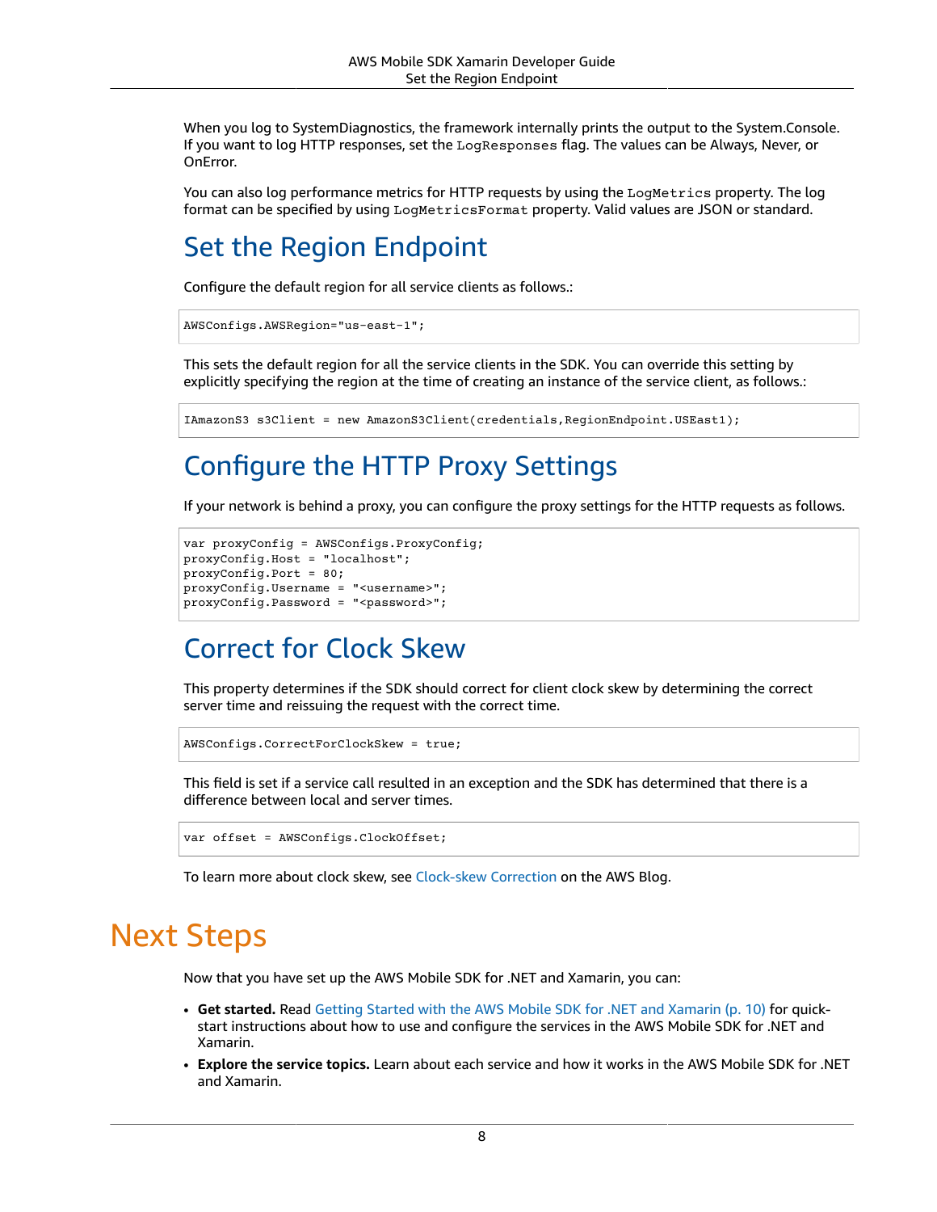When you log to SystemDiagnostics, the framework internally prints the output to the System.Console. If you want to log HTTP responses, set the `LogResponses` flag. The values can be Always, Never, or OnError.

You can also log performance metrics for HTTP requests by using the `LogMetrics` property. The log format can be specified by using `LogMetricsFormat` property. Valid values are JSON or standard.

## Set the Region Endpoint

Configure the default region for all service clients as follows.:

```
AWSConfigs.AWSRegion="us-east-1";
```

This sets the default region for all the service clients in the SDK. You can override this setting by explicitly specifying the region at the time of creating an instance of the service client, as follows.:

```
IAmazonS3 s3Client = new AmazonS3Client(credentials,RegionEndpoint.USEast1);
```

## Configure the HTTP Proxy Settings

If your network is behind a proxy, you can configure the proxy settings for the HTTP requests as follows.

```
var proxyConfig = AWSConfigs.ProxyConfig;
proxyConfig.Host = "localhost";
proxyConfig.Port = 80;
proxyConfig.Username = "<username>";
proxyConfig.Password = "<password>";
```

## Correct for Clock Skew

This property determines if the SDK should correct for client clock skew by determining the correct server time and reissuing the request with the correct time.

```
AWSConfigs.CorrectForClockSkew = true;
```

This field is set if a service call resulted in an exception and the SDK has determined that there is a difference between local and server times.

```
var offset = AWSConfigs.ClockOffset;
```

To learn more about clock skew, see Clock-skew Correction on the AWS Blog.

# Next Steps

Now that you have set up the AWS Mobile SDK for .NET and Xamarin, you can:

- **Get started.** Read Getting Started with the AWS Mobile SDK for .NET and Xamarin (p. 10) for quick-start instructions about how to use and configure the services in the AWS Mobile SDK for .NET and Xamarin.
- **Explore the service topics.** Learn about each service and how it works in the AWS Mobile SDK for .NET and Xamarin.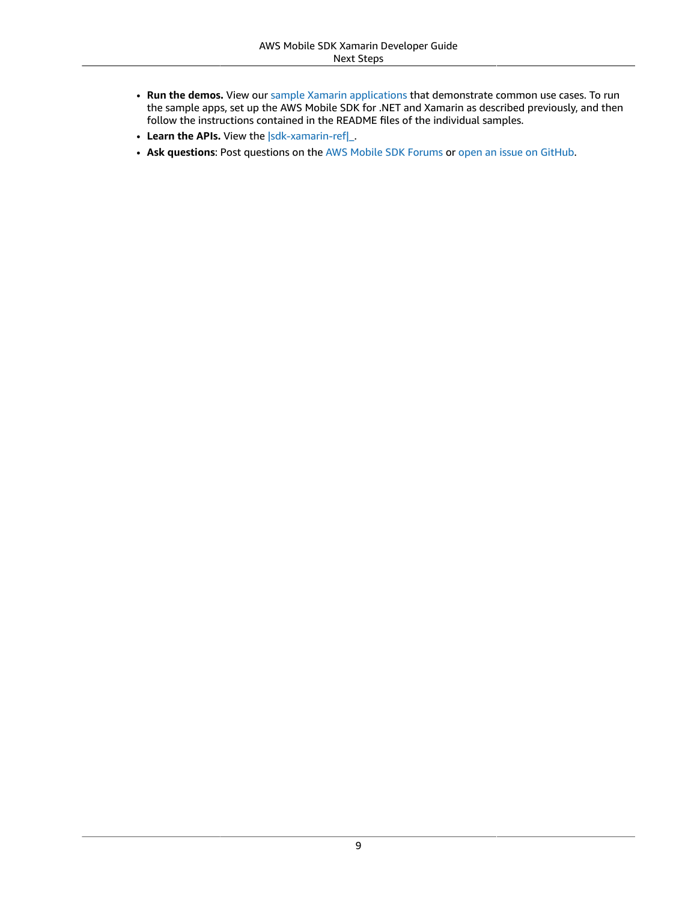- **Run the demos.** View our sample Xamarin applications that demonstrate common use cases. To run the sample apps, set up the AWS Mobile SDK for .NET and Xamarin as described previously, and then follow the instructions contained in the README files of the individual samples.
- **Learn the APIs.** View the |sdk-xamarin-ref|_.
- **Ask questions**: Post questions on the AWS Mobile SDK Forums or open an issue on GitHub.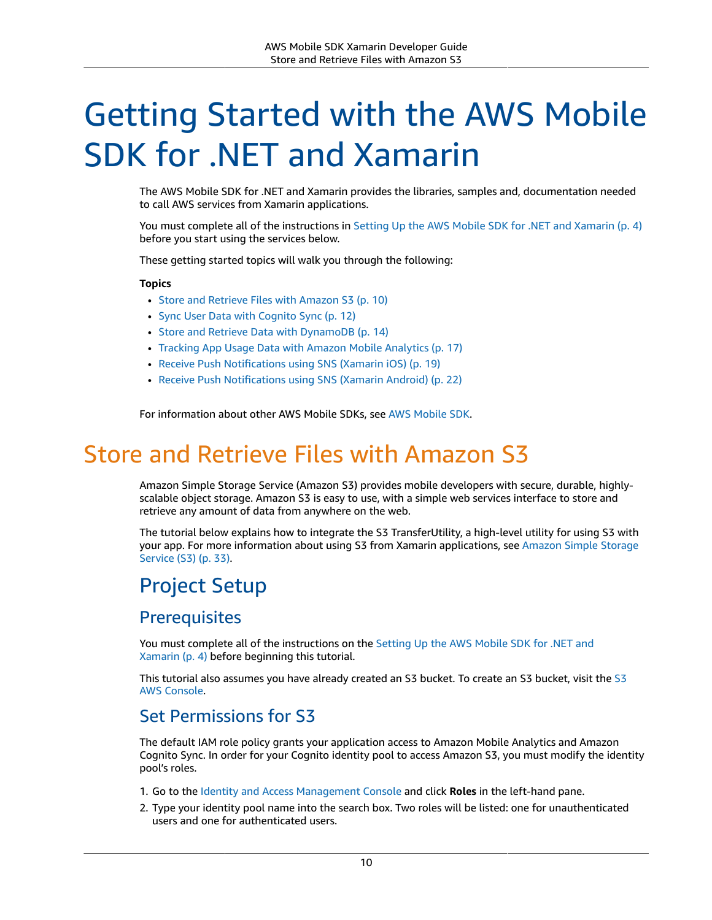# Getting Started with the AWS Mobile SDK for .NET and Xamarin

The AWS Mobile SDK for .NET and Xamarin provides the libraries, samples and, documentation needed to call AWS services from Xamarin applications.

You must complete all of the instructions in Setting Up the AWS Mobile SDK for .NET and Xamarin (p. 4) before you start using the services below.

These getting started topics will walk you through the following:

**Topics**

- Store and Retrieve Files with Amazon S3 (p. 10)
- Sync User Data with Cognito Sync (p. 12)
- Store and Retrieve Data with DynamoDB (p. 14)
- Tracking App Usage Data with Amazon Mobile Analytics (p. 17)
- Receive Push Notifications using SNS (Xamarin iOS) (p. 19)
- Receive Push Notifications using SNS (Xamarin Android) (p. 22)

For information about other AWS Mobile SDKs, see AWS Mobile SDK.

# Store and Retrieve Files with Amazon S3

Amazon Simple Storage Service (Amazon S3) provides mobile developers with secure, durable, highly-scalable object storage. Amazon S3 is easy to use, with a simple web services interface to store and retrieve any amount of data from anywhere on the web.

The tutorial below explains how to integrate the S3 TransferUtility, a high-level utility for using S3 with your app. For more information about using S3 from Xamarin applications, see Amazon Simple Storage Service (S3) (p. 33).

## Project Setup

### Prerequisites

You must complete all of the instructions on the Setting Up the AWS Mobile SDK for .NET and Xamarin (p. 4) before beginning this tutorial.

This tutorial also assumes you have already created an S3 bucket. To create an S3 bucket, visit the S3 AWS Console.

### Set Permissions for S3

The default IAM role policy grants your application access to Amazon Mobile Analytics and Amazon Cognito Sync. In order for your Cognito identity pool to access Amazon S3, you must modify the identity pool's roles.

1. Go to the Identity and Access Management Console and click **Roles** in the left-hand pane.
2. Type your identity pool name into the search box. Two roles will be listed: one for unauthenticated users and one for authenticated users.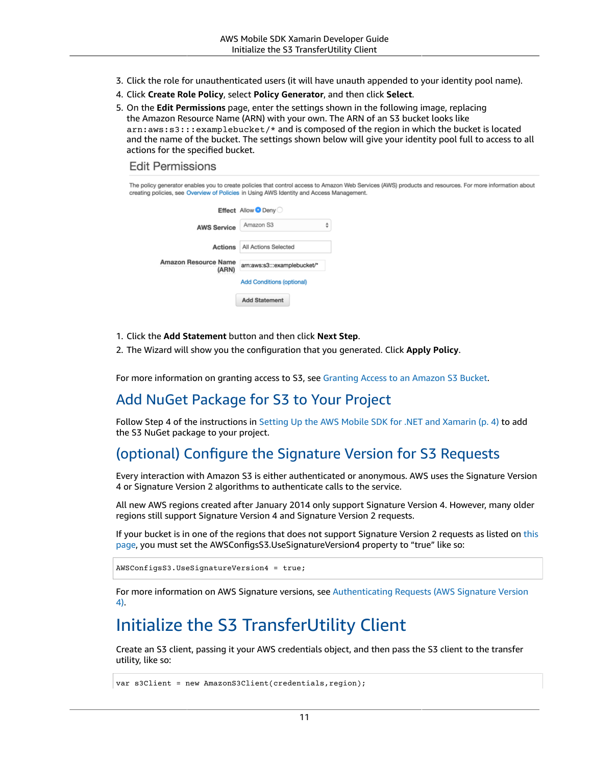3. Click the role for unauthenticated users (it will have unauth appended to your identity pool name).
4. Click **Create Role Policy**, select **Policy Generator**, and then click **Select**.
5. On the **Edit Permissions** page, enter the settings shown in the following image, replacing the Amazon Resource Name (ARN) with your own. The ARN of an S3 bucket looks like `arn:aws:s3:::examplebucket/*` and is composed of the region in which the bucket is located and the name of the bucket. The settings shown below will give your identity pool full to access to all actions for the specified bucket.

Edit Permissions

The policy generator enables you to create policies that control access to Amazon Web Services (AWS) products and resources. For more information about creating policies, see Overview of Policies in Using AWS Identity and Access Management.

Effect Allow Deny

AWS Service Amazon S3

Actions All Actions Selected

Amazon Resource Name (ARN) arn:aws:s3:::examplebucket/*

Add Conditions (optional)

Add Statement

1. Click the **Add Statement** button and then click **Next Step**.
2. The Wizard will show you the configuration that you generated. Click **Apply Policy**.

For more information on granting access to S3, see Granting Access to an Amazon S3 Bucket.

## Add NuGet Package for S3 to Your Project

Follow Step 4 of the instructions in Setting Up the AWS Mobile SDK for .NET and Xamarin (p. 4) to add the S3 NuGet package to your project.

## (optional) Configure the Signature Version for S3 Requests

Every interaction with Amazon S3 is either authenticated or anonymous. AWS uses the Signature Version 4 or Signature Version 2 algorithms to authenticate calls to the service.

All new AWS regions created after January 2014 only support Signature Version 4. However, many older regions still support Signature Version 4 and Signature Version 2 requests.

If your bucket is in one of the regions that does not support Signature Version 2 requests as listed on this page, you must set the AWSConfigsS3.UseSignatureVersion4 property to "true" like so:

```
AWSConfigsS3.UseSignatureVersion4 = true;
```

For more information on AWS Signature versions, see Authenticating Requests (AWS Signature Version 4).

# Initialize the S3 TransferUtility Client

Create an S3 client, passing it your AWS credentials object, and then pass the S3 client to the transfer utility, like so:

```
var s3Client = new AmazonS3Client(credentials,region);
```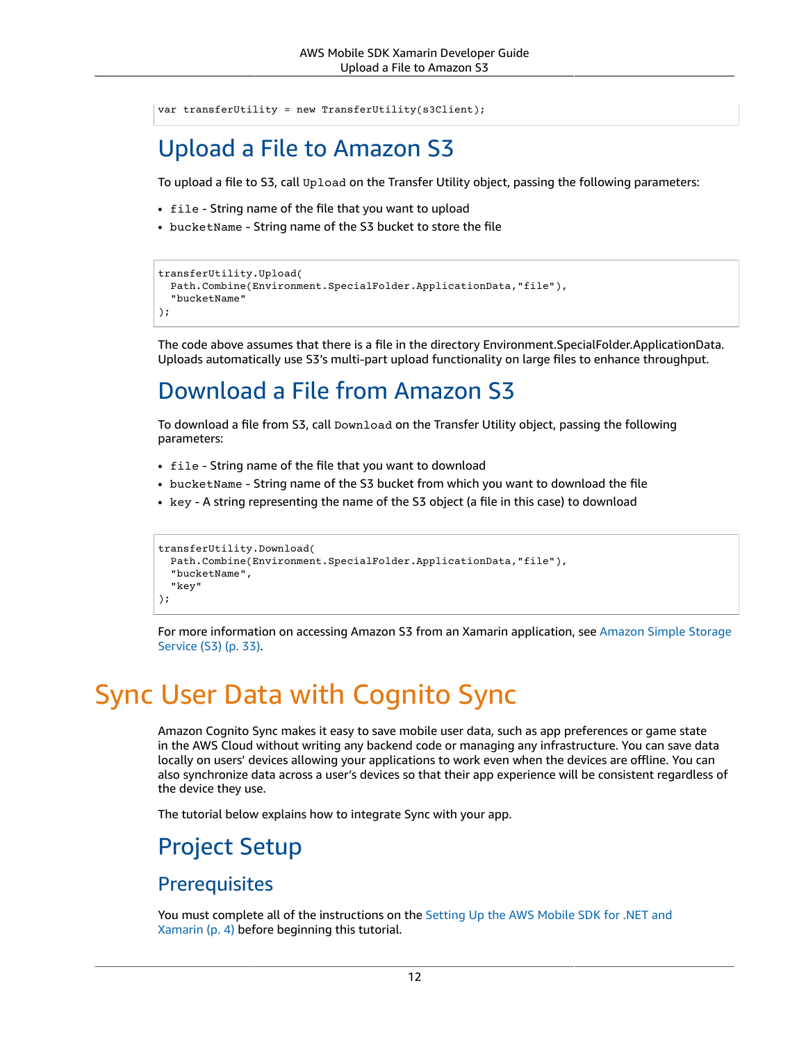```
var transferUtility = new TransferUtility(s3Client);
```

## Upload a File to Amazon S3

To upload a file to S3, call `Upload` on the Transfer Utility object, passing the following parameters:

- `file` - String name of the file that you want to upload
- `bucketName` - String name of the S3 bucket to store the file

```
transferUtility.Upload(
  Path.Combine(Environment.SpecialFolder.ApplicationData,"file"),
  "bucketName"
);
```

The code above assumes that there is a file in the directory Environment.SpecialFolder.ApplicationData. Uploads automatically use S3's multi-part upload functionality on large files to enhance throughput.

## Download a File from Amazon S3

To download a file from S3, call `Download` on the Transfer Utility object, passing the following parameters:

- `file` - String name of the file that you want to download
- `bucketName` - String name of the S3 bucket from which you want to download the file
- `key` - A string representing the name of the S3 object (a file in this case) to download

```
transferUtility.Download(
  Path.Combine(Environment.SpecialFolder.ApplicationData,"file"),
  "bucketName",
  "key"
);
```

For more information on accessing Amazon S3 from an Xamarin application, see Amazon Simple Storage Service (S3) (p. 33).

# Sync User Data with Cognito Sync

Amazon Cognito Sync makes it easy to save mobile user data, such as app preferences or game state in the AWS Cloud without writing any backend code or managing any infrastructure. You can save data locally on users' devices allowing your applications to work even when the devices are offline. You can also synchronize data across a user's devices so that their app experience will be consistent regardless of the device they use.

The tutorial below explains how to integrate Sync with your app.

## Project Setup

### Prerequisites

You must complete all of the instructions on the Setting Up the AWS Mobile SDK for .NET and Xamarin (p. 4) before beginning this tutorial.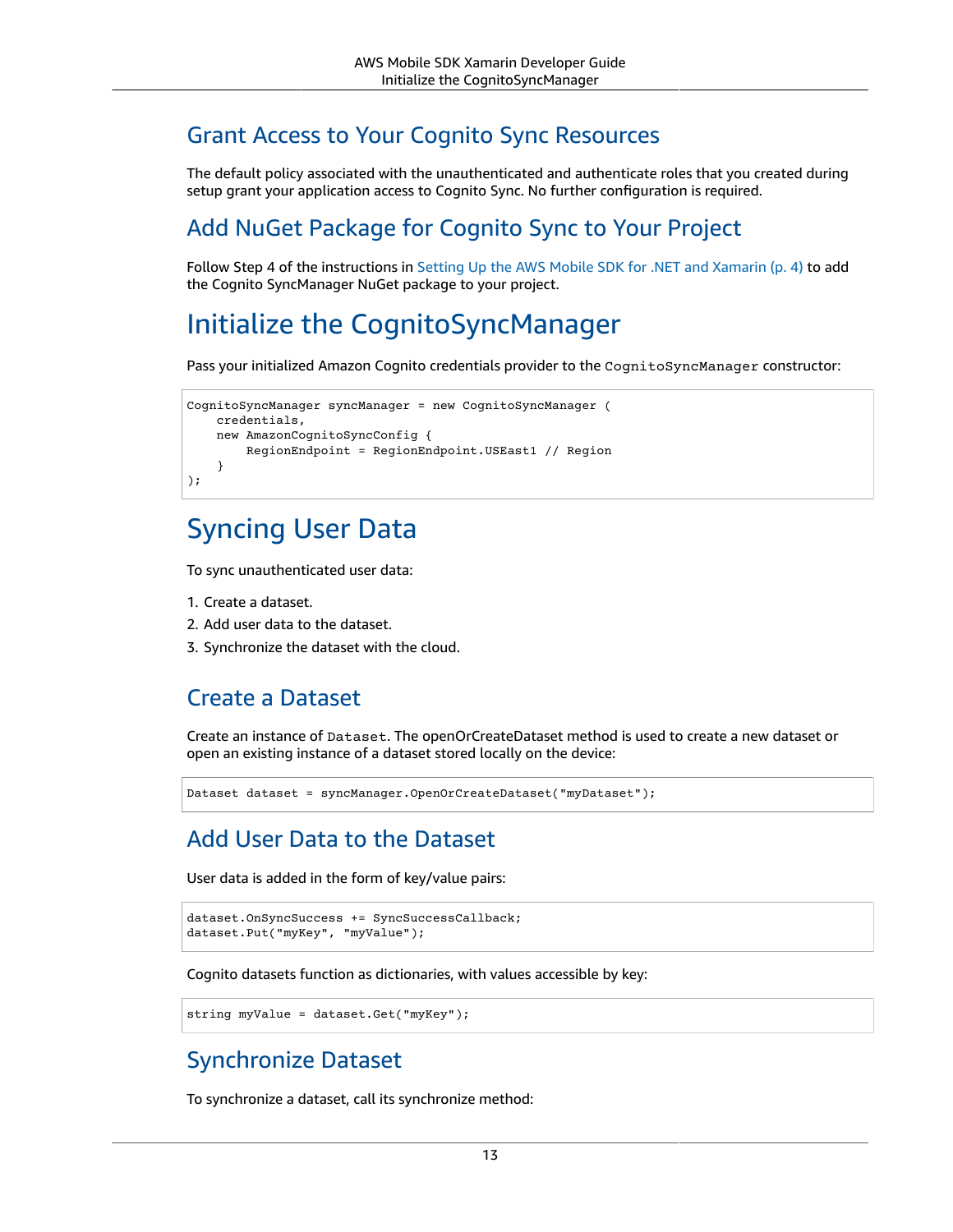## Grant Access to Your Cognito Sync Resources

The default policy associated with the unauthenticated and authenticate roles that you created during setup grant your application access to Cognito Sync. No further configuration is required.

## Add NuGet Package for Cognito Sync to Your Project

Follow Step 4 of the instructions in Setting Up the AWS Mobile SDK for .NET and Xamarin (p. 4) to add the Cognito SyncManager NuGet package to your project.

# Initialize the CognitoSyncManager

Pass your initialized Amazon Cognito credentials provider to the `CognitoSyncManager` constructor:

```
CognitoSyncManager syncManager = new CognitoSyncManager (
    credentials,
    new AmazonCognitoSyncConfig {
        RegionEndpoint = RegionEndpoint.USEast1 // Region
    }
);
```

# Syncing User Data

To sync unauthenticated user data:

1. Create a dataset.
2. Add user data to the dataset.
3. Synchronize the dataset with the cloud.

## Create a Dataset

Create an instance of `Dataset`. The openOrCreateDataset method is used to create a new dataset or open an existing instance of a dataset stored locally on the device:

```
Dataset dataset = syncManager.OpenOrCreateDataset("myDataset");
```

## Add User Data to the Dataset

User data is added in the form of key/value pairs:

```
dataset.OnSyncSuccess += SyncSuccessCallback;
dataset.Put("myKey", "myValue");
```

Cognito datasets function as dictionaries, with values accessible by key:

```
string myValue = dataset.Get("myKey");
```

## Synchronize Dataset

To synchronize a dataset, call its synchronize method: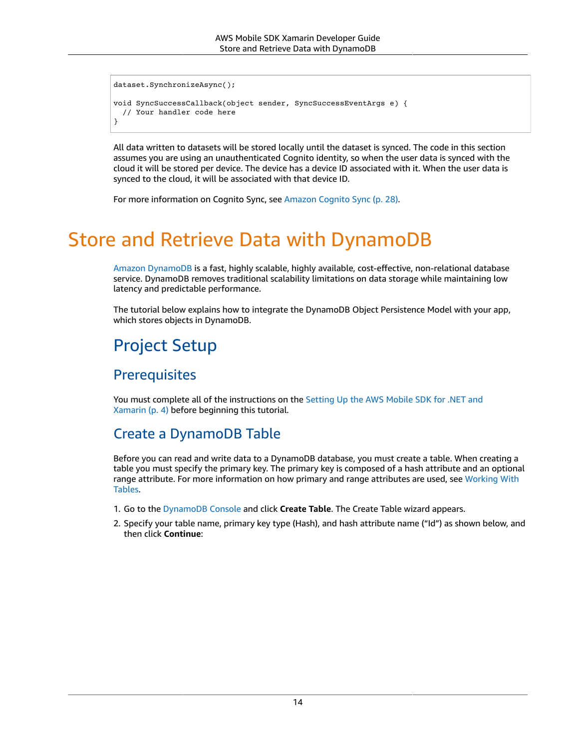```
dataset.SynchronizeAsync();

void SyncSuccessCallback(object sender, SyncSuccessEventArgs e) {
  // Your handler code here
}
```

All data written to datasets will be stored locally until the dataset is synced. The code in this section assumes you are using an unauthenticated Cognito identity, so when the user data is synced with the cloud it will be stored per device. The device has a device ID associated with it. When the user data is synced to the cloud, it will be associated with that device ID.

For more information on Cognito Sync, see Amazon Cognito Sync (p. 28).

# Store and Retrieve Data with DynamoDB

Amazon DynamoDB is a fast, highly scalable, highly available, cost-effective, non-relational database service. DynamoDB removes traditional scalability limitations on data storage while maintaining low latency and predictable performance.

The tutorial below explains how to integrate the DynamoDB Object Persistence Model with your app, which stores objects in DynamoDB.

## Project Setup

### Prerequisites

You must complete all of the instructions on the Setting Up the AWS Mobile SDK for .NET and Xamarin (p. 4) before beginning this tutorial.

### Create a DynamoDB Table

Before you can read and write data to a DynamoDB database, you must create a table. When creating a table you must specify the primary key. The primary key is composed of a hash attribute and an optional range attribute. For more information on how primary and range attributes are used, see Working With Tables.

1. Go to the DynamoDB Console and click **Create Table**. The Create Table wizard appears.
2. Specify your table name, primary key type (Hash), and hash attribute name ("Id") as shown below, and then click **Continue**: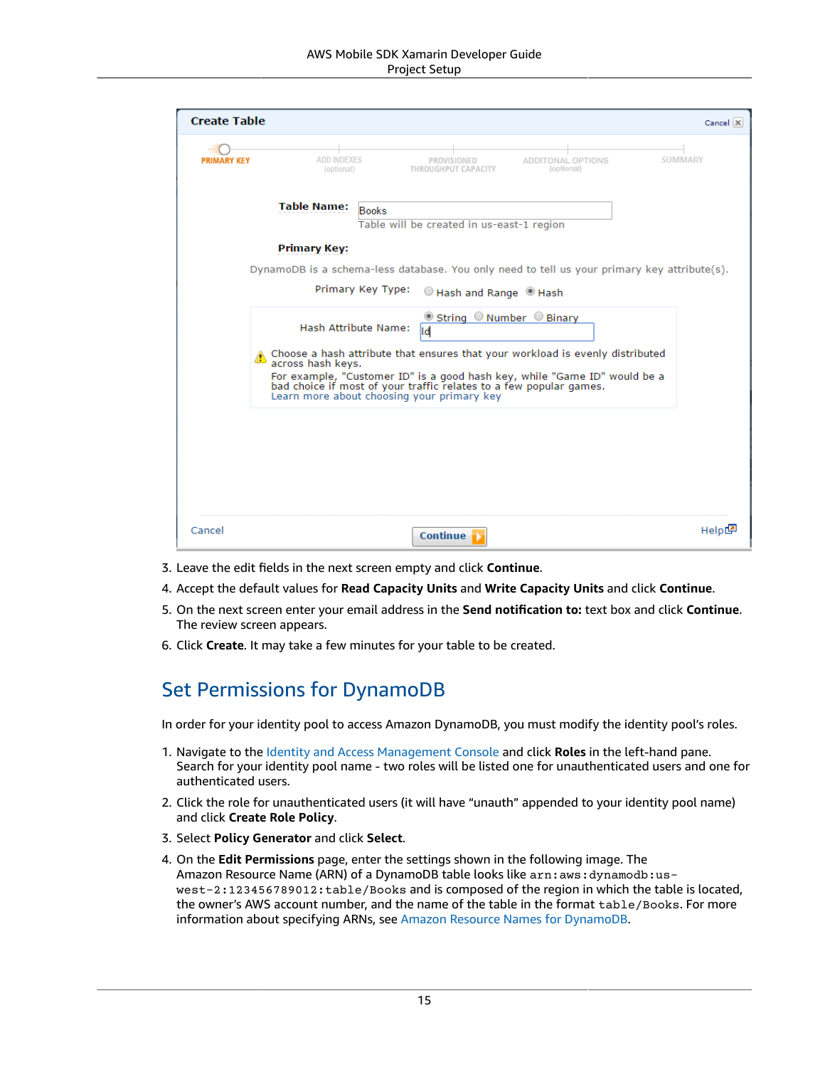3. Leave the edit fields in the next screen empty and click **Continue**.
4. Accept the default values for **Read Capacity Units** and **Write Capacity Units** and click **Continue**.
5. On the next screen enter your email address in the **Send notification to:** text box and click **Continue**. The review screen appears.
6. Click **Create**. It may take a few minutes for your table to be created.

## Set Permissions for DynamoDB

In order for your identity pool to access Amazon DynamoDB, you must modify the identity pool's roles.

1. Navigate to the Identity and Access Management Console and click **Roles** in the left-hand pane. Search for your identity pool name - two roles will be listed one for unauthenticated users and one for authenticated users.
2. Click the role for unauthenticated users (it will have "unauth" appended to your identity pool name) and click **Create Role Policy**.
3. Select **Policy Generator** and click **Select**.
4. On the **Edit Permissions** page, enter the settings shown in the following image. The Amazon Resource Name (ARN) of a DynamoDB table looks like `arn:aws:dynamodb:us-west-2:123456789012:table/Books` and is composed of the region in which the table is located, the owner's AWS account number, and the name of the table in the format `table/Books`. For more information about specifying ARNs, see Amazon Resource Names for DynamoDB.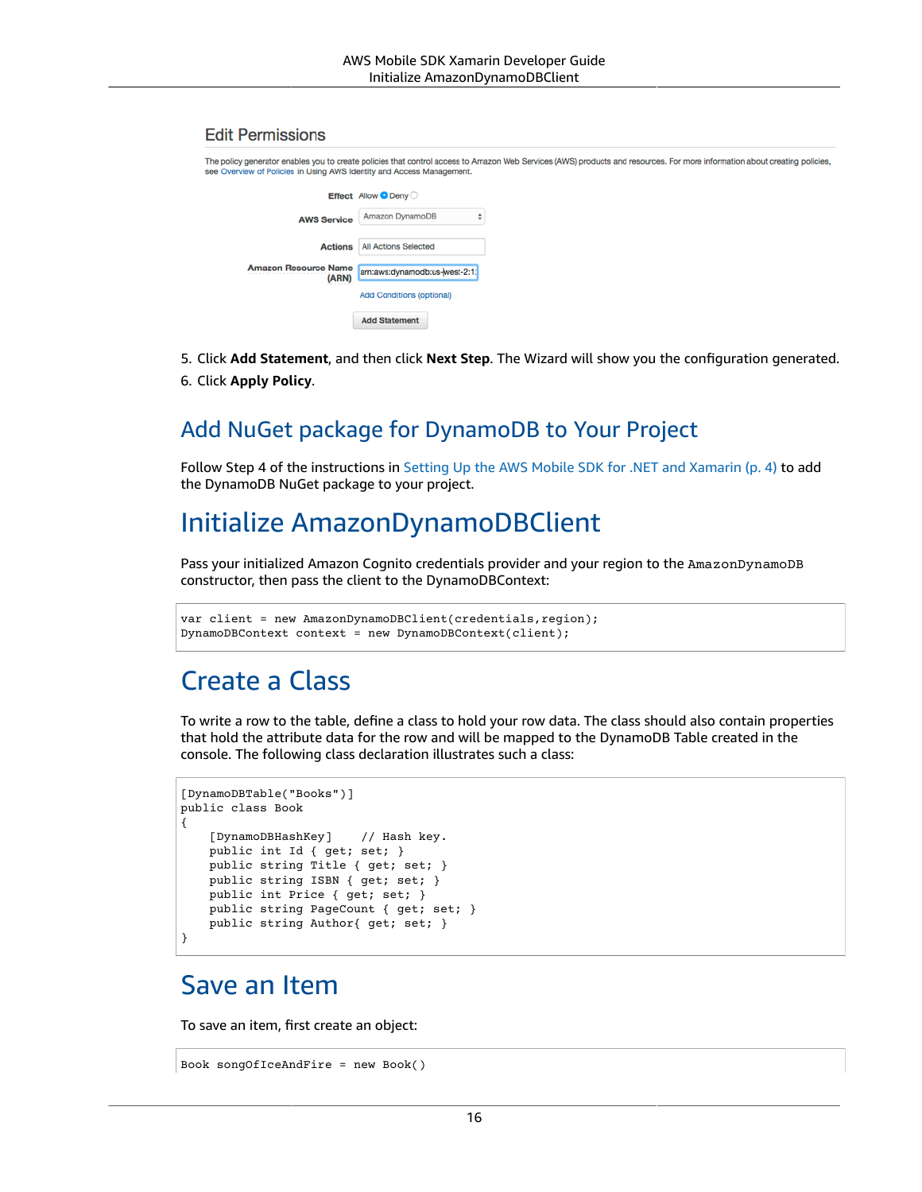## Edit Permissions

The policy generator enables you to create policies that control access to Amazon Web Services (AWS) products and resources. For more information about creating policies, see Overview of Policies in Using AWS Identity and Access Management.

Effect Allow Deny

AWS Service Amazon DynamoDB

Actions All Actions Selected

Amazon Resource Name (ARN) arn:aws:dynamodb:us-west-2:1

Add Conditions (optional)

Add Statement

5. Click **Add Statement**, and then click **Next Step**. The Wizard will show you the configuration generated.
6. Click **Apply Policy**.

## Add NuGet package for DynamoDB to Your Project

Follow Step 4 of the instructions in Setting Up the AWS Mobile SDK for .NET and Xamarin (p. 4) to add the DynamoDB NuGet package to your project.

# Initialize AmazonDynamoDBClient

Pass your initialized Amazon Cognito credentials provider and your region to the `AmazonDynamoDB` constructor, then pass the client to the DynamoDBContext:

```
var client = new AmazonDynamoDBClient(credentials,region);
DynamoDBContext context = new DynamoDBContext(client);
```

# Create a Class

To write a row to the table, define a class to hold your row data. The class should also contain properties that hold the attribute data for the row and will be mapped to the DynamoDB Table created in the console. The following class declaration illustrates such a class:

```
[DynamoDBTable("Books")]
public class Book
{
    [DynamoDBHashKey]    // Hash key.
    public int Id { get; set; }
    public string Title { get; set; }
    public string ISBN { get; set; }
    public int Price { get; set; }
    public string PageCount { get; set; }
    public string Author{ get; set; }
}
```

# Save an Item

To save an item, first create an object:

```
Book songOfIceAndFire = new Book()
```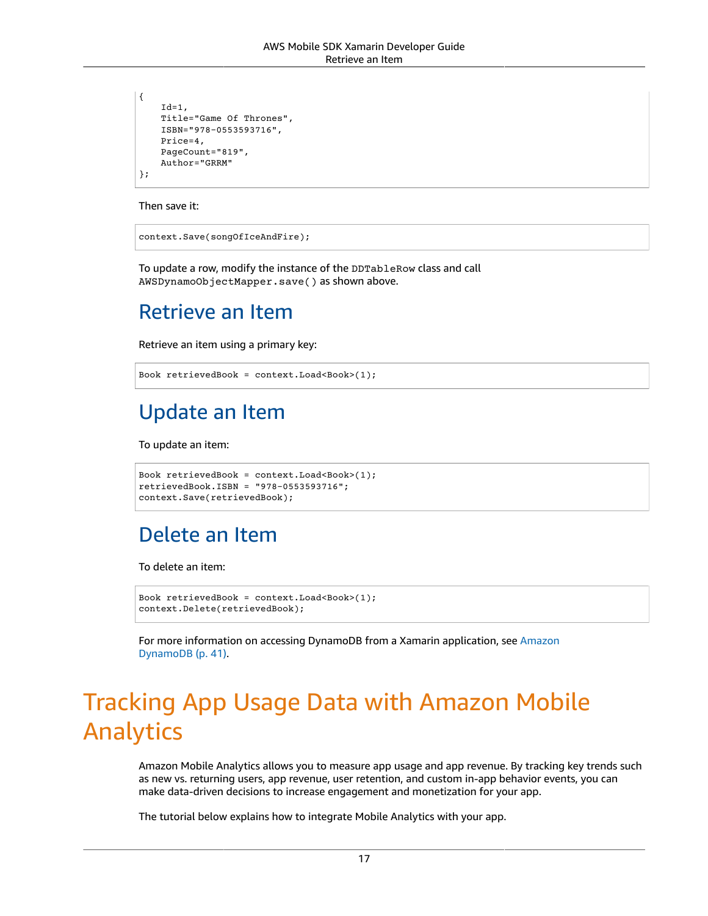```
{
    Id=1,
    Title="Game Of Thrones",
    ISBN="978-0553593716",
    Price=4,
    PageCount="819",
    Author="GRRM"
};
```

Then save it:

```
context.Save(songOfIceAndFire);
```

To update a row, modify the instance of the `DDTableRow` class and call `AWSDynamoObjectMapper.save()` as shown above.

## Retrieve an Item

Retrieve an item using a primary key:

```
Book retrievedBook = context.Load<Book>(1);
```

## Update an Item

To update an item:

```
Book retrievedBook = context.Load<Book>(1);
retrievedBook.ISBN = "978-0553593716";
context.Save(retrievedBook);
```

## Delete an Item

To delete an item:

```
Book retrievedBook = context.Load<Book>(1);
context.Delete(retrievedBook);
```

For more information on accessing DynamoDB from a Xamarin application, see Amazon DynamoDB (p. 41).

# Tracking App Usage Data with Amazon Mobile Analytics

Amazon Mobile Analytics allows you to measure app usage and app revenue. By tracking key trends such as new vs. returning users, app revenue, user retention, and custom in-app behavior events, you can make data-driven decisions to increase engagement and monetization for your app.

The tutorial below explains how to integrate Mobile Analytics with your app.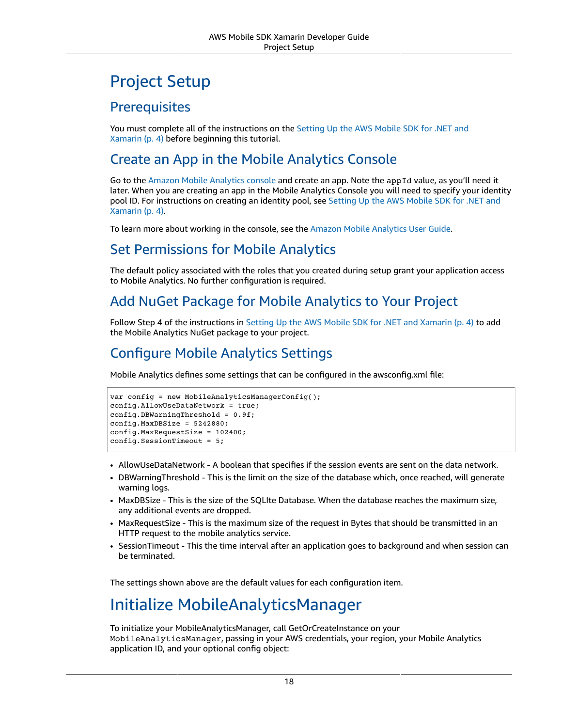# Project Setup

## Prerequisites

You must complete all of the instructions on the Setting Up the AWS Mobile SDK for .NET and Xamarin (p. 4) before beginning this tutorial.

## Create an App in the Mobile Analytics Console

Go to the Amazon Mobile Analytics console and create an app. Note the `appId` value, as you'll need it later. When you are creating an app in the Mobile Analytics Console you will need to specify your identity pool ID. For instructions on creating an identity pool, see Setting Up the AWS Mobile SDK for .NET and Xamarin (p. 4).

To learn more about working in the console, see the Amazon Mobile Analytics User Guide.

## Set Permissions for Mobile Analytics

The default policy associated with the roles that you created during setup grant your application access to Mobile Analytics. No further configuration is required.

## Add NuGet Package for Mobile Analytics to Your Project

Follow Step 4 of the instructions in Setting Up the AWS Mobile SDK for .NET and Xamarin (p. 4) to add the Mobile Analytics NuGet package to your project.

## Configure Mobile Analytics Settings

Mobile Analytics defines some settings that can be configured in the awsconfig.xml file:

```
var config = new MobileAnalyticsManagerConfig();
config.AllowUseDataNetwork = true;
config.DBWarningThreshold = 0.9f;
config.MaxDBSize = 5242880;
config.MaxRequestSize = 102400;
config.SessionTimeout = 5;
```

- AllowUseDataNetwork - A boolean that specifies if the session events are sent on the data network.
- DBWarningThreshold - This is the limit on the size of the database which, once reached, will generate warning logs.
- MaxDBSize - This is the size of the SQLIte Database. When the database reaches the maximum size, any additional events are dropped.
- MaxRequestSize - This is the maximum size of the request in Bytes that should be transmitted in an HTTP request to the mobile analytics service.
- SessionTimeout - This the time interval after an application goes to background and when session can be terminated.

The settings shown above are the default values for each configuration item.

# Initialize MobileAnalyticsManager

To initialize your MobileAnalyticsManager, call GetOrCreateInstance on your `MobileAnalyticsManager`, passing in your AWS credentials, your region, your Mobile Analytics application ID, and your optional config object: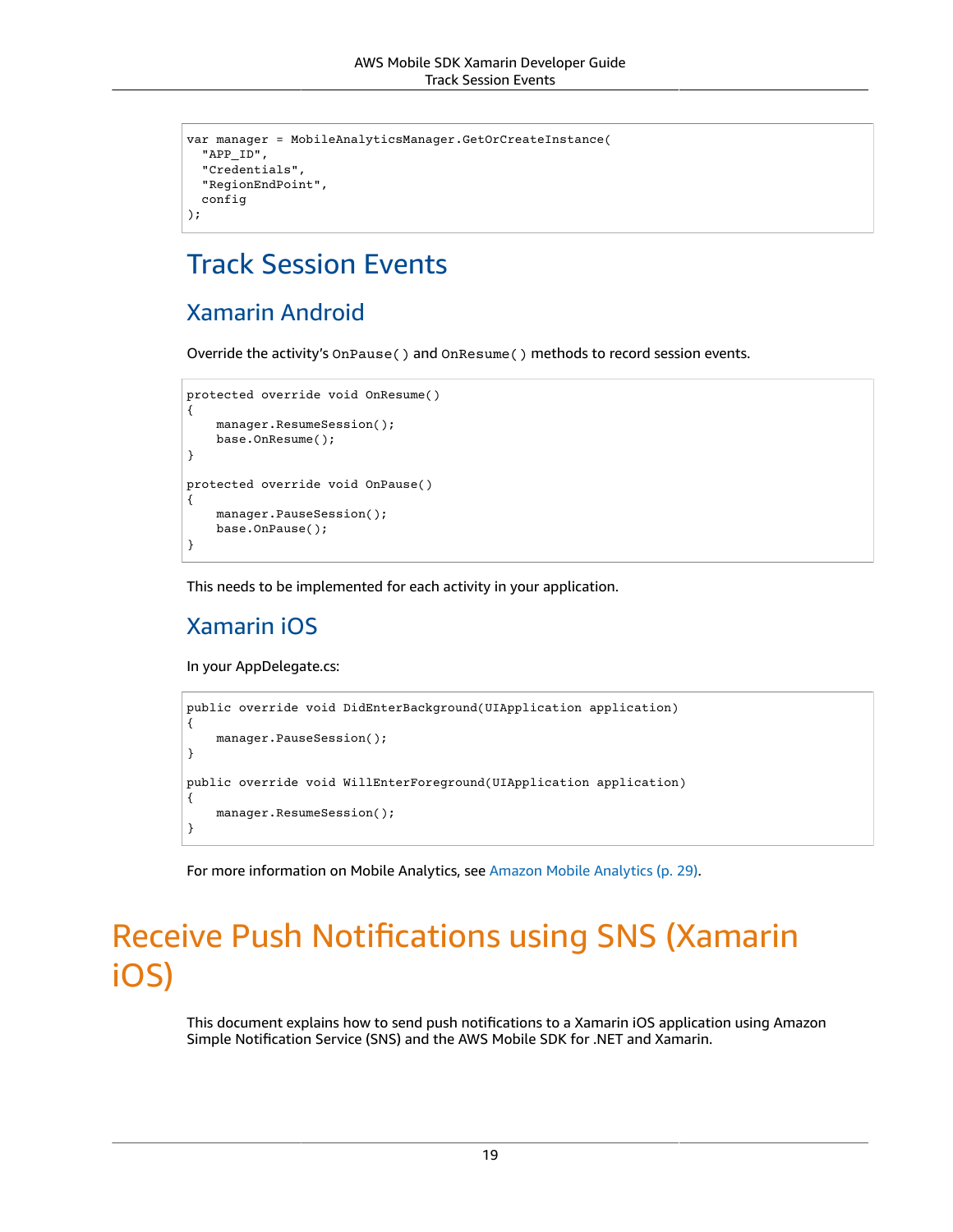```
var manager = MobileAnalyticsManager.GetOrCreateInstance(
  "APP_ID",
  "Credentials",
  "RegionEndPoint",
  config
);
```

## Track Session Events

### Xamarin Android

Override the activity's `OnPause()` and `OnResume()` methods to record session events.

```
protected override void OnResume()
{
    manager.ResumeSession();
    base.OnResume();
}

protected override void OnPause()
{
    manager.PauseSession();
    base.OnPause();
}
```

This needs to be implemented for each activity in your application.

### Xamarin iOS

In your AppDelegate.cs:

```
public override void DidEnterBackground(UIApplication application)
{
    manager.PauseSession();
}

public override void WillEnterForeground(UIApplication application)
{
    manager.ResumeSession();
}
```

For more information on Mobile Analytics, see Amazon Mobile Analytics (p. 29).

# Receive Push Notifications using SNS (Xamarin iOS)

This document explains how to send push notifications to a Xamarin iOS application using Amazon Simple Notification Service (SNS) and the AWS Mobile SDK for .NET and Xamarin.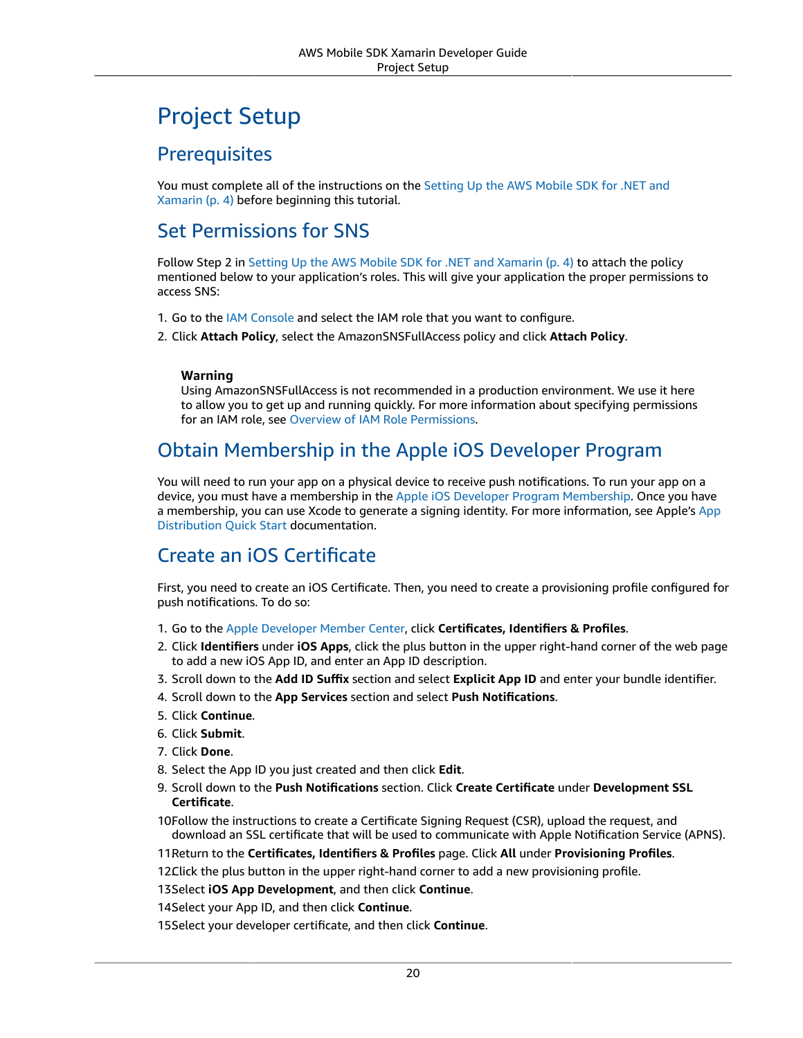# Project Setup

## Prerequisites

You must complete all of the instructions on the Setting Up the AWS Mobile SDK for .NET and Xamarin (p. 4) before beginning this tutorial.

## Set Permissions for SNS

Follow Step 2 in Setting Up the AWS Mobile SDK for .NET and Xamarin (p. 4) to attach the policy mentioned below to your application's roles. This will give your application the proper permissions to access SNS:

1. Go to the IAM Console and select the IAM role that you want to configure.
2. Click **Attach Policy**, select the AmazonSNSFullAccess policy and click **Attach Policy**.

> **Warning**
> Using AmazonSNSFullAccess is not recommended in a production environment. We use it here to allow you to get up and running quickly. For more information about specifying permissions for an IAM role, see Overview of IAM Role Permissions.

## Obtain Membership in the Apple iOS Developer Program

You will need to run your app on a physical device to receive push notifications. To run your app on a device, you must have a membership in the Apple iOS Developer Program Membership. Once you have a membership, you can use Xcode to generate a signing identity. For more information, see Apple's App Distribution Quick Start documentation.

## Create an iOS Certificate

First, you need to create an iOS Certificate. Then, you need to create a provisioning profile configured for push notifications. To do so:

1. Go to the Apple Developer Member Center, click **Certificates, Identifiers & Profiles**.
2. Click **Identifiers** under **iOS Apps**, click the plus button in the upper right-hand corner of the web page to add a new iOS App ID, and enter an App ID description.
3. Scroll down to the **Add ID Suffix** section and select **Explicit App ID** and enter your bundle identifier.
4. Scroll down to the **App Services** section and select **Push Notifications**.
5. Click **Continue**.
6. Click **Submit**.
7. Click **Done**.
8. Select the App ID you just created and then click **Edit**.
9. Scroll down to the **Push Notifications** section. Click **Create Certificate** under **Development SSL Certificate**.
10. Follow the instructions to create a Certificate Signing Request (CSR), upload the request, and download an SSL certificate that will be used to communicate with Apple Notification Service (APNS).
11. Return to the **Certificates, Identifiers & Profiles** page. Click **All** under **Provisioning Profiles**.
12. Click the plus button in the upper right-hand corner to add a new provisioning profile.
13. Select **iOS App Development**, and then click **Continue**.
14. Select your App ID, and then click **Continue**.
15. Select your developer certificate, and then click **Continue**.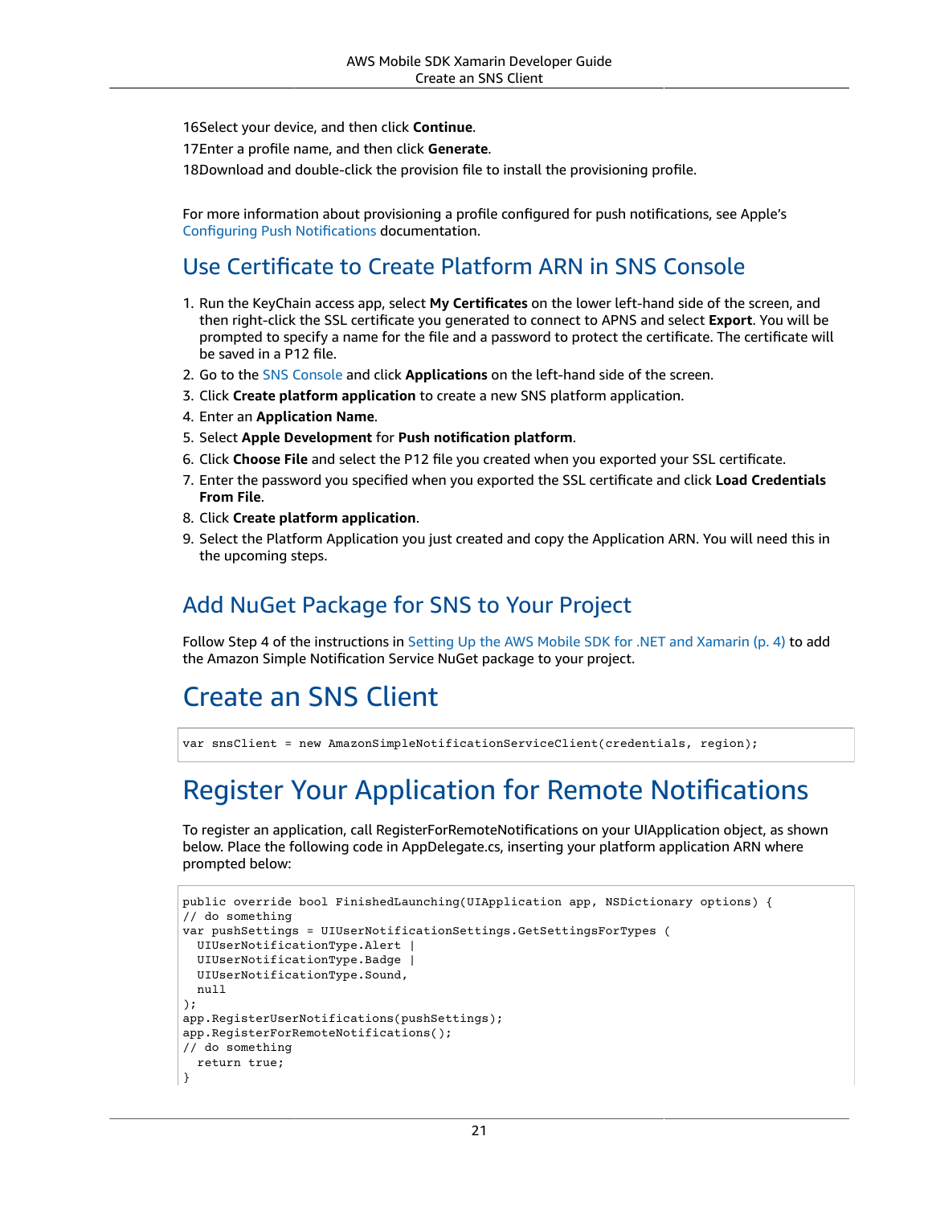16. Select your device, and then click **Continue**.
17. Enter a profile name, and then click **Generate**.
18. Download and double-click the provision file to install the provisioning profile.

For more information about provisioning a profile configured for push notifications, see Apple's Configuring Push Notifications documentation.

## Use Certificate to Create Platform ARN in SNS Console

1. Run the KeyChain access app, select **My Certificates** on the lower left-hand side of the screen, and then right-click the SSL certificate you generated to connect to APNS and select **Export**. You will be prompted to specify a name for the file and a password to protect the certificate. The certificate will be saved in a P12 file.
2. Go to the SNS Console and click **Applications** on the left-hand side of the screen.
3. Click **Create platform application** to create a new SNS platform application.
4. Enter an **Application Name**.
5. Select **Apple Development** for **Push notification platform**.
6. Click **Choose File** and select the P12 file you created when you exported your SSL certificate.
7. Enter the password you specified when you exported the SSL certificate and click **Load Credentials From File**.
8. Click **Create platform application**.
9. Select the Platform Application you just created and copy the Application ARN. You will need this in the upcoming steps.

## Add NuGet Package for SNS to Your Project

Follow Step 4 of the instructions in Setting Up the AWS Mobile SDK for .NET and Xamarin (p. 4) to add the Amazon Simple Notification Service NuGet package to your project.

# Create an SNS Client

```
var snsClient = new AmazonSimpleNotificationServiceClient(credentials, region);
```

# Register Your Application for Remote Notifications

To register an application, call RegisterForRemoteNotifications on your UIApplication object, as shown below. Place the following code in AppDelegate.cs, inserting your platform application ARN where prompted below:

```
public override bool FinishedLaunching(UIApplication app, NSDictionary options) {
// do something
var pushSettings = UIUserNotificationSettings.GetSettingsForTypes (
  UIUserNotificationType.Alert |
  UIUserNotificationType.Badge |
  UIUserNotificationType.Sound,
  null
);
app.RegisterUserNotifications(pushSettings);
app.RegisterForRemoteNotifications();
// do something
  return true;
}
```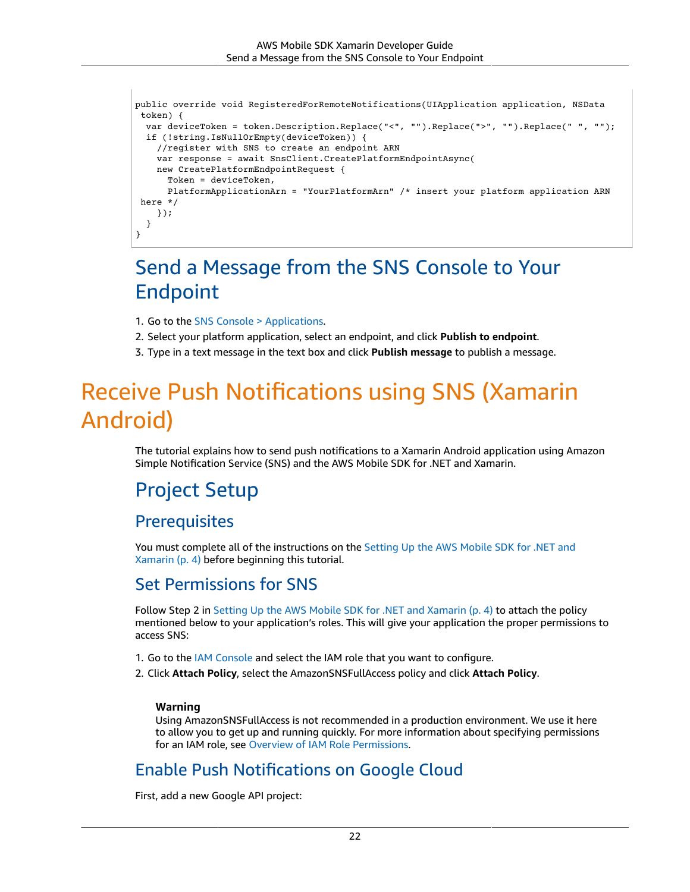```
public override void RegisteredForRemoteNotifications(UIApplication application, NSData
 token) {
  var deviceToken = token.Description.Replace("<", "").Replace(">", "").Replace(" ", "");
  if (!string.IsNullOrEmpty(deviceToken)) {
    //register with SNS to create an endpoint ARN
    var response = await SnsClient.CreatePlatformEndpointAsync(
    new CreatePlatformEndpointRequest {
      Token = deviceToken,
      PlatformApplicationArn = "YourPlatformArn" /* insert your platform application ARN
 here */
    });
  }
}
```

## Send a Message from the SNS Console to Your Endpoint

1. Go to the SNS Console > Applications.
2. Select your platform application, select an endpoint, and click **Publish to endpoint**.
3. Type in a text message in the text box and click **Publish message** to publish a message.

# Receive Push Notifications using SNS (Xamarin Android)

The tutorial explains how to send push notifications to a Xamarin Android application using Amazon Simple Notification Service (SNS) and the AWS Mobile SDK for .NET and Xamarin.

## Project Setup

### Prerequisites

You must complete all of the instructions on the Setting Up the AWS Mobile SDK for .NET and Xamarin (p. 4) before beginning this tutorial.

### Set Permissions for SNS

Follow Step 2 in Setting Up the AWS Mobile SDK for .NET and Xamarin (p. 4) to attach the policy mentioned below to your application's roles. This will give your application the proper permissions to access SNS:

1. Go to the IAM Console and select the IAM role that you want to configure.
2. Click **Attach Policy**, select the AmazonSNSFullAccess policy and click **Attach Policy**.

> **Warning**
> Using AmazonSNSFullAccess is not recommended in a production environment. We use it here to allow you to get up and running quickly. For more information about specifying permissions for an IAM role, see Overview of IAM Role Permissions.

### Enable Push Notifications on Google Cloud

First, add a new Google API project: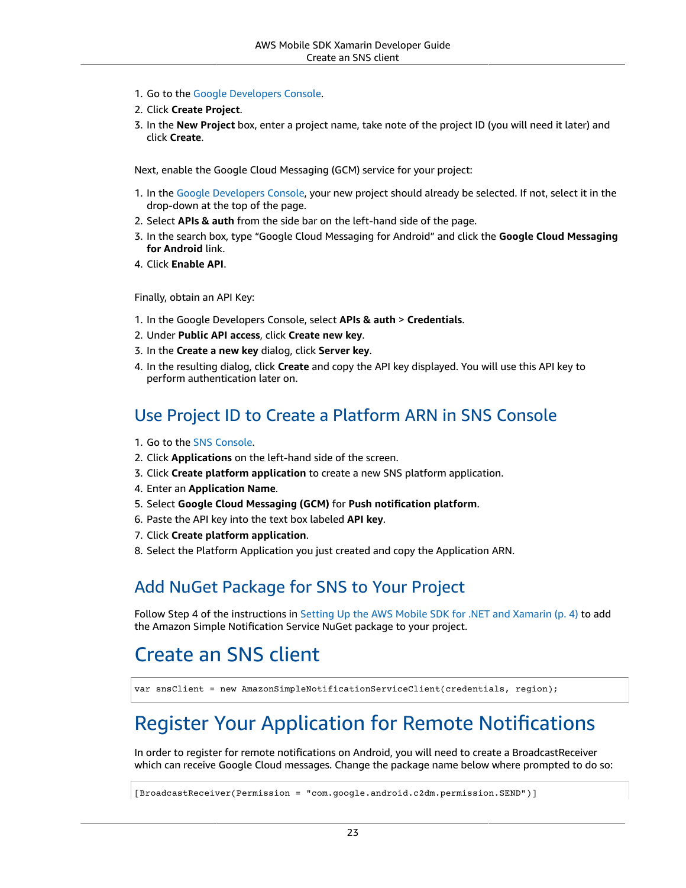1. Go to the Google Developers Console.
2. Click **Create Project**.
3. In the **New Project** box, enter a project name, take note of the project ID (you will need it later) and click **Create**.

Next, enable the Google Cloud Messaging (GCM) service for your project:

1. In the Google Developers Console, your new project should already be selected. If not, select it in the drop-down at the top of the page.
2. Select **APIs & auth** from the side bar on the left-hand side of the page.
3. In the search box, type "Google Cloud Messaging for Android" and click the **Google Cloud Messaging for Android** link.
4. Click **Enable API**.

Finally, obtain an API Key:

1. In the Google Developers Console, select **APIs & auth** > **Credentials**.
2. Under **Public API access**, click **Create new key**.
3. In the **Create a new key** dialog, click **Server key**.
4. In the resulting dialog, click **Create** and copy the API key displayed. You will use this API key to perform authentication later on.

## Use Project ID to Create a Platform ARN in SNS Console

1. Go to the SNS Console.
2. Click **Applications** on the left-hand side of the screen.
3. Click **Create platform application** to create a new SNS platform application.
4. Enter an **Application Name**.
5. Select **Google Cloud Messaging (GCM)** for **Push notification platform**.
6. Paste the API key into the text box labeled **API key**.
7. Click **Create platform application**.
8. Select the Platform Application you just created and copy the Application ARN.

## Add NuGet Package for SNS to Your Project

Follow Step 4 of the instructions in Setting Up the AWS Mobile SDK for .NET and Xamarin (p. 4) to add the Amazon Simple Notification Service NuGet package to your project.

# Create an SNS client

```
var snsClient = new AmazonSimpleNotificationServiceClient(credentials, region);
```

# Register Your Application for Remote Notifications

In order to register for remote notifications on Android, you will need to create a BroadcastReceiver which can receive Google Cloud messages. Change the package name below where prompted to do so:

```
[BroadcastReceiver(Permission = "com.google.android.c2dm.permission.SEND")]
```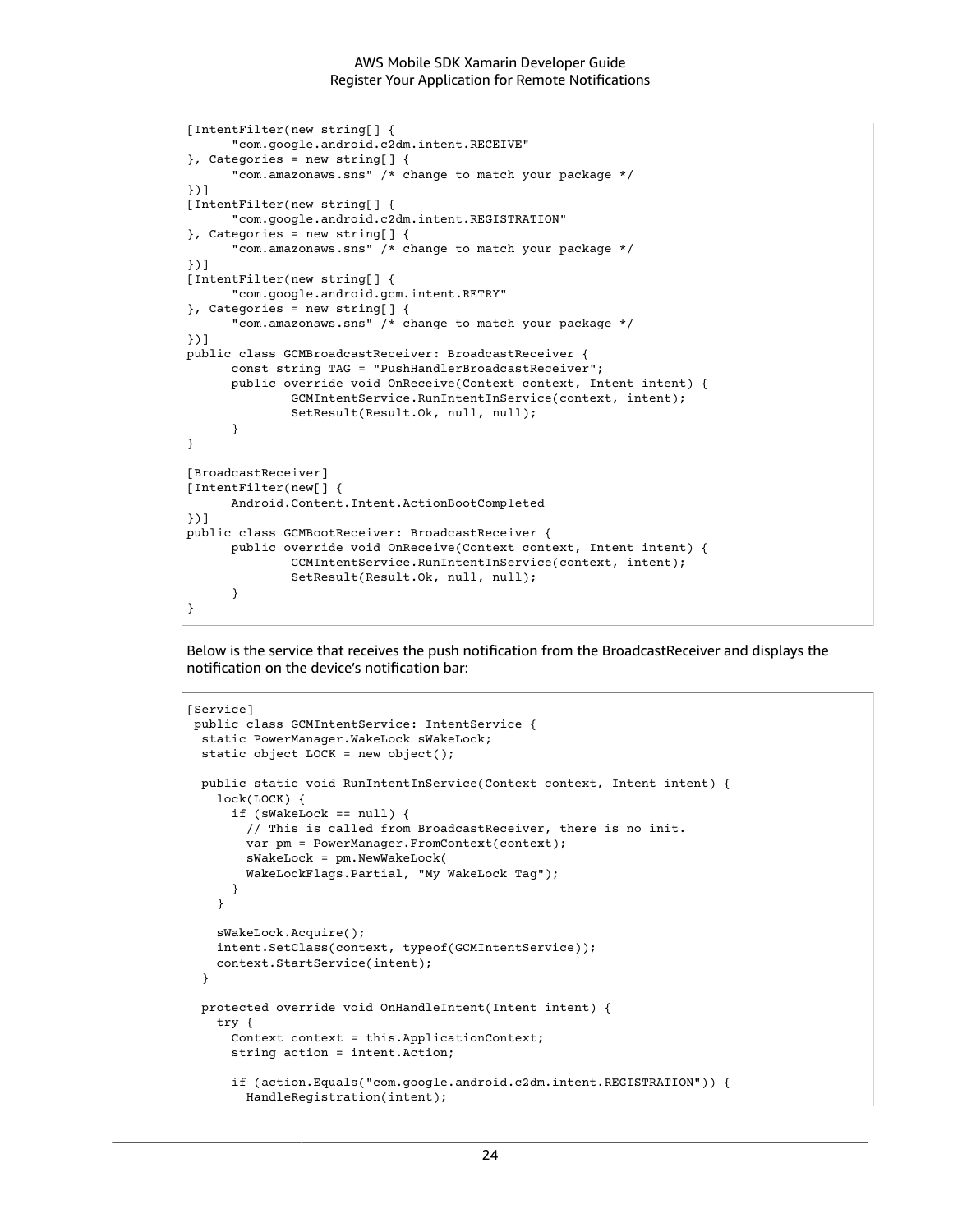```
[IntentFilter(new string[] {
      "com.google.android.c2dm.intent.RECEIVE"
}, Categories = new string[] {
      "com.amazonaws.sns" /* change to match your package */
})]
[IntentFilter(new string[] {
      "com.google.android.c2dm.intent.REGISTRATION"
}, Categories = new string[] {
      "com.amazonaws.sns" /* change to match your package */
})]
[IntentFilter(new string[] {
      "com.google.android.gcm.intent.RETRY"
}, Categories = new string[] {
      "com.amazonaws.sns" /* change to match your package */
})]
public class GCMBroadcastReceiver: BroadcastReceiver {
      const string TAG = "PushHandlerBroadcastReceiver";
      public override void OnReceive(Context context, Intent intent) {
              GCMIntentService.RunIntentInService(context, intent);
              SetResult(Result.Ok, null, null);
      }
}

[BroadcastReceiver]
[IntentFilter(new[] {
      Android.Content.Intent.ActionBootCompleted
})]
public class GCMBootReceiver: BroadcastReceiver {
      public override void OnReceive(Context context, Intent intent) {
              GCMIntentService.RunIntentInService(context, intent);
              SetResult(Result.Ok, null, null);
      }
}
```

Below is the service that receives the push notification from the BroadcastReceiver and displays the notification on the device's notification bar:

```
[Service]
 public class GCMIntentService: IntentService {
  static PowerManager.WakeLock sWakeLock;
  static object LOCK = new object();

  public static void RunIntentInService(Context context, Intent intent) {
    lock(LOCK) {
      if (sWakeLock == null) {
        // This is called from BroadcastReceiver, there is no init.
        var pm = PowerManager.FromContext(context);
        sWakeLock = pm.NewWakeLock(
        WakeLockFlags.Partial, "My WakeLock Tag");
      }
    }

    sWakeLock.Acquire();
    intent.SetClass(context, typeof(GCMIntentService));
    context.StartService(intent);
  }

  protected override void OnHandleIntent(Intent intent) {
    try {
      Context context = this.ApplicationContext;
      string action = intent.Action;

      if (action.Equals("com.google.android.c2dm.intent.REGISTRATION")) {
        HandleRegistration(intent);
```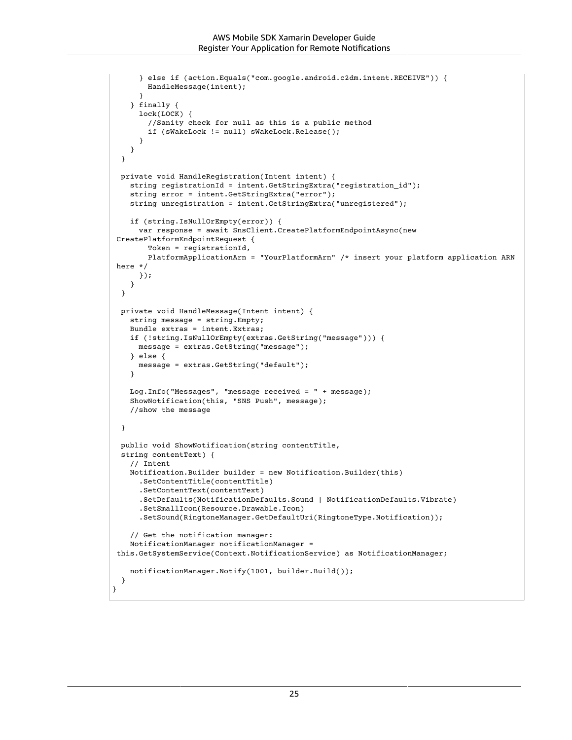```
      } else if (action.Equals("com.google.android.c2dm.intent.RECEIVE")) {
        HandleMessage(intent);
      }
    } finally {
      lock(LOCK) {
        //Sanity check for null as this is a public method
        if (sWakeLock != null) sWakeLock.Release();
      }
    }
  }

  private void HandleRegistration(Intent intent) {
    string registrationId = intent.GetStringExtra("registration_id");
    string error = intent.GetStringExtra("error");
    string unregistration = intent.GetStringExtra("unregistered");

    if (string.IsNullOrEmpty(error)) {
      var response = await SnsClient.CreatePlatformEndpointAsync(new
 CreatePlatformEndpointRequest {
        Token = registrationId,
        PlatformApplicationArn = "YourPlatformArn" /* insert your platform application ARN
 here */
      });
    }
  }

  private void HandleMessage(Intent intent) {
    string message = string.Empty;
    Bundle extras = intent.Extras;
    if (!string.IsNullOrEmpty(extras.GetString("message"))) {
      message = extras.GetString("message");
    } else {
      message = extras.GetString("default");
    }

    Log.Info("Messages", "message received = " + message);
    ShowNotification(this, "SNS Push", message);
    //show the message

  }

  public void ShowNotification(string contentTitle,
  string contentText) {
    // Intent
    Notification.Builder builder = new Notification.Builder(this)
      .SetContentTitle(contentTitle)
      .SetContentText(contentText)
      .SetDefaults(NotificationDefaults.Sound | NotificationDefaults.Vibrate)
      .SetSmallIcon(Resource.Drawable.Icon)
      .SetSound(RingtoneManager.GetDefaultUri(RingtoneType.Notification));

    // Get the notification manager:
    NotificationManager notificationManager =
 this.GetSystemService(Context.NotificationService) as NotificationManager;

    notificationManager.Notify(1001, builder.Build());
  }
}
```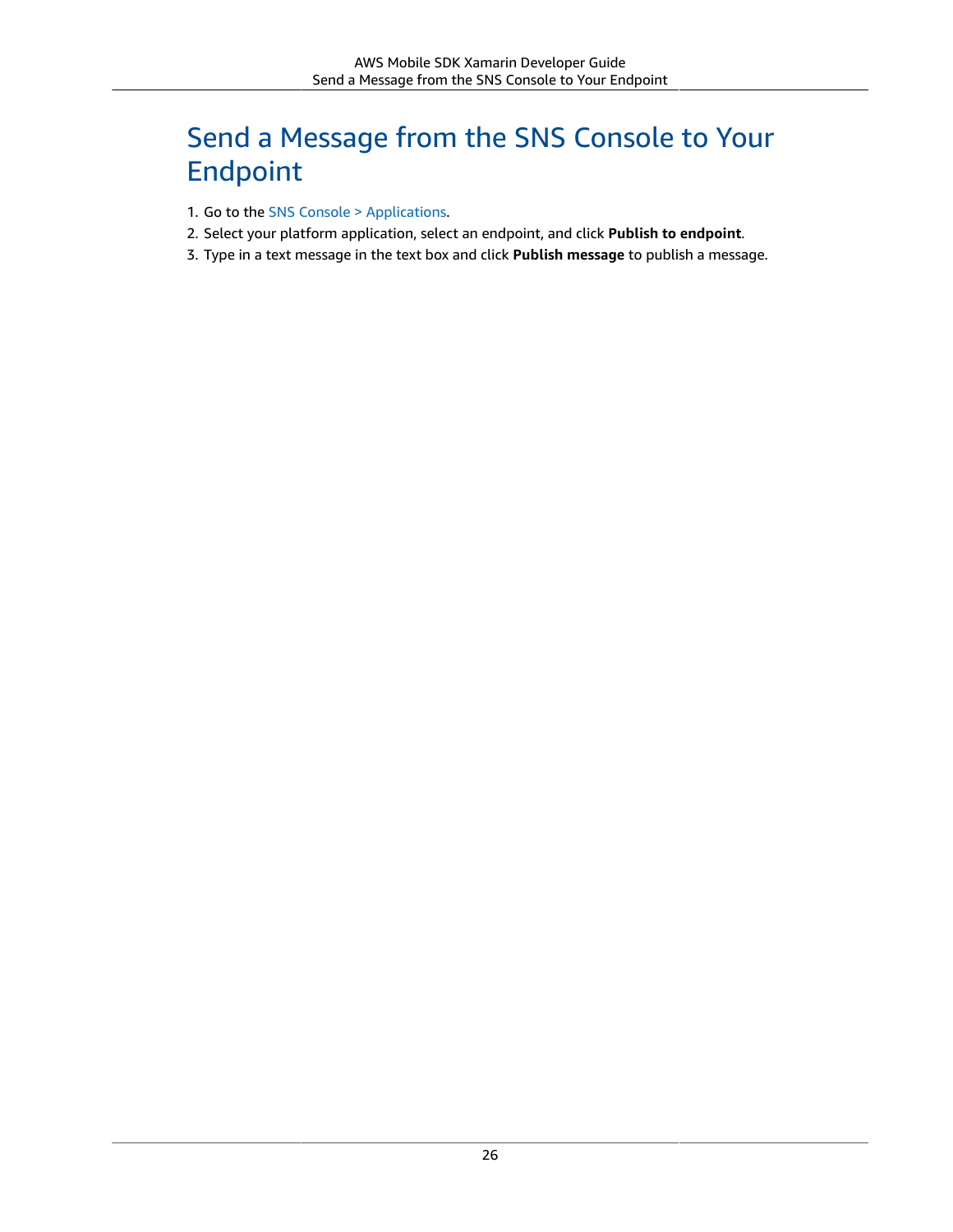# Send a Message from the SNS Console to Your Endpoint

1. Go to the SNS Console > Applications.
2. Select your platform application, select an endpoint, and click **Publish to endpoint**.
3. Type in a text message in the text box and click **Publish message** to publish a message.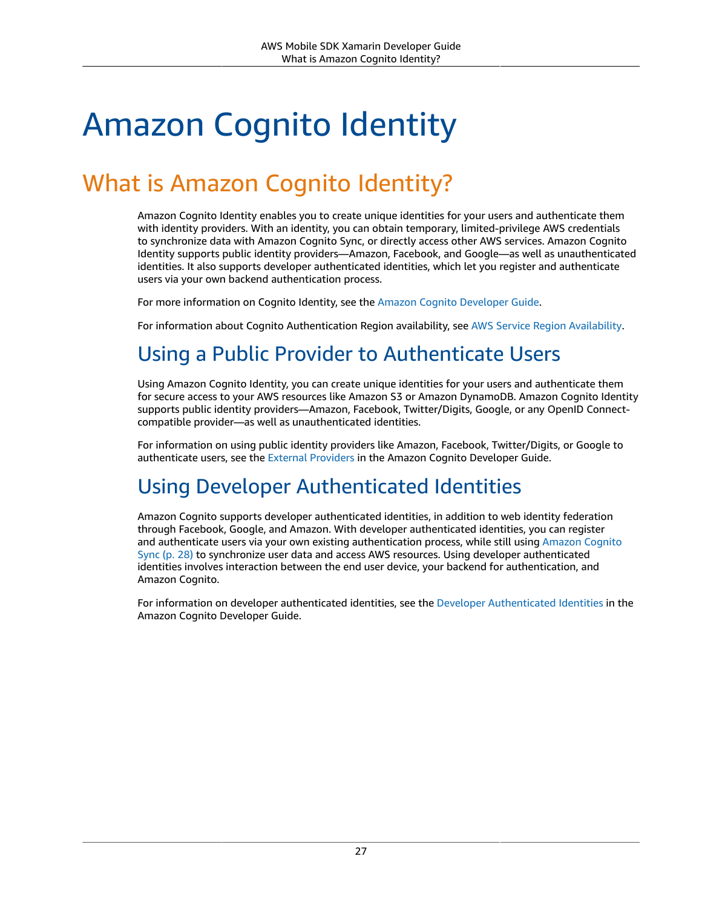# Amazon Cognito Identity

## What is Amazon Cognito Identity?

Amazon Cognito Identity enables you to create unique identities for your users and authenticate them with identity providers. With an identity, you can obtain temporary, limited-privilege AWS credentials to synchronize data with Amazon Cognito Sync, or directly access other AWS services. Amazon Cognito Identity supports public identity providers—Amazon, Facebook, and Google—as well as unauthenticated identities. It also supports developer authenticated identities, which let you register and authenticate users via your own backend authentication process.

For more information on Cognito Identity, see the Amazon Cognito Developer Guide.

For information about Cognito Authentication Region availability, see AWS Service Region Availability.

### Using a Public Provider to Authenticate Users

Using Amazon Cognito Identity, you can create unique identities for your users and authenticate them for secure access to your AWS resources like Amazon S3 or Amazon DynamoDB. Amazon Cognito Identity supports public identity providers—Amazon, Facebook, Twitter/Digits, Google, or any OpenID Connect-compatible provider—as well as unauthenticated identities.

For information on using public identity providers like Amazon, Facebook, Twitter/Digits, or Google to authenticate users, see the External Providers in the Amazon Cognito Developer Guide.

### Using Developer Authenticated Identities

Amazon Cognito supports developer authenticated identities, in addition to web identity federation through Facebook, Google, and Amazon. With developer authenticated identities, you can register and authenticate users via your own existing authentication process, while still using Amazon Cognito Sync (p. 28) to synchronize user data and access AWS resources. Using developer authenticated identities involves interaction between the end user device, your backend for authentication, and Amazon Cognito.

For information on developer authenticated identities, see the Developer Authenticated Identities in the Amazon Cognito Developer Guide.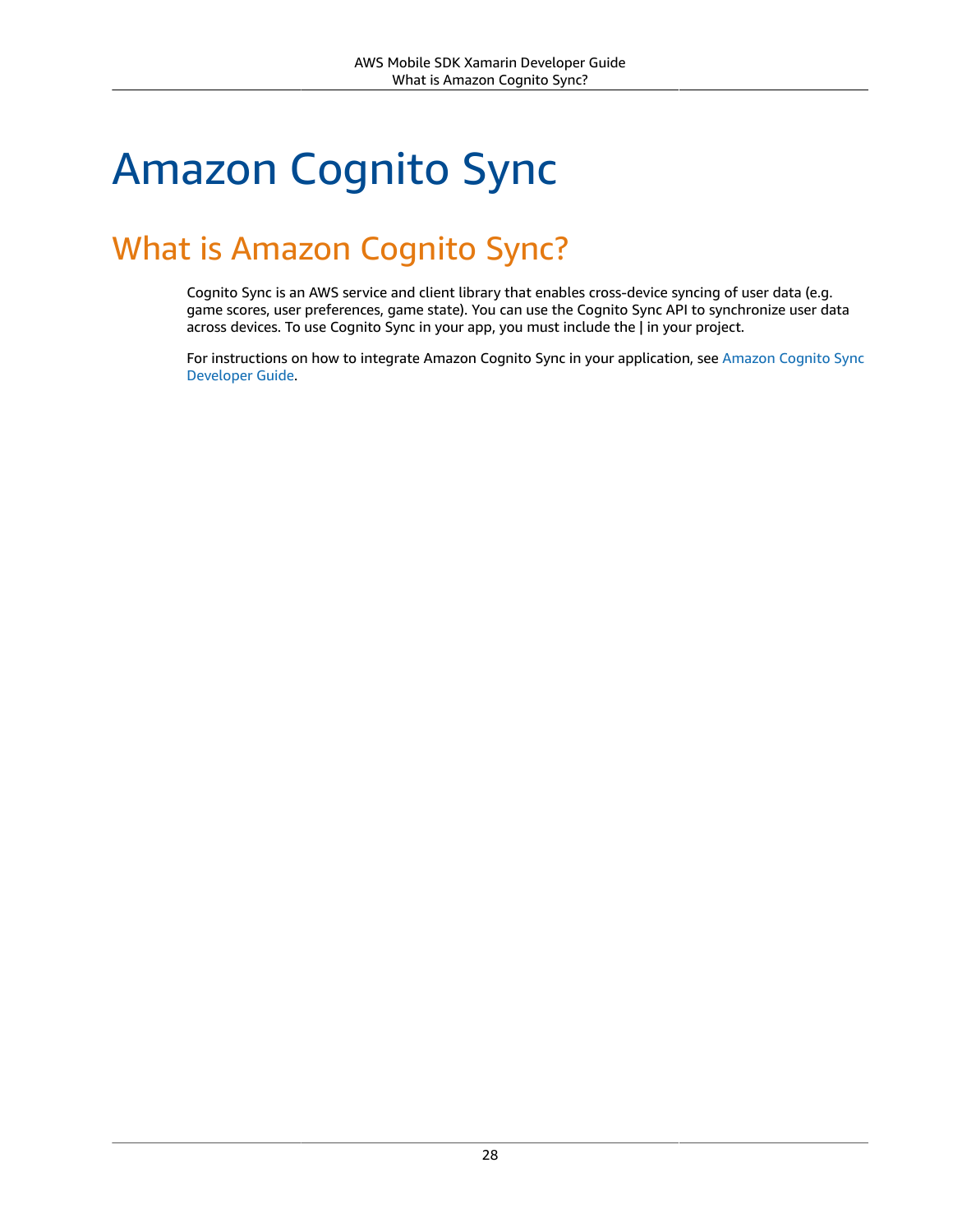# Amazon Cognito Sync

## What is Amazon Cognito Sync?

Cognito Sync is an AWS service and client library that enables cross-device syncing of user data (e.g. game scores, user preferences, game state). You can use the Cognito Sync API to synchronize user data across devices. To use Cognito Sync in your app, you must include the **|** in your project.

For instructions on how to integrate Amazon Cognito Sync in your application, see Amazon Cognito Sync Developer Guide.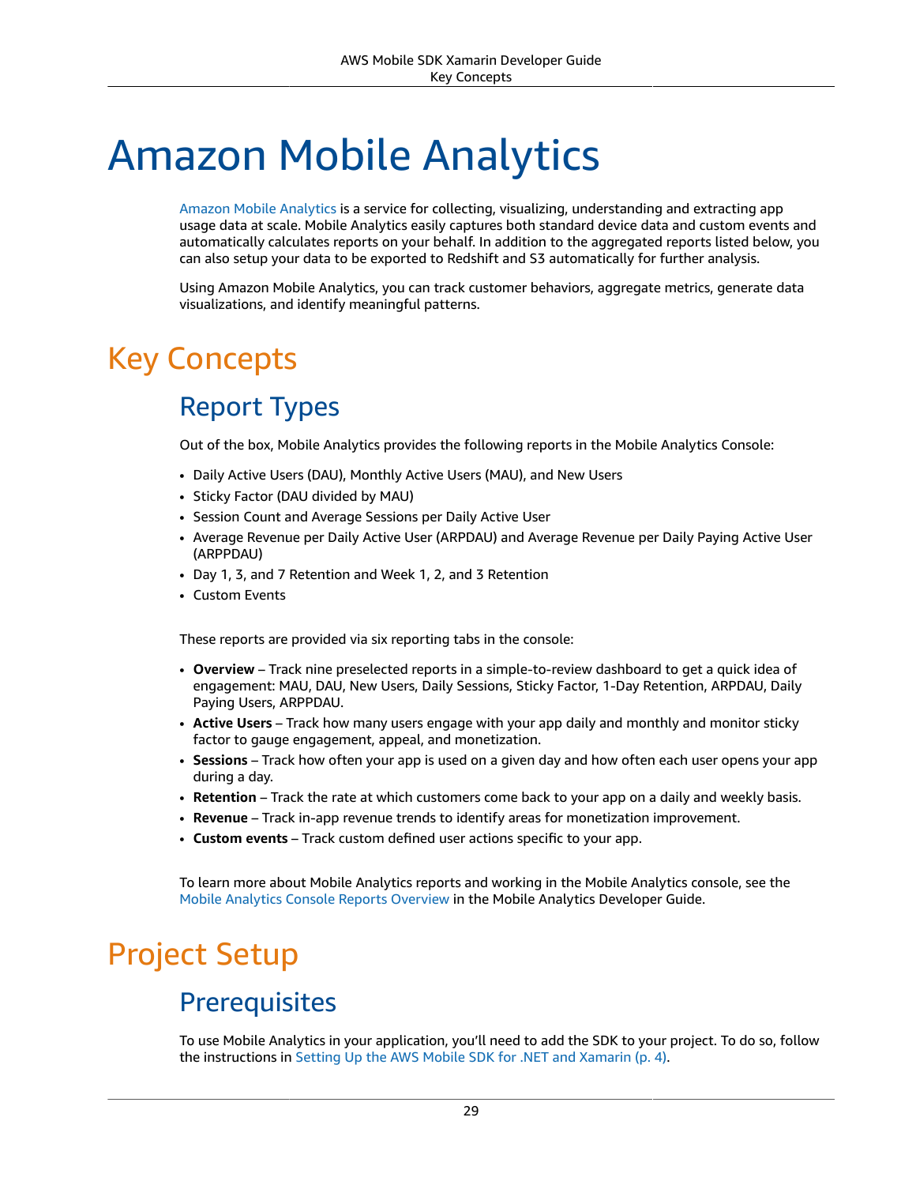# Amazon Mobile Analytics

Amazon Mobile Analytics is a service for collecting, visualizing, understanding and extracting app usage data at scale. Mobile Analytics easily captures both standard device data and custom events and automatically calculates reports on your behalf. In addition to the aggregated reports listed below, you can also setup your data to be exported to Redshift and S3 automatically for further analysis.

Using Amazon Mobile Analytics, you can track customer behaviors, aggregate metrics, generate data visualizations, and identify meaningful patterns.

## Key Concepts

### Report Types

Out of the box, Mobile Analytics provides the following reports in the Mobile Analytics Console:

- Daily Active Users (DAU), Monthly Active Users (MAU), and New Users
- Sticky Factor (DAU divided by MAU)
- Session Count and Average Sessions per Daily Active User
- Average Revenue per Daily Active User (ARPDAU) and Average Revenue per Daily Paying Active User (ARPPDAU)
- Day 1, 3, and 7 Retention and Week 1, 2, and 3 Retention
- Custom Events

These reports are provided via six reporting tabs in the console:

- **Overview** – Track nine preselected reports in a simple-to-review dashboard to get a quick idea of engagement: MAU, DAU, New Users, Daily Sessions, Sticky Factor, 1-Day Retention, ARPDAU, Daily Paying Users, ARPPDAU.
- **Active Users** – Track how many users engage with your app daily and monthly and monitor sticky factor to gauge engagement, appeal, and monetization.
- **Sessions** – Track how often your app is used on a given day and how often each user opens your app during a day.
- **Retention** – Track the rate at which customers come back to your app on a daily and weekly basis.
- **Revenue** – Track in-app revenue trends to identify areas for monetization improvement.
- **Custom events** – Track custom defined user actions specific to your app.

To learn more about Mobile Analytics reports and working in the Mobile Analytics console, see the Mobile Analytics Console Reports Overview in the Mobile Analytics Developer Guide.

## Project Setup

### Prerequisites

To use Mobile Analytics in your application, you'll need to add the SDK to your project. To do so, follow the instructions in Setting Up the AWS Mobile SDK for .NET and Xamarin (p. 4).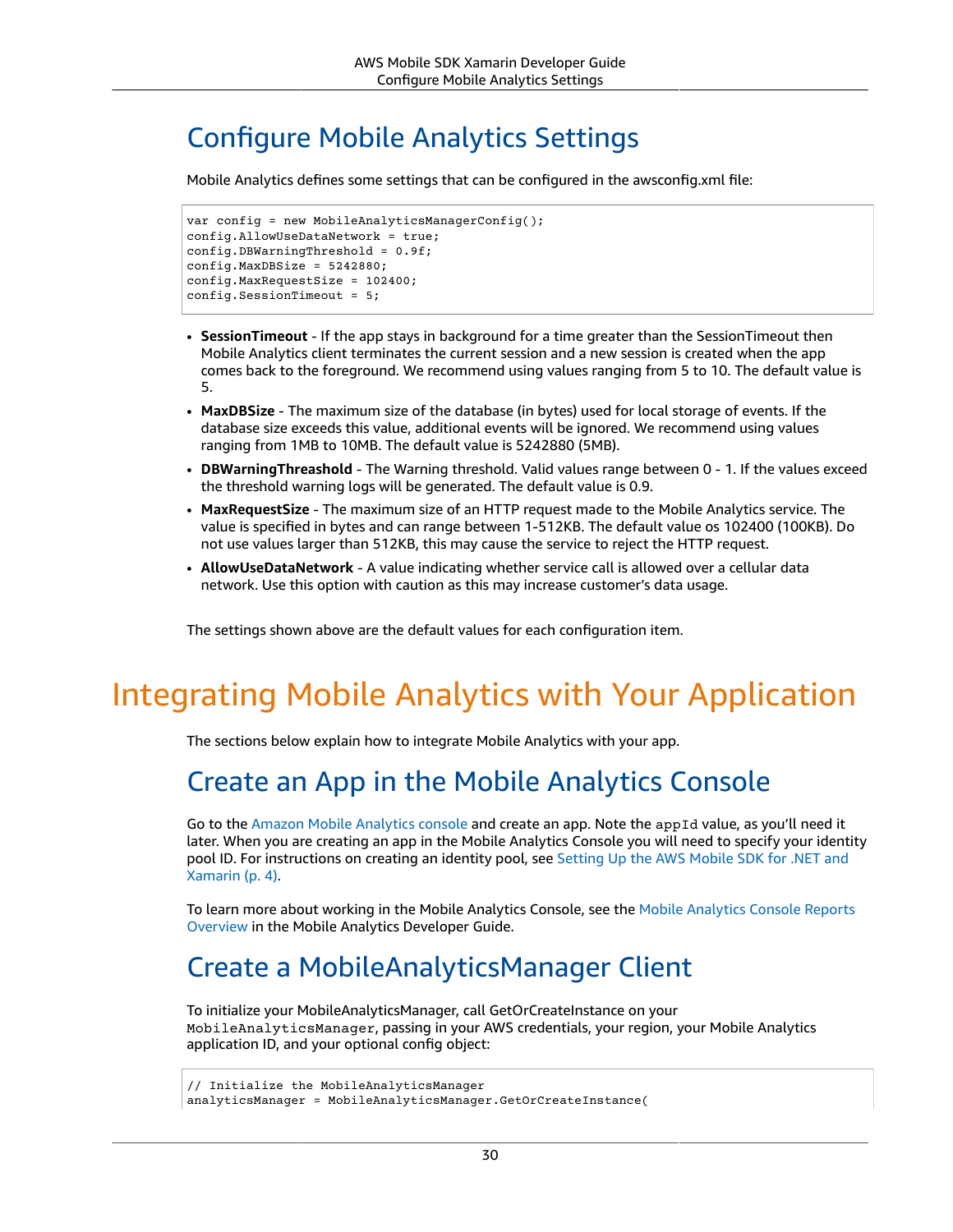## Configure Mobile Analytics Settings

Mobile Analytics defines some settings that can be configured in the awsconfig.xml file:

```
var config = new MobileAnalyticsManagerConfig();
config.AllowUseDataNetwork = true;
config.DBWarningThreshold = 0.9f;
config.MaxDBSize = 5242880;
config.MaxRequestSize = 102400;
config.SessionTimeout = 5;
```

- **SessionTimeout** - If the app stays in background for a time greater than the SessionTimeout then Mobile Analytics client terminates the current session and a new session is created when the app comes back to the foreground. We recommend using values ranging from 5 to 10. The default value is 5.
- **MaxDBSize** - The maximum size of the database (in bytes) used for local storage of events. If the database size exceeds this value, additional events will be ignored. We recommend using values ranging from 1MB to 10MB. The default value is 5242880 (5MB).
- **DBWarningThreashold** - The Warning threshold. Valid values range between 0 - 1. If the values exceed the threshold warning logs will be generated. The default value is 0.9.
- **MaxRequestSize** - The maximum size of an HTTP request made to the Mobile Analytics service. The value is specified in bytes and can range between 1-512KB. The default value os 102400 (100KB). Do not use values larger than 512KB, this may cause the service to reject the HTTP request.
- **AllowUseDataNetwork** - A value indicating whether service call is allowed over a cellular data network. Use this option with caution as this may increase customer's data usage.

The settings shown above are the default values for each configuration item.

# Integrating Mobile Analytics with Your Application

The sections below explain how to integrate Mobile Analytics with your app.

## Create an App in the Mobile Analytics Console

Go to the Amazon Mobile Analytics console and create an app. Note the `appId` value, as you'll need it later. When you are creating an app in the Mobile Analytics Console you will need to specify your identity pool ID. For instructions on creating an identity pool, see Setting Up the AWS Mobile SDK for .NET and Xamarin (p. 4).

To learn more about working in the Mobile Analytics Console, see the Mobile Analytics Console Reports Overview in the Mobile Analytics Developer Guide.

## Create a MobileAnalyticsManager Client

To initialize your MobileAnalyticsManager, call GetOrCreateInstance on your `MobileAnalyticsManager`, passing in your AWS credentials, your region, your Mobile Analytics application ID, and your optional config object:

```
// Initialize the MobileAnalyticsManager
analyticsManager = MobileAnalyticsManager.GetOrCreateInstance(
```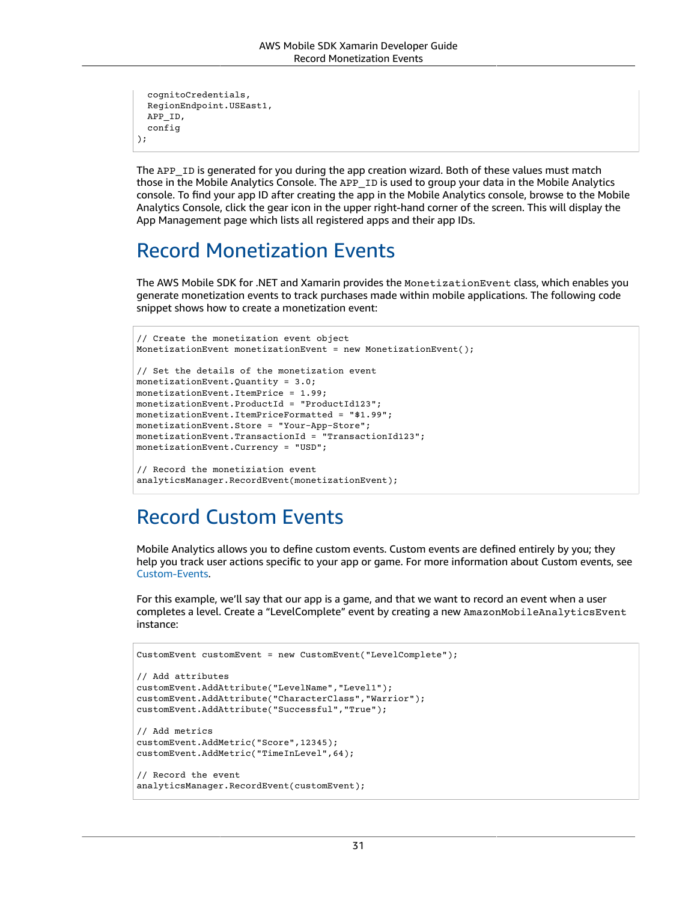```
  cognitoCredentials,
  RegionEndpoint.USEast1,
  APP_ID,
  config
);
```

The `APP_ID` is generated for you during the app creation wizard. Both of these values must match those in the Mobile Analytics Console. The `APP_ID` is used to group your data in the Mobile Analytics console. To find your app ID after creating the app in the Mobile Analytics console, browse to the Mobile Analytics Console, click the gear icon in the upper right-hand corner of the screen. This will display the App Management page which lists all registered apps and their app IDs.

# Record Monetization Events

The AWS Mobile SDK for .NET and Xamarin provides the `MonetizationEvent` class, which enables you generate monetization events to track purchases made within mobile applications. The following code snippet shows how to create a monetization event:

```
// Create the monetization event object
MonetizationEvent monetizationEvent = new MonetizationEvent();

// Set the details of the monetization event
monetizationEvent.Quantity = 3.0;
monetizationEvent.ItemPrice = 1.99;
monetizationEvent.ProductId = "ProductId123";
monetizationEvent.ItemPriceFormatted = "$1.99";
monetizationEvent.Store = "Your-App-Store";
monetizationEvent.TransactionId = "TransactionId123";
monetizationEvent.Currency = "USD";

// Record the monetiziation event
analyticsManager.RecordEvent(monetizationEvent);
```

# Record Custom Events

Mobile Analytics allows you to define custom events. Custom events are defined entirely by you; they help you track user actions specific to your app or game. For more information about Custom events, see Custom-Events.

For this example, we'll say that our app is a game, and that we want to record an event when a user completes a level. Create a "LevelComplete" event by creating a new `AmazonMobileAnalyticsEvent` instance:

```
CustomEvent customEvent = new CustomEvent("LevelComplete");

// Add attributes
customEvent.AddAttribute("LevelName","Level1");
customEvent.AddAttribute("CharacterClass","Warrior");
customEvent.AddAttribute("Successful","True");

// Add metrics
customEvent.AddMetric("Score",12345);
customEvent.AddMetric("TimeInLevel",64);

// Record the event
analyticsManager.RecordEvent(customEvent);
```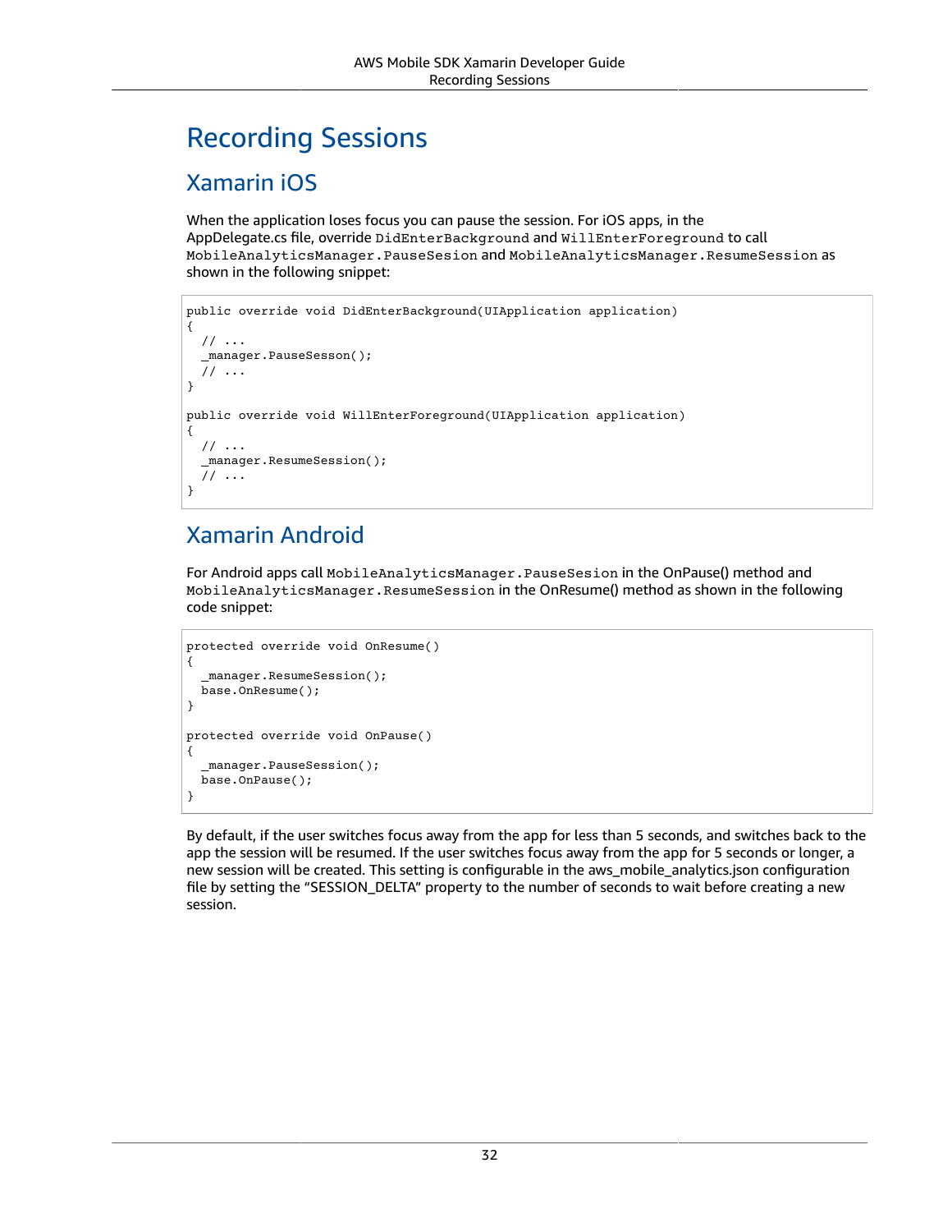# Recording Sessions

## Xamarin iOS

When the application loses focus you can pause the session. For iOS apps, in the AppDelegate.cs file, override `DidEnterBackground` and `WillEnterForeground` to call `MobileAnalyticsManager.PauseSesion` and `MobileAnalyticsManager.ResumeSession` as shown in the following snippet:

```
public override void DidEnterBackground(UIApplication application)
{
  // ...
  _manager.PauseSesson();
  // ...
}

public override void WillEnterForeground(UIApplication application)
{
  // ...
  _manager.ResumeSession();
  // ...
}
```

## Xamarin Android

For Android apps call `MobileAnalyticsManager.PauseSesion` in the OnPause() method and `MobileAnalyticsManager.ResumeSession` in the OnResume() method as shown in the following code snippet:

```
protected override void OnResume()
{
  _manager.ResumeSession();
  base.OnResume();
}

protected override void OnPause()
{
  _manager.PauseSession();
  base.OnPause();
}
```

By default, if the user switches focus away from the app for less than 5 seconds, and switches back to the app the session will be resumed. If the user switches focus away from the app for 5 seconds or longer, a new session will be created. This setting is configurable in the aws_mobile_analytics.json configuration file by setting the "SESSION_DELTA" property to the number of seconds to wait before creating a new session.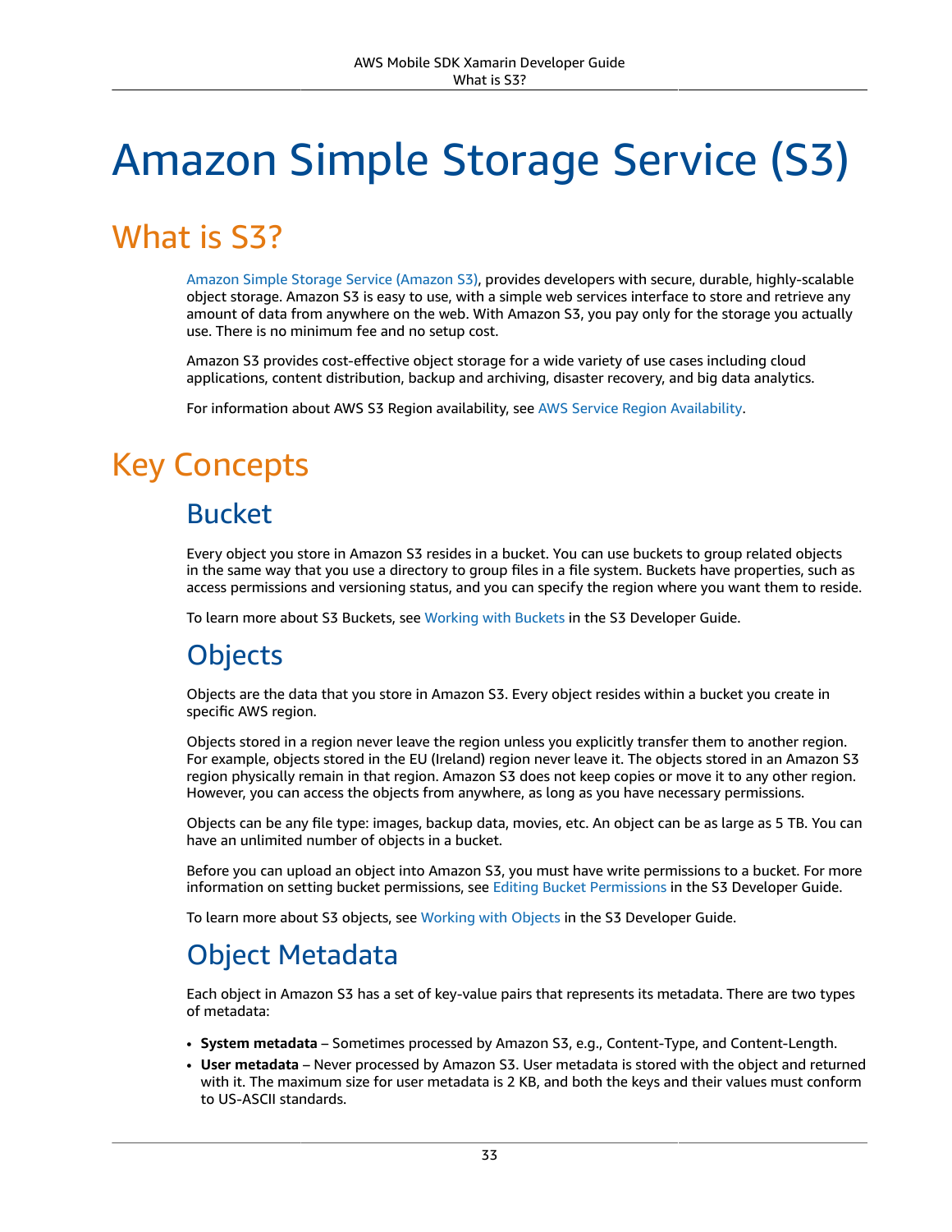# Amazon Simple Storage Service (S3)

## What is S3?

Amazon Simple Storage Service (Amazon S3), provides developers with secure, durable, highly-scalable object storage. Amazon S3 is easy to use, with a simple web services interface to store and retrieve any amount of data from anywhere on the web. With Amazon S3, you pay only for the storage you actually use. There is no minimum fee and no setup cost.

Amazon S3 provides cost-effective object storage for a wide variety of use cases including cloud applications, content distribution, backup and archiving, disaster recovery, and big data analytics.

For information about AWS S3 Region availability, see AWS Service Region Availability.

## Key Concepts

### Bucket

Every object you store in Amazon S3 resides in a bucket. You can use buckets to group related objects in the same way that you use a directory to group files in a file system. Buckets have properties, such as access permissions and versioning status, and you can specify the region where you want them to reside.

To learn more about S3 Buckets, see Working with Buckets in the S3 Developer Guide.

### Objects

Objects are the data that you store in Amazon S3. Every object resides within a bucket you create in specific AWS region.

Objects stored in a region never leave the region unless you explicitly transfer them to another region. For example, objects stored in the EU (Ireland) region never leave it. The objects stored in an Amazon S3 region physically remain in that region. Amazon S3 does not keep copies or move it to any other region. However, you can access the objects from anywhere, as long as you have necessary permissions.

Objects can be any file type: images, backup data, movies, etc. An object can be as large as 5 TB. You can have an unlimited number of objects in a bucket.

Before you can upload an object into Amazon S3, you must have write permissions to a bucket. For more information on setting bucket permissions, see Editing Bucket Permissions in the S3 Developer Guide.

To learn more about S3 objects, see Working with Objects in the S3 Developer Guide.

### Object Metadata

Each object in Amazon S3 has a set of key-value pairs that represents its metadata. There are two types of metadata:

- **System metadata** – Sometimes processed by Amazon S3, e.g., Content-Type, and Content-Length.
- **User metadata** – Never processed by Amazon S3. User metadata is stored with the object and returned with it. The maximum size for user metadata is 2 KB, and both the keys and their values must conform to US-ASCII standards.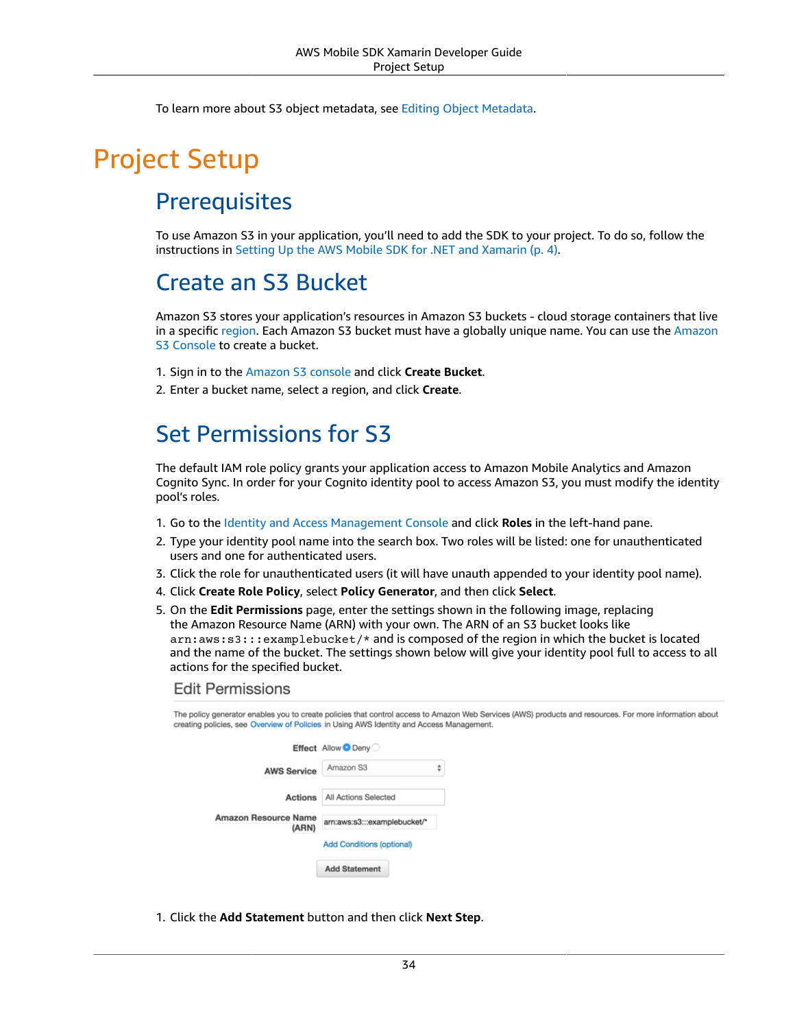To learn more about S3 object metadata, see Editing Object Metadata.

# Project Setup

## Prerequisites

To use Amazon S3 in your application, you'll need to add the SDK to your project. To do so, follow the instructions in Setting Up the AWS Mobile SDK for .NET and Xamarin (p. 4).

## Create an S3 Bucket

Amazon S3 stores your application's resources in Amazon S3 buckets - cloud storage containers that live in a specific region. Each Amazon S3 bucket must have a globally unique name. You can use the Amazon S3 Console to create a bucket.

1. Sign in to the Amazon S3 console and click **Create Bucket**.
2. Enter a bucket name, select a region, and click **Create**.

## Set Permissions for S3

The default IAM role policy grants your application access to Amazon Mobile Analytics and Amazon Cognito Sync. In order for your Cognito identity pool to access Amazon S3, you must modify the identity pool's roles.

1. Go to the Identity and Access Management Console and click **Roles** in the left-hand pane.
2. Type your identity pool name into the search box. Two roles will be listed: one for unauthenticated users and one for authenticated users.
3. Click the role for unauthenticated users (it will have unauth appended to your identity pool name).
4. Click **Create Role Policy**, select **Policy Generator**, and then click **Select**.
5. On the **Edit Permissions** page, enter the settings shown in the following image, replacing the Amazon Resource Name (ARN) with your own. The ARN of an S3 bucket looks like `arn:aws:s3:::examplebucket/*` and is composed of the region in which the bucket is located and the name of the bucket. The settings shown below will give your identity pool full to access to all actions for the specified bucket.

Edit Permissions

The policy generator enables you to create policies that control access to Amazon Web Services (AWS) products and resources. For more information about creating policies, see Overview of Policies in Using AWS Identity and Access Management.

| | |
|---|---|
| Effect | Allow (selected) / Deny |
| AWS Service | Amazon S3 |
| Actions | All Actions Selected |
| Amazon Resource Name (ARN) | arn:aws:s3:::examplebucket/* |

Add Conditions (optional)

Add Statement

1. Click the **Add Statement** button and then click **Next Step**.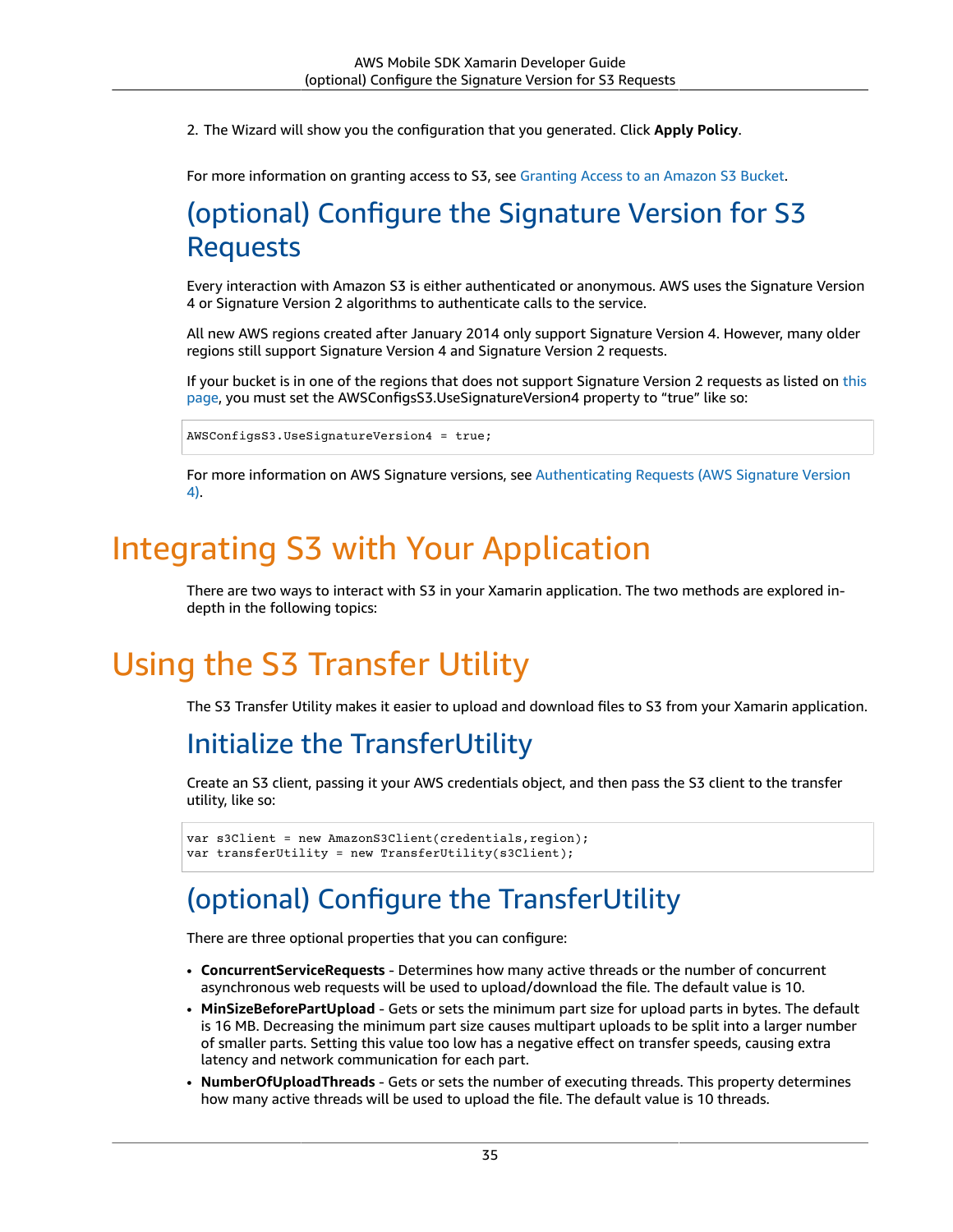2. The Wizard will show you the configuration that you generated. Click **Apply Policy**.

For more information on granting access to S3, see Granting Access to an Amazon S3 Bucket.

## (optional) Configure the Signature Version for S3 Requests

Every interaction with Amazon S3 is either authenticated or anonymous. AWS uses the Signature Version 4 or Signature Version 2 algorithms to authenticate calls to the service.

All new AWS regions created after January 2014 only support Signature Version 4. However, many older regions still support Signature Version 4 and Signature Version 2 requests.

If your bucket is in one of the regions that does not support Signature Version 2 requests as listed on this page, you must set the AWSConfigsS3.UseSignatureVersion4 property to “true” like so:

```
AWSConfigsS3.UseSignatureVersion4 = true;
```

For more information on AWS Signature versions, see Authenticating Requests (AWS Signature Version 4).

# Integrating S3 with Your Application

There are two ways to interact with S3 in your Xamarin application. The two methods are explored in-depth in the following topics:

# Using the S3 Transfer Utility

The S3 Transfer Utility makes it easier to upload and download files to S3 from your Xamarin application.

## Initialize the TransferUtility

Create an S3 client, passing it your AWS credentials object, and then pass the S3 client to the transfer utility, like so:

```
var s3Client = new AmazonS3Client(credentials,region);
var transferUtility = new TransferUtility(s3Client);
```

## (optional) Configure the TransferUtility

There are three optional properties that you can configure:

- **ConcurrentServiceRequests** - Determines how many active threads or the number of concurrent asynchronous web requests will be used to upload/download the file. The default value is 10.
- **MinSizeBeforePartUpload** - Gets or sets the minimum part size for upload parts in bytes. The default is 16 MB. Decreasing the minimum part size causes multipart uploads to be split into a larger number of smaller parts. Setting this value too low has a negative effect on transfer speeds, causing extra latency and network communication for each part.
- **NumberOfUploadThreads** - Gets or sets the number of executing threads. This property determines how many active threads will be used to upload the file. The default value is 10 threads.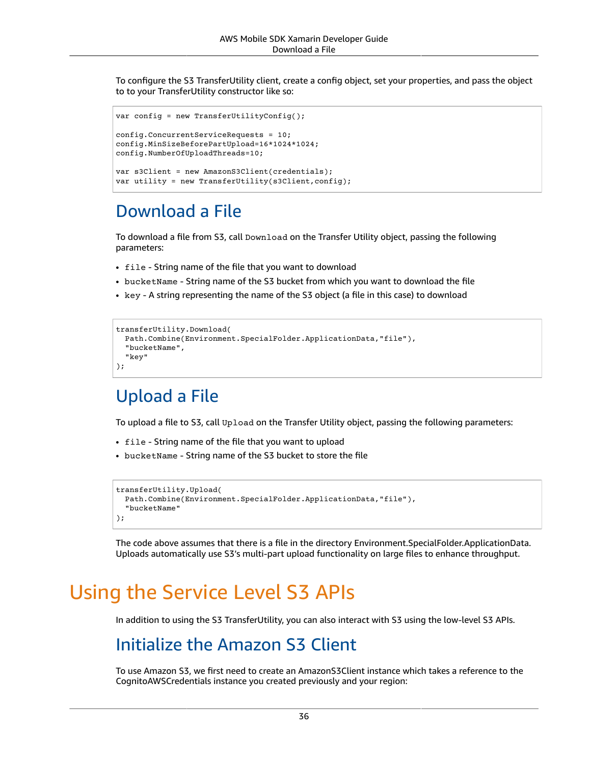To configure the S3 TransferUtility client, create a config object, set your properties, and pass the object to to your TransferUtility constructor like so:

```
var config = new TransferUtilityConfig();

config.ConcurrentServiceRequests = 10;
config.MinSizeBeforePartUpload=16*1024*1024;
config.NumberOfUploadThreads=10;

var s3Client = new AmazonS3Client(credentials);
var utility = new TransferUtility(s3Client,config);
```

## Download a File

To download a file from S3, call `Download` on the Transfer Utility object, passing the following parameters:

- `file` - String name of the file that you want to download
- `bucketName` - String name of the S3 bucket from which you want to download the file
- `key` - A string representing the name of the S3 object (a file in this case) to download

```
transferUtility.Download(
  Path.Combine(Environment.SpecialFolder.ApplicationData,"file"),
  "bucketName",
  "key"
);
```

## Upload a File

To upload a file to S3, call `Upload` on the Transfer Utility object, passing the following parameters:

- `file` - String name of the file that you want to upload
- `bucketName` - String name of the S3 bucket to store the file

```
transferUtility.Upload(
  Path.Combine(Environment.SpecialFolder.ApplicationData,"file"),
  "bucketName"
);
```

The code above assumes that there is a file in the directory Environment.SpecialFolder.ApplicationData. Uploads automatically use S3's multi-part upload functionality on large files to enhance throughput.

# Using the Service Level S3 APIs

In addition to using the S3 TransferUtility, you can also interact with S3 using the low-level S3 APIs.

## Initialize the Amazon S3 Client

To use Amazon S3, we first need to create an AmazonS3Client instance which takes a reference to the CognitoAWSCredentials instance you created previously and your region: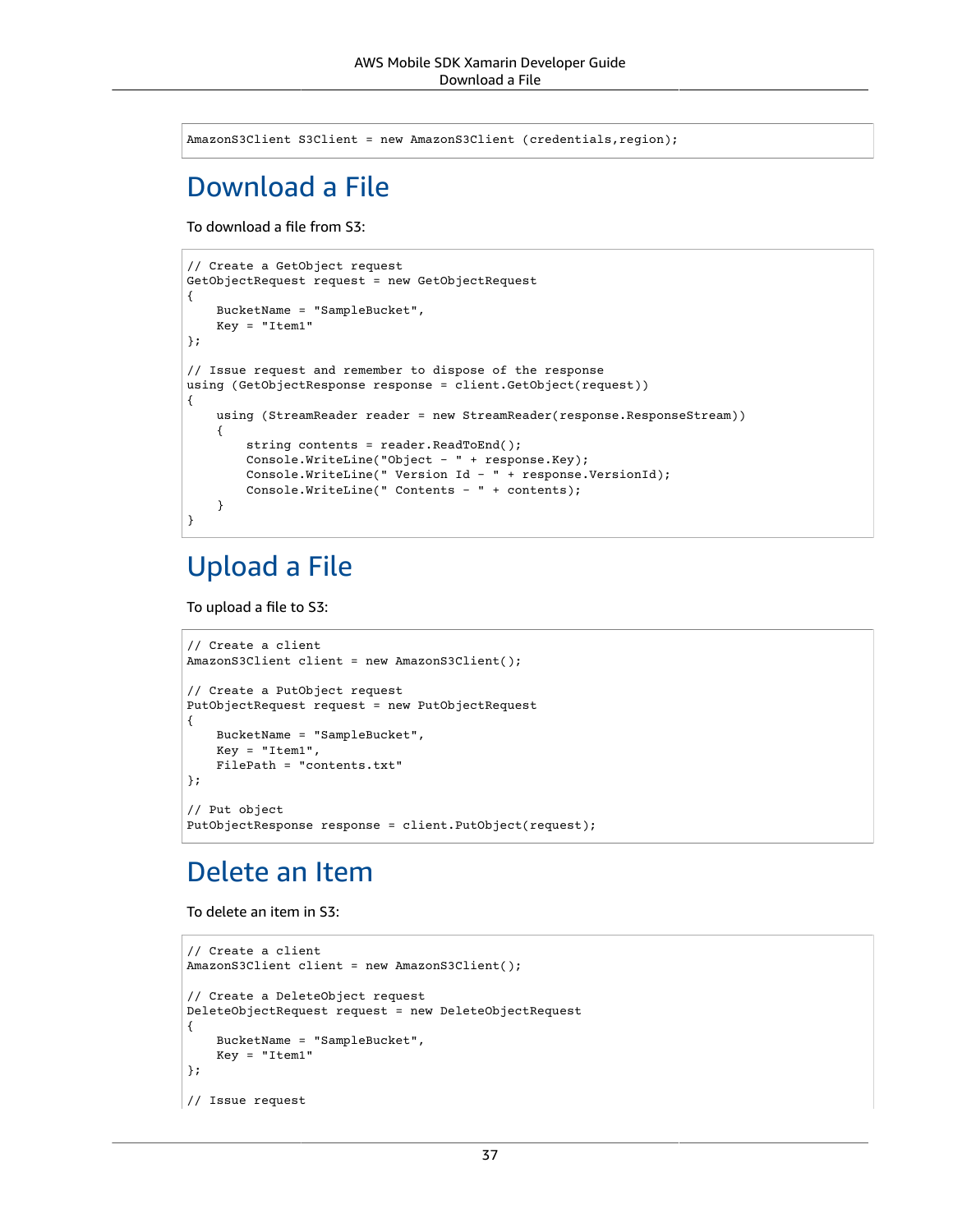```
AmazonS3Client S3Client = new AmazonS3Client (credentials,region);
```

## Download a File

To download a file from S3:

```
// Create a GetObject request
GetObjectRequest request = new GetObjectRequest
{
    BucketName = "SampleBucket",
    Key = "Item1"
};

// Issue request and remember to dispose of the response
using (GetObjectResponse response = client.GetObject(request))
{
    using (StreamReader reader = new StreamReader(response.ResponseStream))
    {
        string contents = reader.ReadToEnd();
        Console.WriteLine("Object - " + response.Key);
        Console.WriteLine(" Version Id - " + response.VersionId);
        Console.WriteLine(" Contents - " + contents);
    }
}
```

## Upload a File

To upload a file to S3:

```
// Create a client
AmazonS3Client client = new AmazonS3Client();

// Create a PutObject request
PutObjectRequest request = new PutObjectRequest
{
    BucketName = "SampleBucket",
    Key = "Item1",
    FilePath = "contents.txt"
};

// Put object
PutObjectResponse response = client.PutObject(request);
```

## Delete an Item

To delete an item in S3:

```
// Create a client
AmazonS3Client client = new AmazonS3Client();

// Create a DeleteObject request
DeleteObjectRequest request = new DeleteObjectRequest
{
    BucketName = "SampleBucket",
    Key = "Item1"
};

// Issue request
```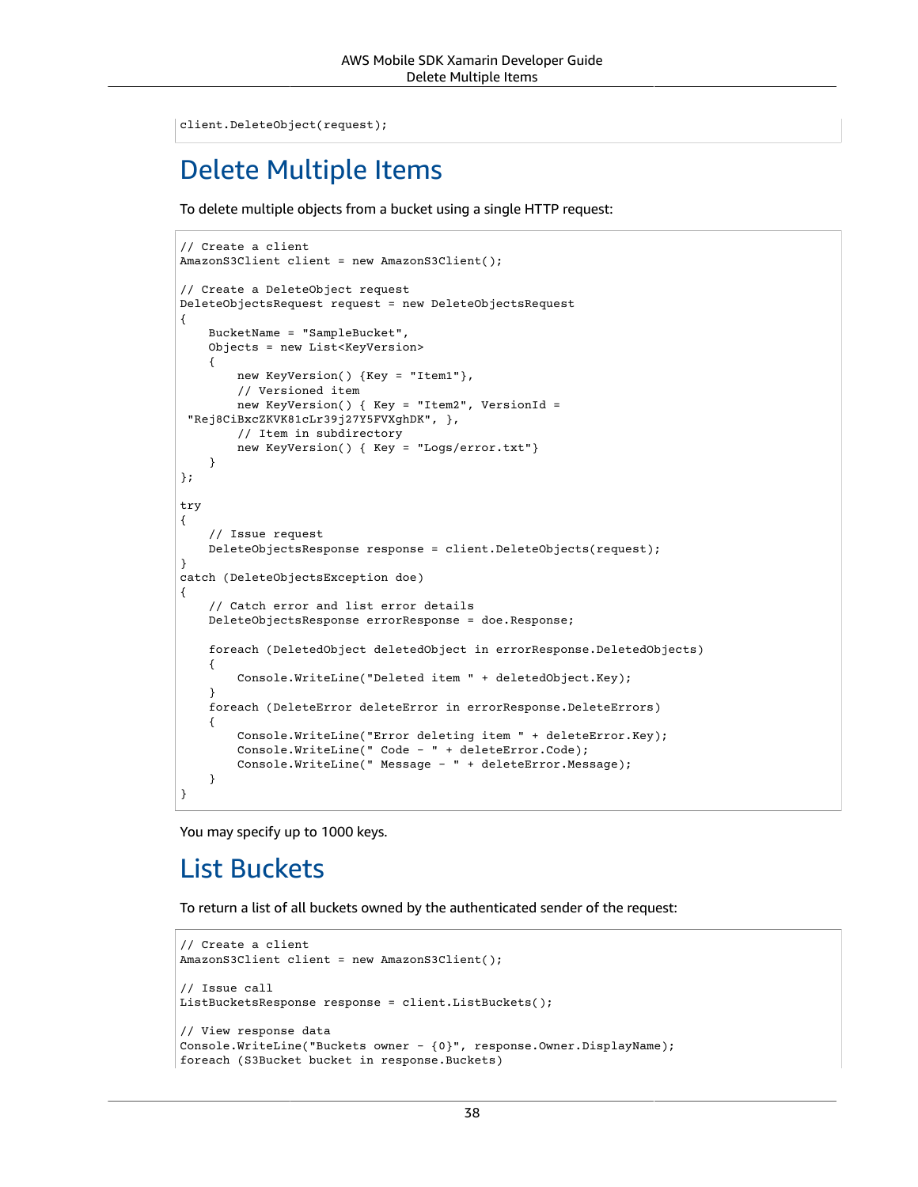```
client.DeleteObject(request);
```

## Delete Multiple Items

To delete multiple objects from a bucket using a single HTTP request:

```
// Create a client
AmazonS3Client client = new AmazonS3Client();

// Create a DeleteObject request
DeleteObjectsRequest request = new DeleteObjectsRequest
{
    BucketName = "SampleBucket",
    Objects = new List<KeyVersion>
    {
        new KeyVersion() {Key = "Item1"},
        // Versioned item
        new KeyVersion() { Key = "Item2", VersionId =
 "Rej8CiBxcZKVK81cLr39j27Y5FVXghDK", },
        // Item in subdirectory
        new KeyVersion() { Key = "Logs/error.txt"}
    }
};

try
{
    // Issue request
    DeleteObjectsResponse response = client.DeleteObjects(request);
}
catch (DeleteObjectsException doe)
{
    // Catch error and list error details
    DeleteObjectsResponse errorResponse = doe.Response;

    foreach (DeletedObject deletedObject in errorResponse.DeletedObjects)
    {
        Console.WriteLine("Deleted item " + deletedObject.Key);
    }
    foreach (DeleteError deleteError in errorResponse.DeleteErrors)
    {
        Console.WriteLine("Error deleting item " + deleteError.Key);
        Console.WriteLine(" Code - " + deleteError.Code);
        Console.WriteLine(" Message - " + deleteError.Message);
    }
}
```

You may specify up to 1000 keys.

## List Buckets

To return a list of all buckets owned by the authenticated sender of the request:

```
// Create a client
AmazonS3Client client = new AmazonS3Client();

// Issue call
ListBucketsResponse response = client.ListBuckets();

// View response data
Console.WriteLine("Buckets owner - {0}", response.Owner.DisplayName);
foreach (S3Bucket bucket in response.Buckets)
```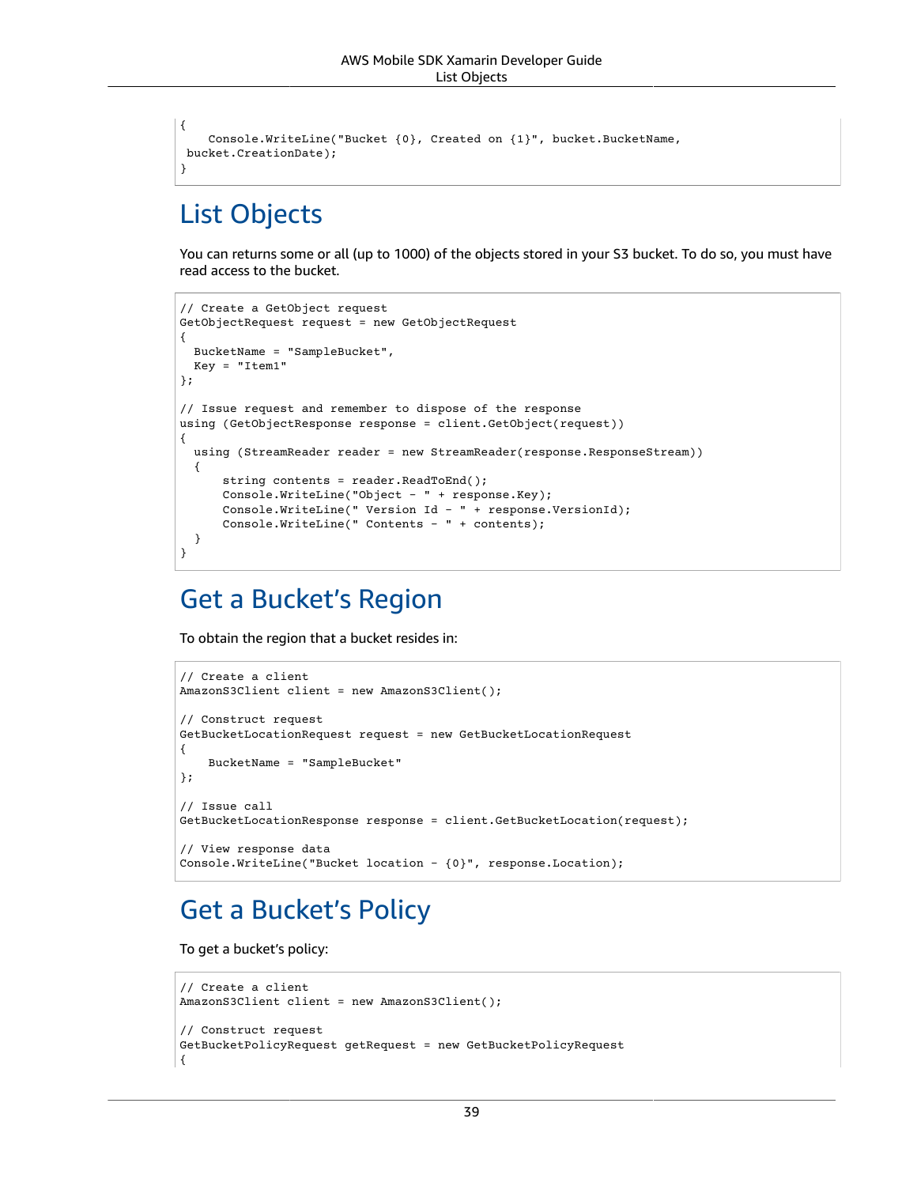```
{
    Console.WriteLine("Bucket {0}, Created on {1}", bucket.BucketName,
 bucket.CreationDate);
}
```

## List Objects

You can returns some or all (up to 1000) of the objects stored in your S3 bucket. To do so, you must have read access to the bucket.

```
// Create a GetObject request
GetObjectRequest request = new GetObjectRequest
{
  BucketName = "SampleBucket",
  Key = "Item1"
};

// Issue request and remember to dispose of the response
using (GetObjectResponse response = client.GetObject(request))
{
  using (StreamReader reader = new StreamReader(response.ResponseStream))
  {
      string contents = reader.ReadToEnd();
      Console.WriteLine("Object - " + response.Key);
      Console.WriteLine(" Version Id - " + response.VersionId);
      Console.WriteLine(" Contents - " + contents);
  }
}
```

## Get a Bucket's Region

To obtain the region that a bucket resides in:

```
// Create a client
AmazonS3Client client = new AmazonS3Client();

// Construct request
GetBucketLocationRequest request = new GetBucketLocationRequest
{
    BucketName = "SampleBucket"
};

// Issue call
GetBucketLocationResponse response = client.GetBucketLocation(request);

// View response data
Console.WriteLine("Bucket location - {0}", response.Location);
```

## Get a Bucket's Policy

To get a bucket's policy:

```
// Create a client
AmazonS3Client client = new AmazonS3Client();

// Construct request
GetBucketPolicyRequest getRequest = new GetBucketPolicyRequest
{
```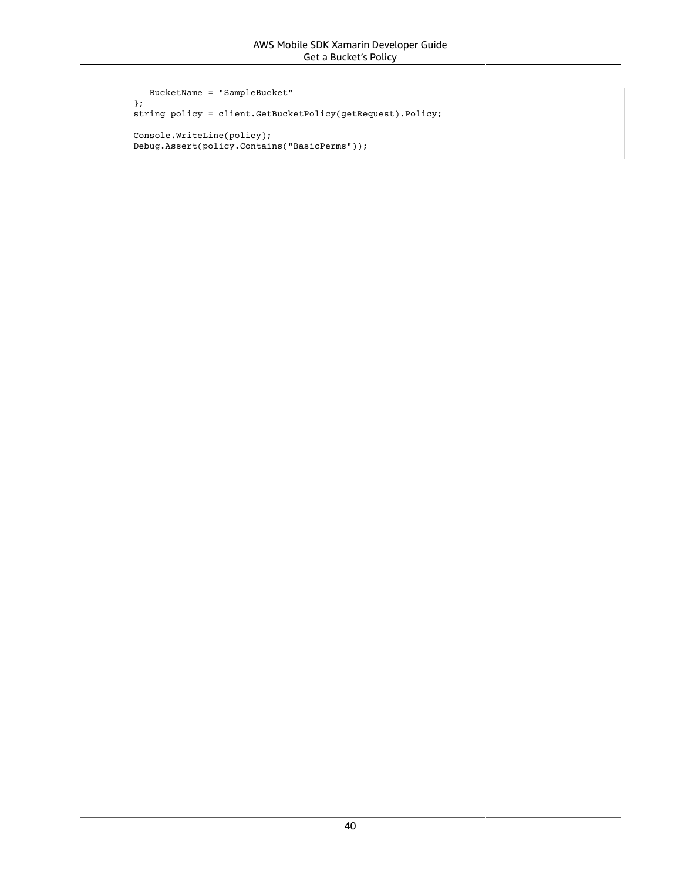```
   BucketName = "SampleBucket"
};
string policy = client.GetBucketPolicy(getRequest).Policy;

Console.WriteLine(policy);
Debug.Assert(policy.Contains("BasicPerms"));
```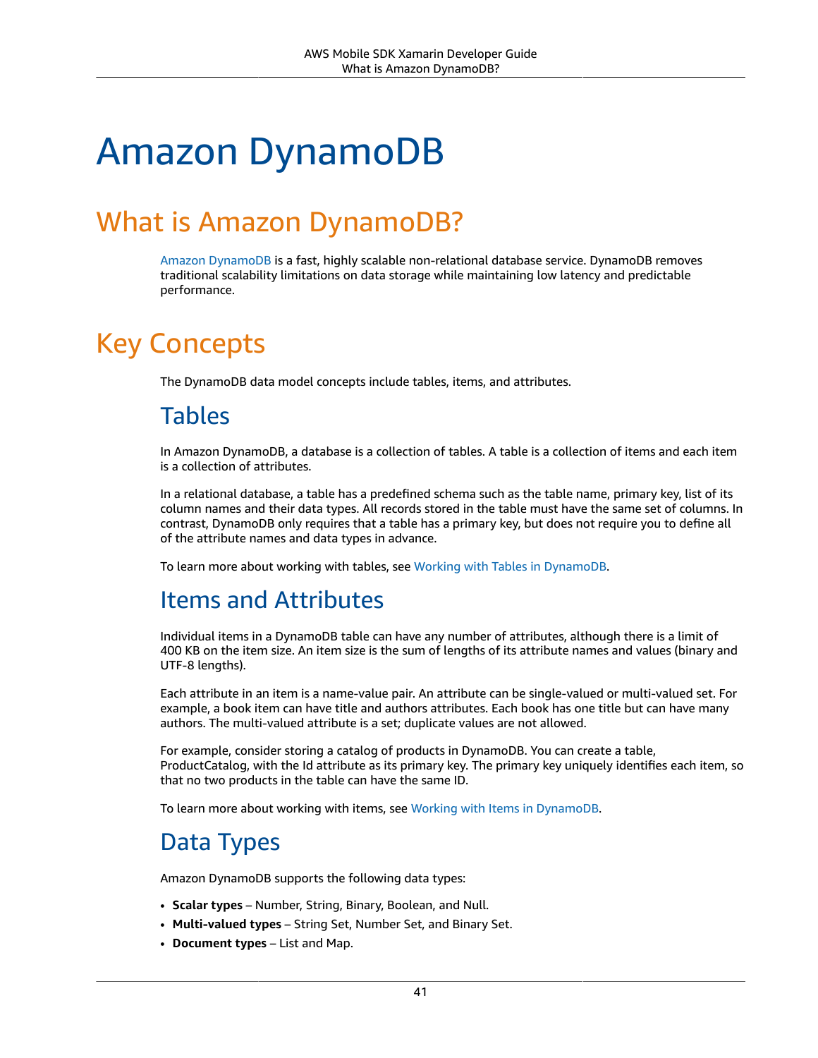# Amazon DynamoDB

## What is Amazon DynamoDB?

Amazon DynamoDB is a fast, highly scalable non-relational database service. DynamoDB removes traditional scalability limitations on data storage while maintaining low latency and predictable performance.

## Key Concepts

The DynamoDB data model concepts include tables, items, and attributes.

### Tables

In Amazon DynamoDB, a database is a collection of tables. A table is a collection of items and each item is a collection of attributes.

In a relational database, a table has a predefined schema such as the table name, primary key, list of its column names and their data types. All records stored in the table must have the same set of columns. In contrast, DynamoDB only requires that a table has a primary key, but does not require you to define all of the attribute names and data types in advance.

To learn more about working with tables, see Working with Tables in DynamoDB.

### Items and Attributes

Individual items in a DynamoDB table can have any number of attributes, although there is a limit of 400 KB on the item size. An item size is the sum of lengths of its attribute names and values (binary and UTF-8 lengths).

Each attribute in an item is a name-value pair. An attribute can be single-valued or multi-valued set. For example, a book item can have title and authors attributes. Each book has one title but can have many authors. The multi-valued attribute is a set; duplicate values are not allowed.

For example, consider storing a catalog of products in DynamoDB. You can create a table, ProductCatalog, with the Id attribute as its primary key. The primary key uniquely identifies each item, so that no two products in the table can have the same ID.

To learn more about working with items, see Working with Items in DynamoDB.

### Data Types

Amazon DynamoDB supports the following data types:

- **Scalar types** – Number, String, Binary, Boolean, and Null.
- **Multi-valued types** – String Set, Number Set, and Binary Set.
- **Document types** – List and Map.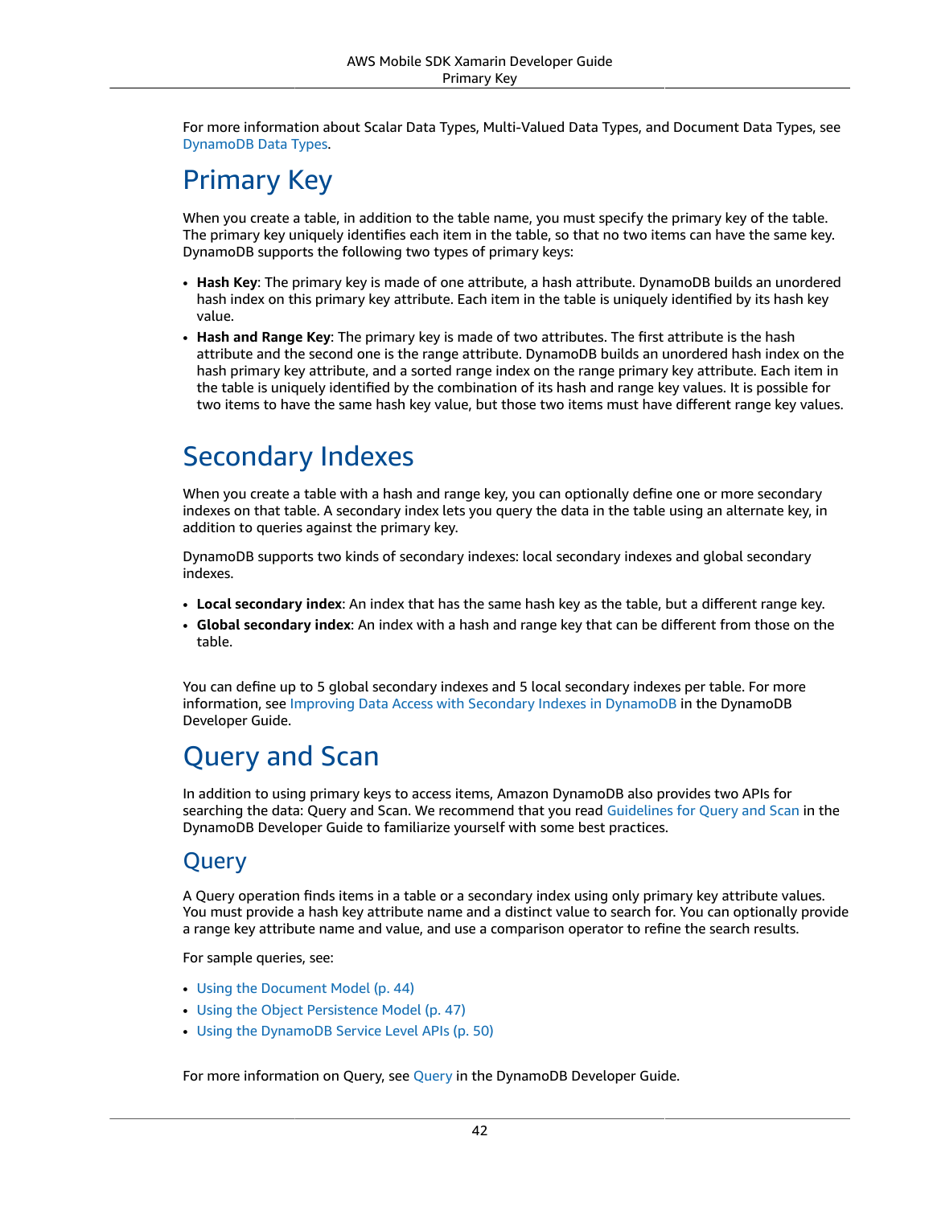For more information about Scalar Data Types, Multi-Valued Data Types, and Document Data Types, see DynamoDB Data Types.

# Primary Key

When you create a table, in addition to the table name, you must specify the primary key of the table. The primary key uniquely identifies each item in the table, so that no two items can have the same key. DynamoDB supports the following two types of primary keys:

- **Hash Key**: The primary key is made of one attribute, a hash attribute. DynamoDB builds an unordered hash index on this primary key attribute. Each item in the table is uniquely identified by its hash key value.
- **Hash and Range Key**: The primary key is made of two attributes. The first attribute is the hash attribute and the second one is the range attribute. DynamoDB builds an unordered hash index on the hash primary key attribute, and a sorted range index on the range primary key attribute. Each item in the table is uniquely identified by the combination of its hash and range key values. It is possible for two items to have the same hash key value, but those two items must have different range key values.

# Secondary Indexes

When you create a table with a hash and range key, you can optionally define one or more secondary indexes on that table. A secondary index lets you query the data in the table using an alternate key, in addition to queries against the primary key.

DynamoDB supports two kinds of secondary indexes: local secondary indexes and global secondary indexes.

- **Local secondary index**: An index that has the same hash key as the table, but a different range key.
- **Global secondary index**: An index with a hash and range key that can be different from those on the table.

You can define up to 5 global secondary indexes and 5 local secondary indexes per table. For more information, see Improving Data Access with Secondary Indexes in DynamoDB in the DynamoDB Developer Guide.

# Query and Scan

In addition to using primary keys to access items, Amazon DynamoDB also provides two APIs for searching the data: Query and Scan. We recommend that you read Guidelines for Query and Scan in the DynamoDB Developer Guide to familiarize yourself with some best practices.

## Query

A Query operation finds items in a table or a secondary index using only primary key attribute values. You must provide a hash key attribute name and a distinct value to search for. You can optionally provide a range key attribute name and value, and use a comparison operator to refine the search results.

For sample queries, see:

- Using the Document Model (p. 44)
- Using the Object Persistence Model (p. 47)
- Using the DynamoDB Service Level APIs (p. 50)

For more information on Query, see Query in the DynamoDB Developer Guide.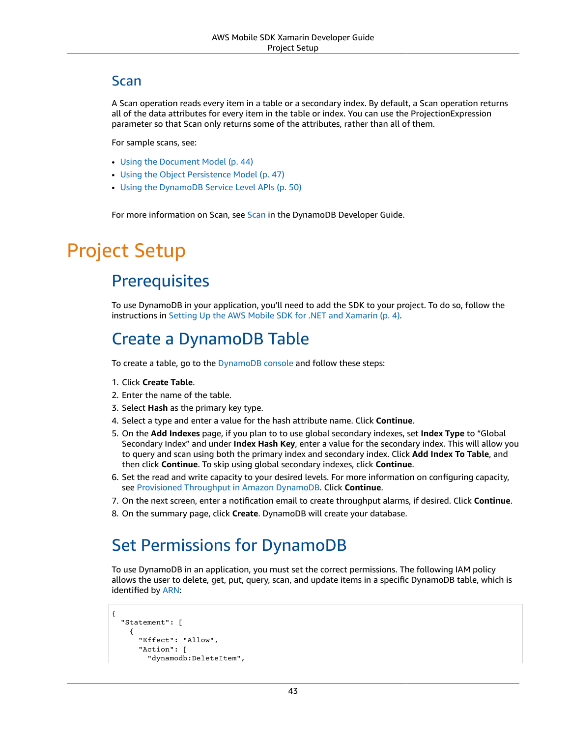## Scan

A Scan operation reads every item in a table or a secondary index. By default, a Scan operation returns all of the data attributes for every item in the table or index. You can use the ProjectionExpression parameter so that Scan only returns some of the attributes, rather than all of them.

For sample scans, see:

- Using the Document Model (p. 44)
- Using the Object Persistence Model (p. 47)
- Using the DynamoDB Service Level APIs (p. 50)

For more information on Scan, see Scan in the DynamoDB Developer Guide.

# Project Setup

## Prerequisites

To use DynamoDB in your application, you'll need to add the SDK to your project. To do so, follow the instructions in Setting Up the AWS Mobile SDK for .NET and Xamarin (p. 4).

## Create a DynamoDB Table

To create a table, go to the DynamoDB console and follow these steps:

1. Click **Create Table**.
2. Enter the name of the table.
3. Select **Hash** as the primary key type.
4. Select a type and enter a value for the hash attribute name. Click **Continue**.
5. On the **Add Indexes** page, if you plan to to use global secondary indexes, set **Index Type** to "Global Secondary Index" and under **Index Hash Key**, enter a value for the secondary index. This will allow you to query and scan using both the primary index and secondary index. Click **Add Index To Table**, and then click **Continue**. To skip using global secondary indexes, click **Continue**.
6. Set the read and write capacity to your desired levels. For more information on configuring capacity, see Provisioned Throughput in Amazon DynamoDB. Click **Continue**.
7. On the next screen, enter a notification email to create throughput alarms, if desired. Click **Continue**.
8. On the summary page, click **Create**. DynamoDB will create your database.

## Set Permissions for DynamoDB

To use DynamoDB in an application, you must set the correct permissions. The following IAM policy allows the user to delete, get, put, query, scan, and update items in a specific DynamoDB table, which is identified by ARN:

```
{
  "Statement": [
    {
      "Effect": "Allow",
      "Action": [
        "dynamodb:DeleteItem",
```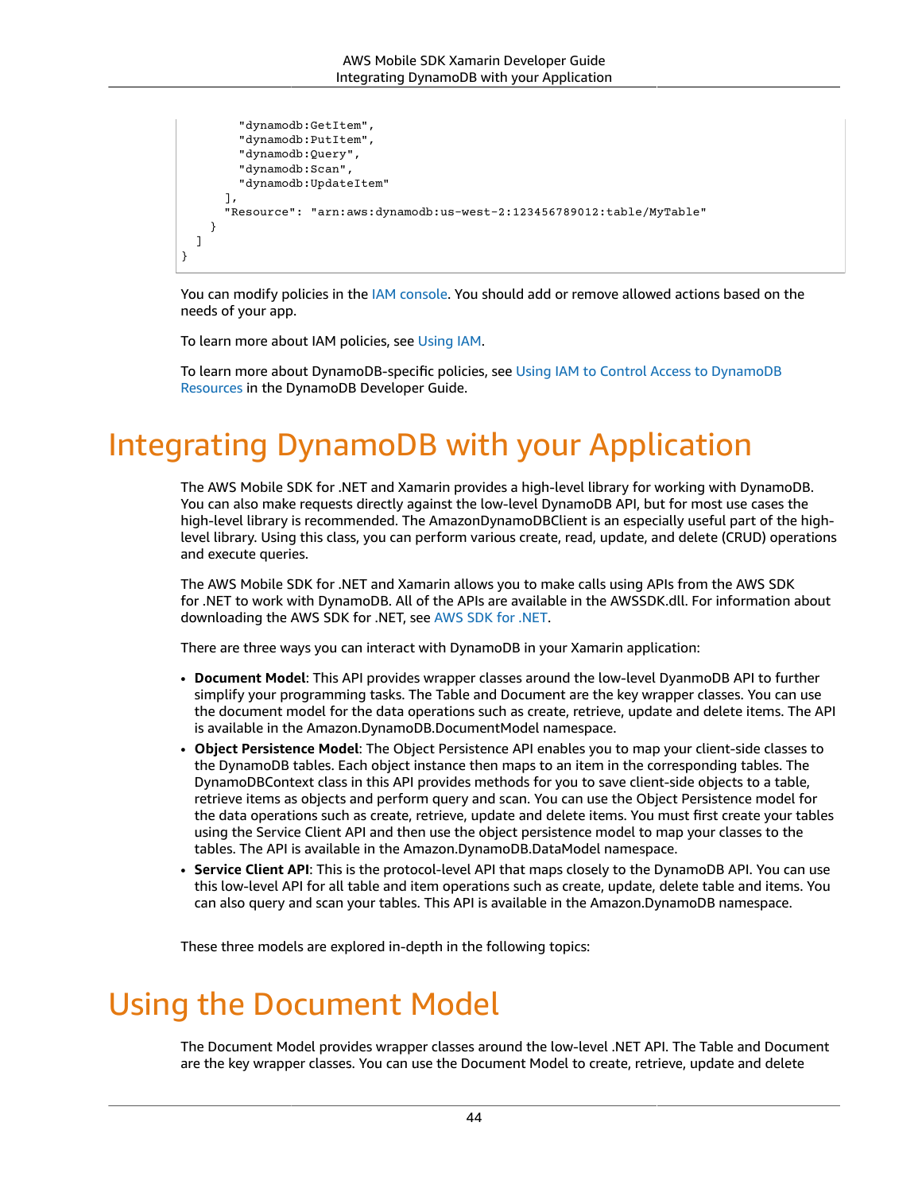```
        "dynamodb:GetItem",
        "dynamodb:PutItem",
        "dynamodb:Query",
        "dynamodb:Scan",
        "dynamodb:UpdateItem"
      ],
      "Resource": "arn:aws:dynamodb:us-west-2:123456789012:table/MyTable"
    }
  ]
}
```

You can modify policies in the IAM console. You should add or remove allowed actions based on the needs of your app.

To learn more about IAM policies, see Using IAM.

To learn more about DynamoDB-specific policies, see Using IAM to Control Access to DynamoDB Resources in the DynamoDB Developer Guide.

# Integrating DynamoDB with your Application

The AWS Mobile SDK for .NET and Xamarin provides a high-level library for working with DynamoDB. You can also make requests directly against the low-level DynamoDB API, but for most use cases the high-level library is recommended. The AmazonDynamoDBClient is an especially useful part of the high-level library. Using this class, you can perform various create, read, update, and delete (CRUD) operations and execute queries.

The AWS Mobile SDK for .NET and Xamarin allows you to make calls using APIs from the AWS SDK for .NET to work with DynamoDB. All of the APIs are available in the AWSSDK.dll. For information about downloading the AWS SDK for .NET, see AWS SDK for .NET.

There are three ways you can interact with DynamoDB in your Xamarin application:

- **Document Model**: This API provides wrapper classes around the low-level DyanmoDB API to further simplify your programming tasks. The Table and Document are the key wrapper classes. You can use the document model for the data operations such as create, retrieve, update and delete items. The API is available in the Amazon.DynamoDB.DocumentModel namespace.
- **Object Persistence Model**: The Object Persistence API enables you to map your client-side classes to the DynamoDB tables. Each object instance then maps to an item in the corresponding tables. The DynamoDBContext class in this API provides methods for you to save client-side objects to a table, retrieve items as objects and perform query and scan. You can use the Object Persistence model for the data operations such as create, retrieve, update and delete items. You must first create your tables using the Service Client API and then use the object persistence model to map your classes to the tables. The API is available in the Amazon.DynamoDB.DataModel namespace.
- **Service Client API**: This is the protocol-level API that maps closely to the DynamoDB API. You can use this low-level API for all table and item operations such as create, update, delete table and items. You can also query and scan your tables. This API is available in the Amazon.DynamoDB namespace.

These three models are explored in-depth in the following topics:

# Using the Document Model

The Document Model provides wrapper classes around the low-level .NET API. The Table and Document are the key wrapper classes. You can use the Document Model to create, retrieve, update and delete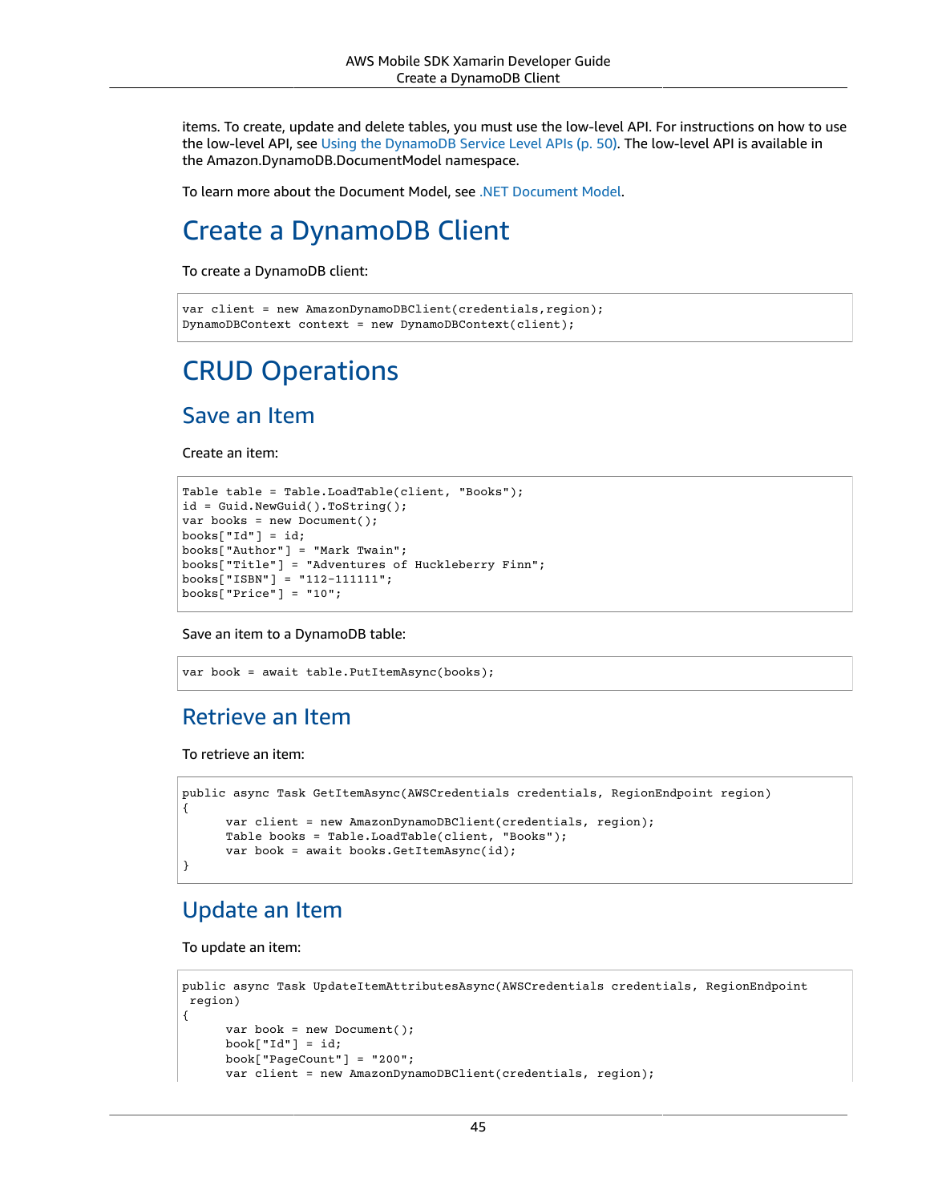items. To create, update and delete tables, you must use the low-level API. For instructions on how to use the low-level API, see Using the DynamoDB Service Level APIs (p. 50). The low-level API is available in the Amazon.DynamoDB.DocumentModel namespace.

To learn more about the Document Model, see .NET Document Model.

# Create a DynamoDB Client

To create a DynamoDB client:

```
var client = new AmazonDynamoDBClient(credentials,region);
DynamoDBContext context = new DynamoDBContext(client);
```

# CRUD Operations

## Save an Item

Create an item:

```
Table table = Table.LoadTable(client, "Books");
id = Guid.NewGuid().ToString();
var books = new Document();
books["Id"] = id;
books["Author"] = "Mark Twain";
books["Title"] = "Adventures of Huckleberry Finn";
books["ISBN"] = "112-111111";
books["Price"] = "10";
```

Save an item to a DynamoDB table:

```
var book = await table.PutItemAsync(books);
```

## Retrieve an Item

To retrieve an item:

```
public async Task GetItemAsync(AWSCredentials credentials, RegionEndpoint region)
{
      var client = new AmazonDynamoDBClient(credentials, region);
      Table books = Table.LoadTable(client, "Books");
      var book = await books.GetItemAsync(id);
}
```

## Update an Item

To update an item:

```
public async Task UpdateItemAttributesAsync(AWSCredentials credentials, RegionEndpoint
 region)
{
      var book = new Document();
      book["Id"] = id;
      book["PageCount"] = "200";
      var client = new AmazonDynamoDBClient(credentials, region);
```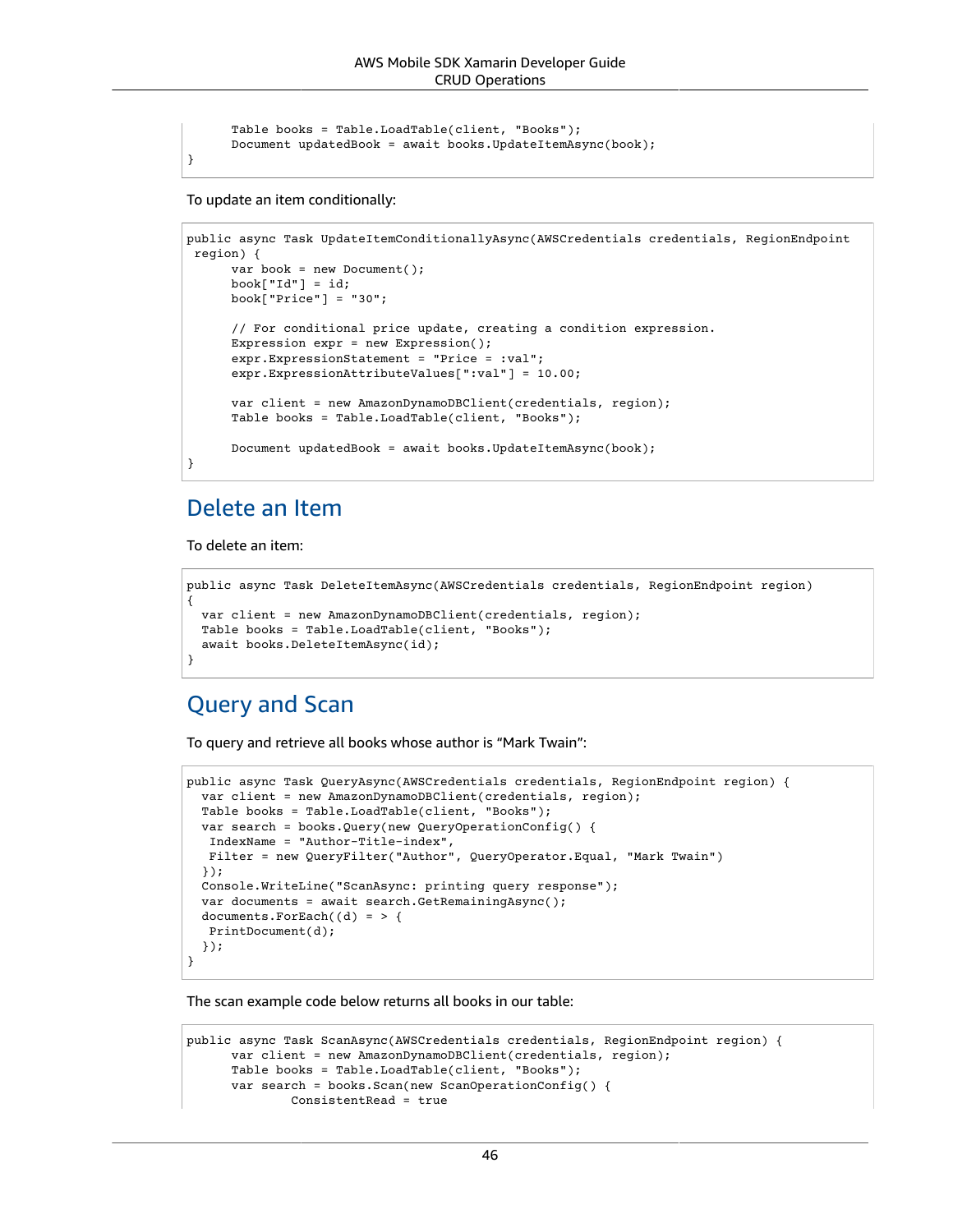```
      Table books = Table.LoadTable(client, "Books");
      Document updatedBook = await books.UpdateItemAsync(book);
}
```

To update an item conditionally:

```
public async Task UpdateItemConditionallyAsync(AWSCredentials credentials, RegionEndpoint
 region) {
      var book = new Document();
      book["Id"] = id;
      book["Price"] = "30";

      // For conditional price update, creating a condition expression.
      Expression expr = new Expression();
      expr.ExpressionStatement = "Price = :val";
      expr.ExpressionAttributeValues[":val"] = 10.00;

      var client = new AmazonDynamoDBClient(credentials, region);
      Table books = Table.LoadTable(client, "Books");

      Document updatedBook = await books.UpdateItemAsync(book);
}
```

## Delete an Item

To delete an item:

```
public async Task DeleteItemAsync(AWSCredentials credentials, RegionEndpoint region)
{
  var client = new AmazonDynamoDBClient(credentials, region);
  Table books = Table.LoadTable(client, "Books");
  await books.DeleteItemAsync(id);
}
```

## Query and Scan

To query and retrieve all books whose author is “Mark Twain”:

```
public async Task QueryAsync(AWSCredentials credentials, RegionEndpoint region) {
  var client = new AmazonDynamoDBClient(credentials, region);
  Table books = Table.LoadTable(client, "Books");
  var search = books.Query(new QueryOperationConfig() {
   IndexName = "Author-Title-index",
   Filter = new QueryFilter("Author", QueryOperator.Equal, "Mark Twain")
  });
  Console.WriteLine("ScanAsync: printing query response");
  var documents = await search.GetRemainingAsync();
  documents.ForEach((d) = > {
   PrintDocument(d);
  });
}
```

The scan example code below returns all books in our table:

```
public async Task ScanAsync(AWSCredentials credentials, RegionEndpoint region) {
      var client = new AmazonDynamoDBClient(credentials, region);
      Table books = Table.LoadTable(client, "Books");
      var search = books.Scan(new ScanOperationConfig() {
              ConsistentRead = true
```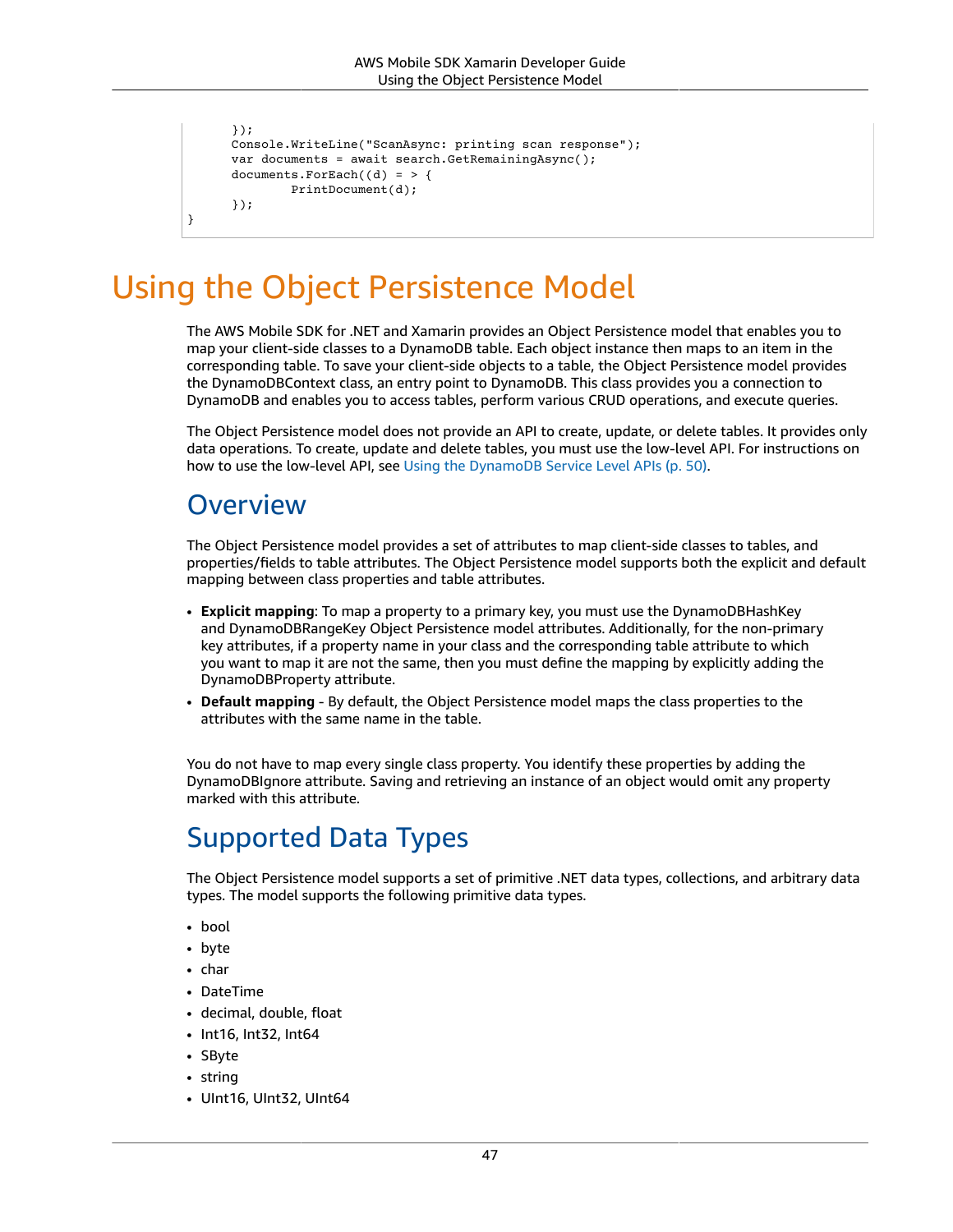```
      });
      Console.WriteLine("ScanAsync: printing scan response");
      var documents = await search.GetRemainingAsync();
      documents.ForEach((d) = > {
              PrintDocument(d);
      });
}
```

# Using the Object Persistence Model

The AWS Mobile SDK for .NET and Xamarin provides an Object Persistence model that enables you to map your client-side classes to a DynamoDB table. Each object instance then maps to an item in the corresponding table. To save your client-side objects to a table, the Object Persistence model provides the DynamoDBContext class, an entry point to DynamoDB. This class provides you a connection to DynamoDB and enables you to access tables, perform various CRUD operations, and execute queries.

The Object Persistence model does not provide an API to create, update, or delete tables. It provides only data operations. To create, update and delete tables, you must use the low-level API. For instructions on how to use the low-level API, see Using the DynamoDB Service Level APIs (p. 50).

## Overview

The Object Persistence model provides a set of attributes to map client-side classes to tables, and properties/fields to table attributes. The Object Persistence model supports both the explicit and default mapping between class properties and table attributes.

- **Explicit mapping**: To map a property to a primary key, you must use the DynamoDBHashKey and DynamoDBRangeKey Object Persistence model attributes. Additionally, for the non-primary key attributes, if a property name in your class and the corresponding table attribute to which you want to map it are not the same, then you must define the mapping by explicitly adding the DynamoDBProperty attribute.
- **Default mapping** - By default, the Object Persistence model maps the class properties to the attributes with the same name in the table.

You do not have to map every single class property. You identify these properties by adding the DynamoDBIgnore attribute. Saving and retrieving an instance of an object would omit any property marked with this attribute.

## Supported Data Types

The Object Persistence model supports a set of primitive .NET data types, collections, and arbitrary data types. The model supports the following primitive data types.

- bool
- byte
- char
- DateTime
- decimal, double, float
- Int16, Int32, Int64
- SByte
- string
- UInt16, UInt32, UInt64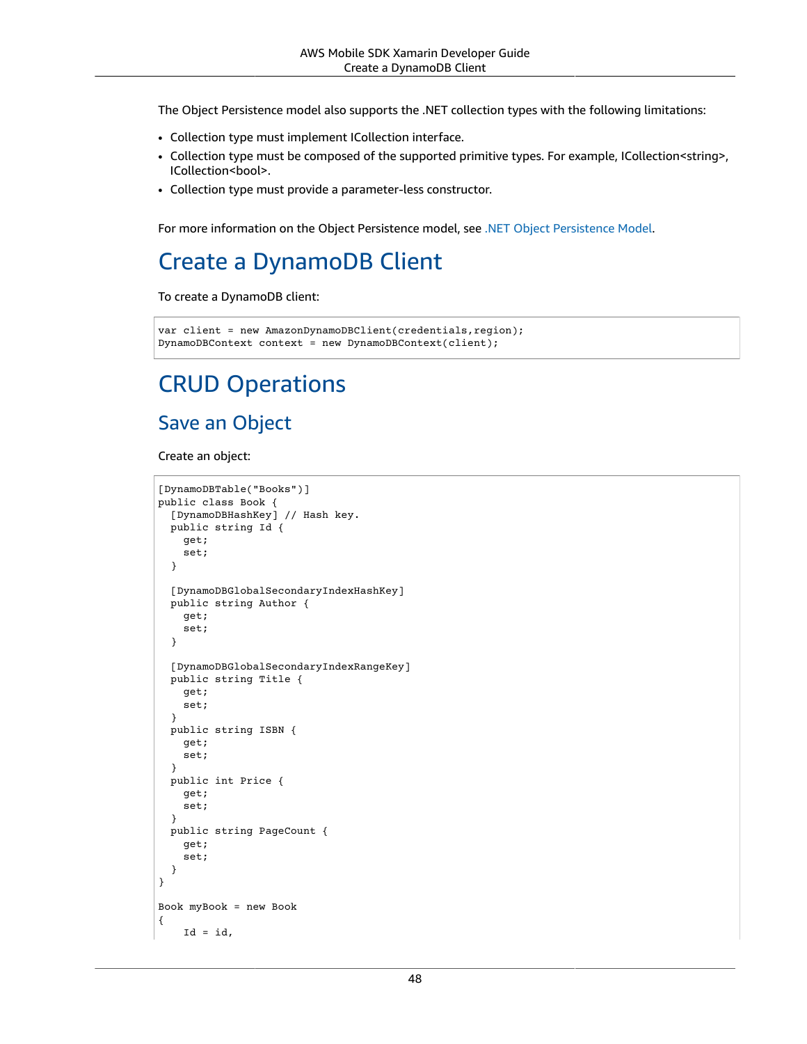The Object Persistence model also supports the .NET collection types with the following limitations:

- Collection type must implement ICollection interface.
- Collection type must be composed of the supported primitive types. For example, ICollection<string>, ICollection<bool>.
- Collection type must provide a parameter-less constructor.

For more information on the Object Persistence model, see .NET Object Persistence Model.

# Create a DynamoDB Client

To create a DynamoDB client:

```
var client = new AmazonDynamoDBClient(credentials,region);
DynamoDBContext context = new DynamoDBContext(client);
```

# CRUD Operations

## Save an Object

Create an object:

```
[DynamoDBTable("Books")]
public class Book {
  [DynamoDBHashKey] // Hash key.
  public string Id {
    get;
    set;
  }

  [DynamoDBGlobalSecondaryIndexHashKey]
  public string Author {
    get;
    set;
  }

  [DynamoDBGlobalSecondaryIndexRangeKey]
  public string Title {
    get;
    set;
  }
  public string ISBN {
    get;
    set;
  }
  public int Price {
    get;
    set;
  }
  public string PageCount {
    get;
    set;
  }
}

Book myBook = new Book
{
    Id = id,
```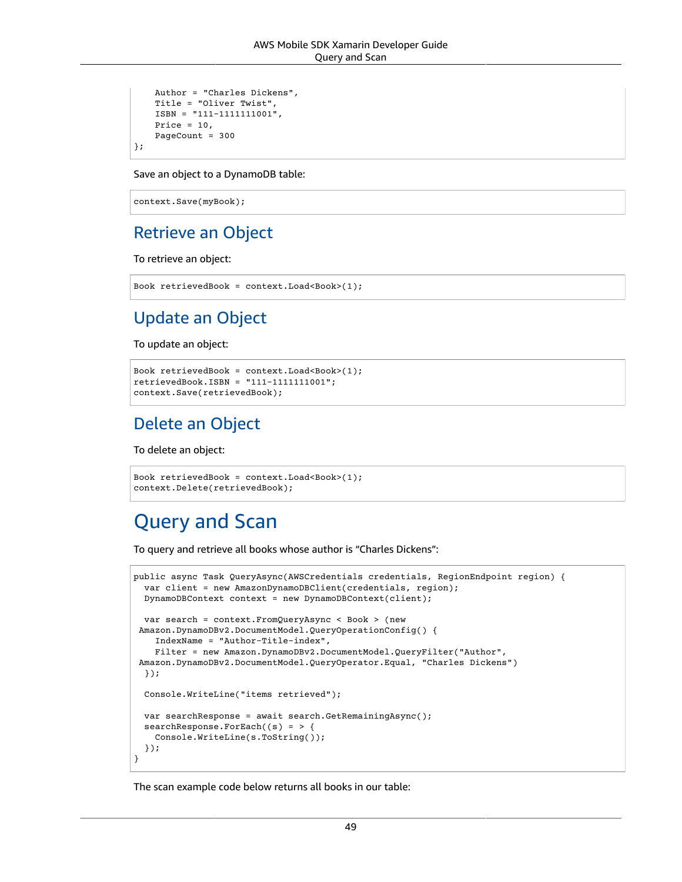```
    Author = "Charles Dickens",
    Title = "Oliver Twist",
    ISBN = "111-1111111001",
    Price = 10,
    PageCount = 300
};
```

Save an object to a DynamoDB table:

```
context.Save(myBook);
```

## Retrieve an Object

To retrieve an object:

```
Book retrievedBook = context.Load<Book>(1);
```

## Update an Object

To update an object:

```
Book retrievedBook = context.Load<Book>(1);
retrievedBook.ISBN = "111-1111111001";
context.Save(retrievedBook);
```

## Delete an Object

To delete an object:

```
Book retrievedBook = context.Load<Book>(1);
context.Delete(retrievedBook);
```

# Query and Scan

To query and retrieve all books whose author is “Charles Dickens”:

```
public async Task QueryAsync(AWSCredentials credentials, RegionEndpoint region) {
  var client = new AmazonDynamoDBClient(credentials, region);
  DynamoDBContext context = new DynamoDBContext(client);

  var search = context.FromQueryAsync < Book > (new
 Amazon.DynamoDBv2.DocumentModel.QueryOperationConfig() {
    IndexName = "Author-Title-index",
    Filter = new Amazon.DynamoDBv2.DocumentModel.QueryFilter("Author",
 Amazon.DynamoDBv2.DocumentModel.QueryOperator.Equal, "Charles Dickens")
  });

  Console.WriteLine("items retrieved");

  var searchResponse = await search.GetRemainingAsync();
  searchResponse.ForEach((s) = > {
    Console.WriteLine(s.ToString());
  });
}
```

The scan example code below returns all books in our table: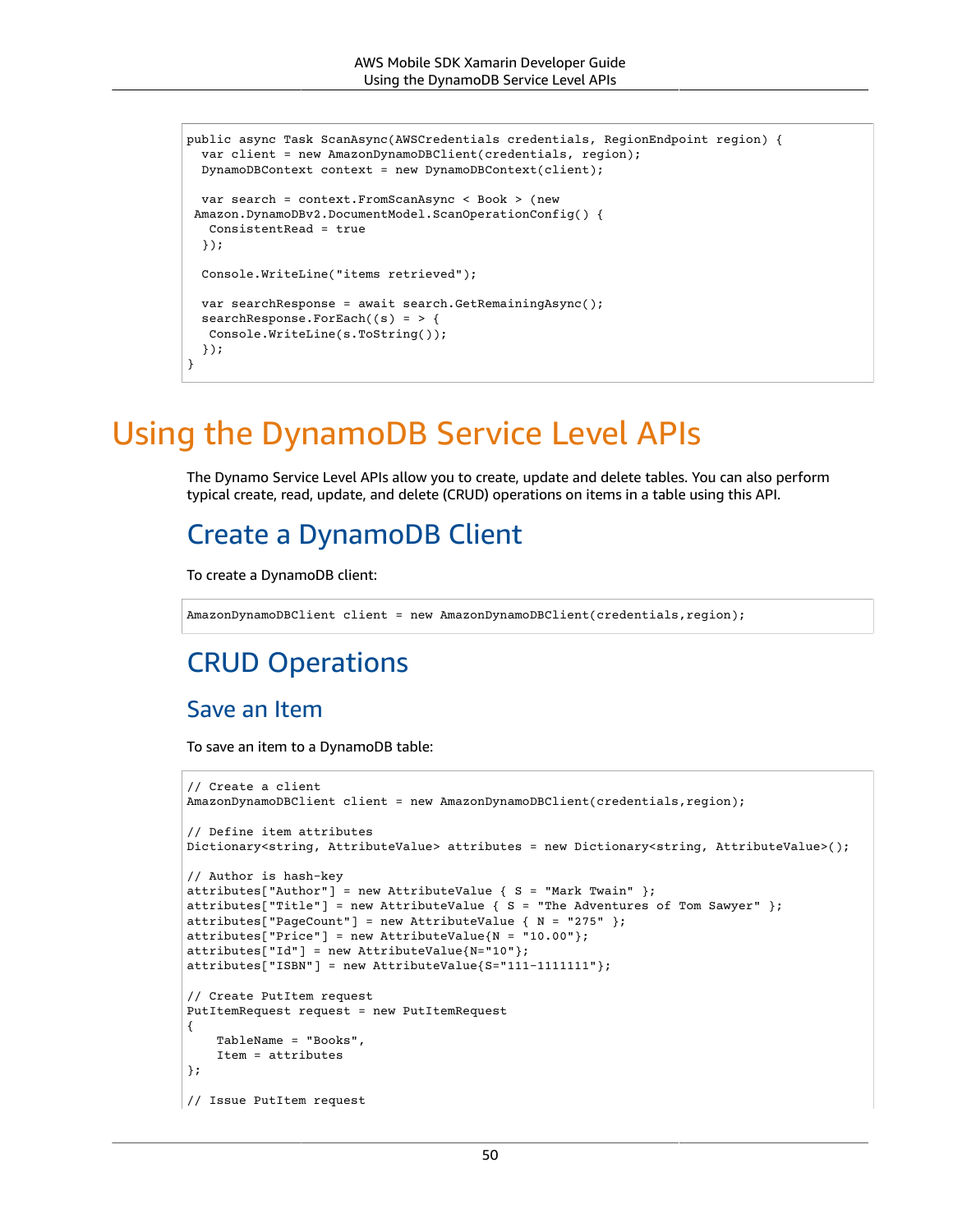```
public async Task ScanAsync(AWSCredentials credentials, RegionEndpoint region) {
  var client = new AmazonDynamoDBClient(credentials, region);
  DynamoDBContext context = new DynamoDBContext(client);

  var search = context.FromScanAsync < Book > (new
 Amazon.DynamoDBv2.DocumentModel.ScanOperationConfig() {
   ConsistentRead = true
  });

  Console.WriteLine("items retrieved");

  var searchResponse = await search.GetRemainingAsync();
  searchResponse.ForEach((s) = > {
   Console.WriteLine(s.ToString());
  });
}
```

# Using the DynamoDB Service Level APIs

The Dynamo Service Level APIs allow you to create, update and delete tables. You can also perform typical create, read, update, and delete (CRUD) operations on items in a table using this API.

## Create a DynamoDB Client

To create a DynamoDB client:

```
AmazonDynamoDBClient client = new AmazonDynamoDBClient(credentials,region);
```

## CRUD Operations

### Save an Item

To save an item to a DynamoDB table:

```
// Create a client
AmazonDynamoDBClient client = new AmazonDynamoDBClient(credentials,region);

// Define item attributes
Dictionary<string, AttributeValue> attributes = new Dictionary<string, AttributeValue>();

// Author is hash-key
attributes["Author"] = new AttributeValue { S = "Mark Twain" };
attributes["Title"] = new AttributeValue { S = "The Adventures of Tom Sawyer" };
attributes["PageCount"] = new AttributeValue { N = "275" };
attributes["Price"] = new AttributeValue{N = "10.00"};
attributes["Id"] = new AttributeValue{N="10"};
attributes["ISBN"] = new AttributeValue{S="111-1111111"};

// Create PutItem request
PutItemRequest request = new PutItemRequest
{
    TableName = "Books",
    Item = attributes
};

// Issue PutItem request
```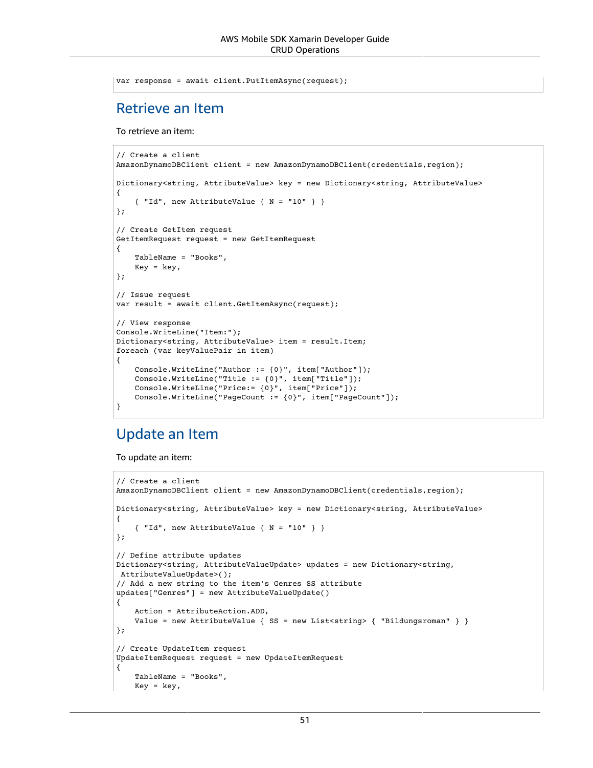```
var response = await client.PutItemAsync(request);
```

## Retrieve an Item

To retrieve an item:

```
// Create a client
AmazonDynamoDBClient client = new AmazonDynamoDBClient(credentials,region);

Dictionary<string, AttributeValue> key = new Dictionary<string, AttributeValue>
{
    { "Id", new AttributeValue { N = "10" } }
};

// Create GetItem request
GetItemRequest request = new GetItemRequest
{
    TableName = "Books",
    Key = key,
};

// Issue request
var result = await client.GetItemAsync(request);

// View response
Console.WriteLine("Item:");
Dictionary<string, AttributeValue> item = result.Item;
foreach (var keyValuePair in item)
{
    Console.WriteLine("Author := {0}", item["Author"]);
    Console.WriteLine("Title := {0}", item["Title"]);
    Console.WriteLine("Price:= {0}", item["Price"]);
    Console.WriteLine("PageCount := {0}", item["PageCount"]);
}
```

## Update an Item

To update an item:

```
// Create a client
AmazonDynamoDBClient client = new AmazonDynamoDBClient(credentials,region);

Dictionary<string, AttributeValue> key = new Dictionary<string, AttributeValue>
{
    { "Id", new AttributeValue { N = "10" } }
};

// Define attribute updates
Dictionary<string, AttributeValueUpdate> updates = new Dictionary<string,
 AttributeValueUpdate>();
// Add a new string to the item's Genres SS attribute
updates["Genres"] = new AttributeValueUpdate()
{
    Action = AttributeAction.ADD,
    Value = new AttributeValue { SS = new List<string> { "Bildungsroman" } }
};

// Create UpdateItem request
UpdateItemRequest request = new UpdateItemRequest
{
    TableName = "Books",
    Key = key,
```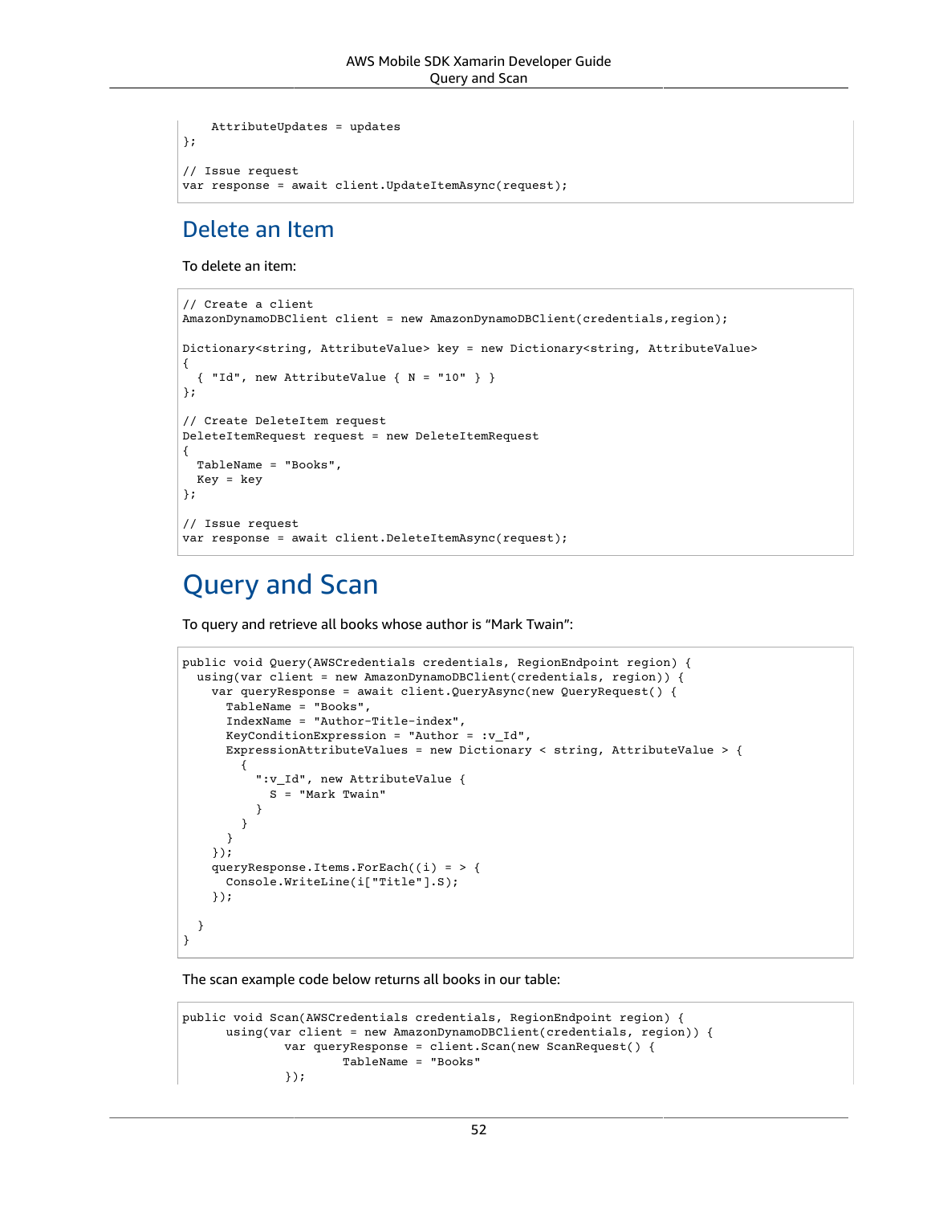```
    AttributeUpdates = updates
};

// Issue request
var response = await client.UpdateItemAsync(request);
```

## Delete an Item

To delete an item:

```
// Create a client
AmazonDynamoDBClient client = new AmazonDynamoDBClient(credentials,region);

Dictionary<string, AttributeValue> key = new Dictionary<string, AttributeValue>
{
  { "Id", new AttributeValue { N = "10" } }
};

// Create DeleteItem request
DeleteItemRequest request = new DeleteItemRequest
{
  TableName = "Books",
  Key = key
};

// Issue request
var response = await client.DeleteItemAsync(request);
```

# Query and Scan

To query and retrieve all books whose author is “Mark Twain”:

```
public void Query(AWSCredentials credentials, RegionEndpoint region) {
  using(var client = new AmazonDynamoDBClient(credentials, region)) {
    var queryResponse = await client.QueryAsync(new QueryRequest() {
      TableName = "Books",
      IndexName = "Author-Title-index",
      KeyConditionExpression = "Author = :v_Id",
      ExpressionAttributeValues = new Dictionary < string, AttributeValue > {
        {
          ":v_Id", new AttributeValue {
            S = "Mark Twain"
          }
        }
      }
    });
    queryResponse.Items.ForEach((i) = > {
      Console.WriteLine(i["Title"].S);
    });

  }
}
```

The scan example code below returns all books in our table:

```
public void Scan(AWSCredentials credentials, RegionEndpoint region) {
      using(var client = new AmazonDynamoDBClient(credentials, region)) {
              var queryResponse = client.Scan(new ScanRequest() {
                      TableName = "Books"
              });
```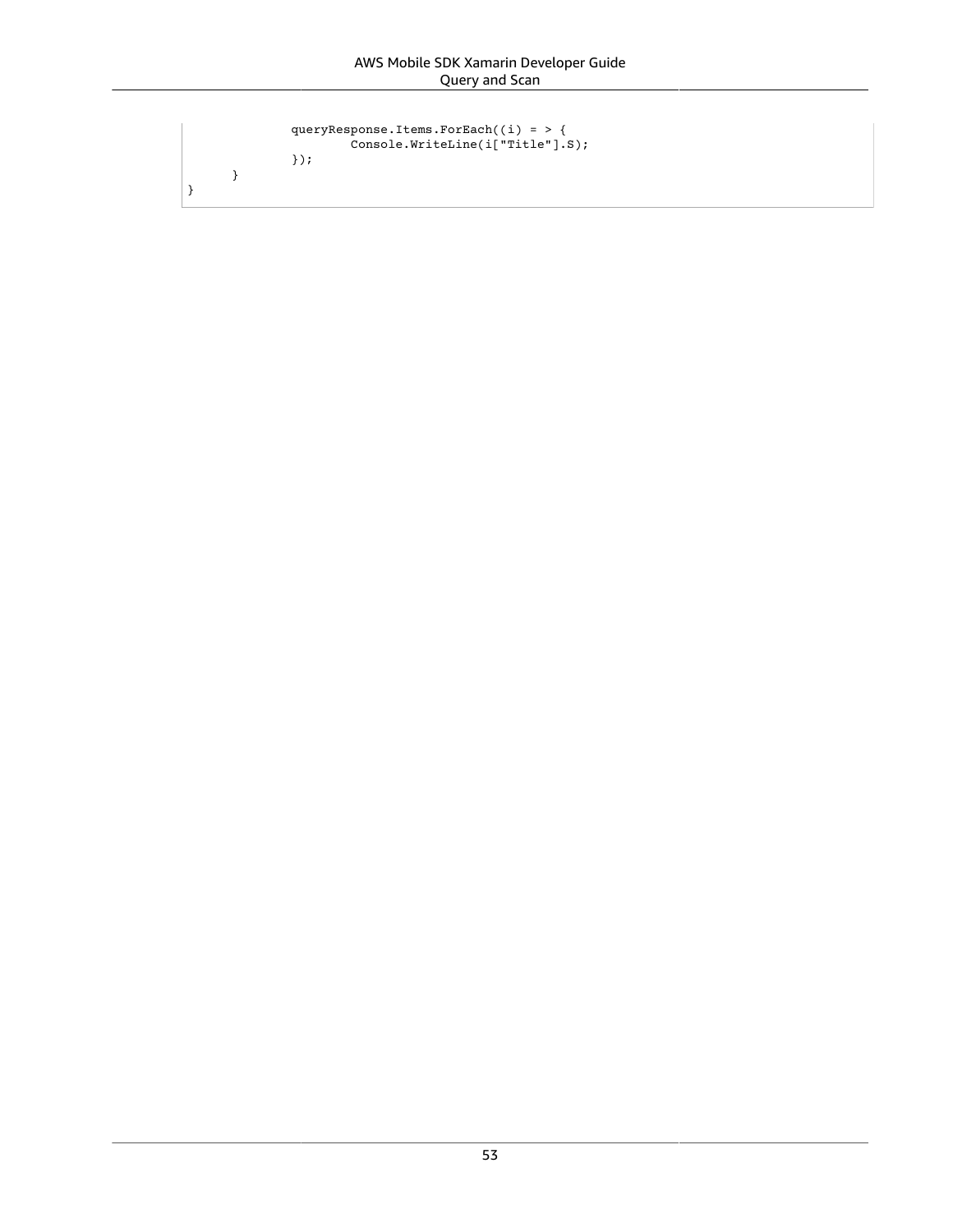```
            queryResponse.Items.ForEach((i) = > {
                    Console.WriteLine(i["Title"].S);
            });
    }
}
```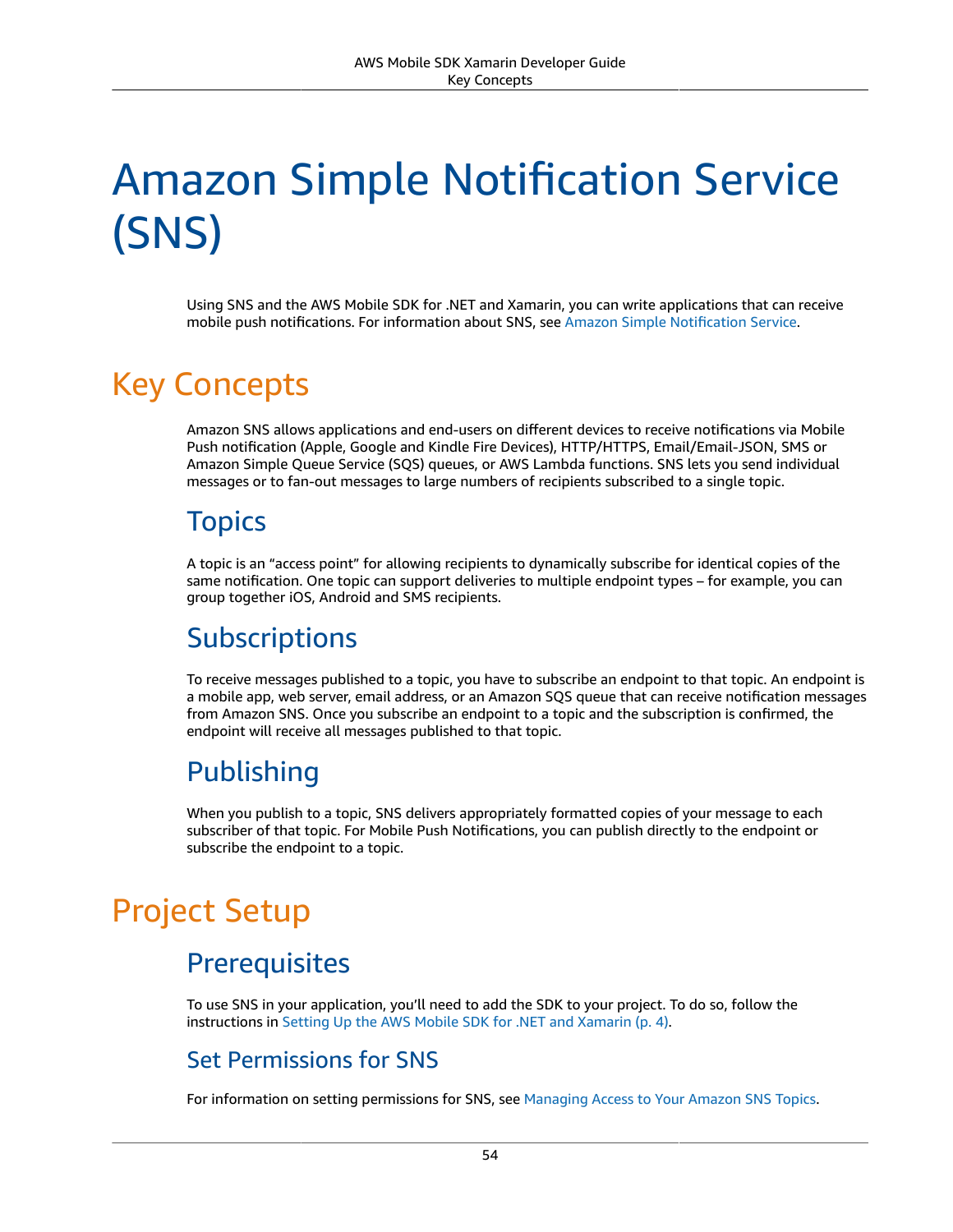# Amazon Simple Notification Service (SNS)

Using SNS and the AWS Mobile SDK for .NET and Xamarin, you can write applications that can receive mobile push notifications. For information about SNS, see Amazon Simple Notification Service.

## Key Concepts

Amazon SNS allows applications and end-users on different devices to receive notifications via Mobile Push notification (Apple, Google and Kindle Fire Devices), HTTP/HTTPS, Email/Email-JSON, SMS or Amazon Simple Queue Service (SQS) queues, or AWS Lambda functions. SNS lets you send individual messages or to fan-out messages to large numbers of recipients subscribed to a single topic.

### Topics

A topic is an “access point” for allowing recipients to dynamically subscribe for identical copies of the same notification. One topic can support deliveries to multiple endpoint types – for example, you can group together iOS, Android and SMS recipients.

### Subscriptions

To receive messages published to a topic, you have to subscribe an endpoint to that topic. An endpoint is a mobile app, web server, email address, or an Amazon SQS queue that can receive notification messages from Amazon SNS. Once you subscribe an endpoint to a topic and the subscription is confirmed, the endpoint will receive all messages published to that topic.

### Publishing

When you publish to a topic, SNS delivers appropriately formatted copies of your message to each subscriber of that topic. For Mobile Push Notifications, you can publish directly to the endpoint or subscribe the endpoint to a topic.

## Project Setup

### Prerequisites

To use SNS in your application, you’ll need to add the SDK to your project. To do so, follow the instructions in Setting Up the AWS Mobile SDK for .NET and Xamarin (p. 4).

#### Set Permissions for SNS

For information on setting permissions for SNS, see Managing Access to Your Amazon SNS Topics.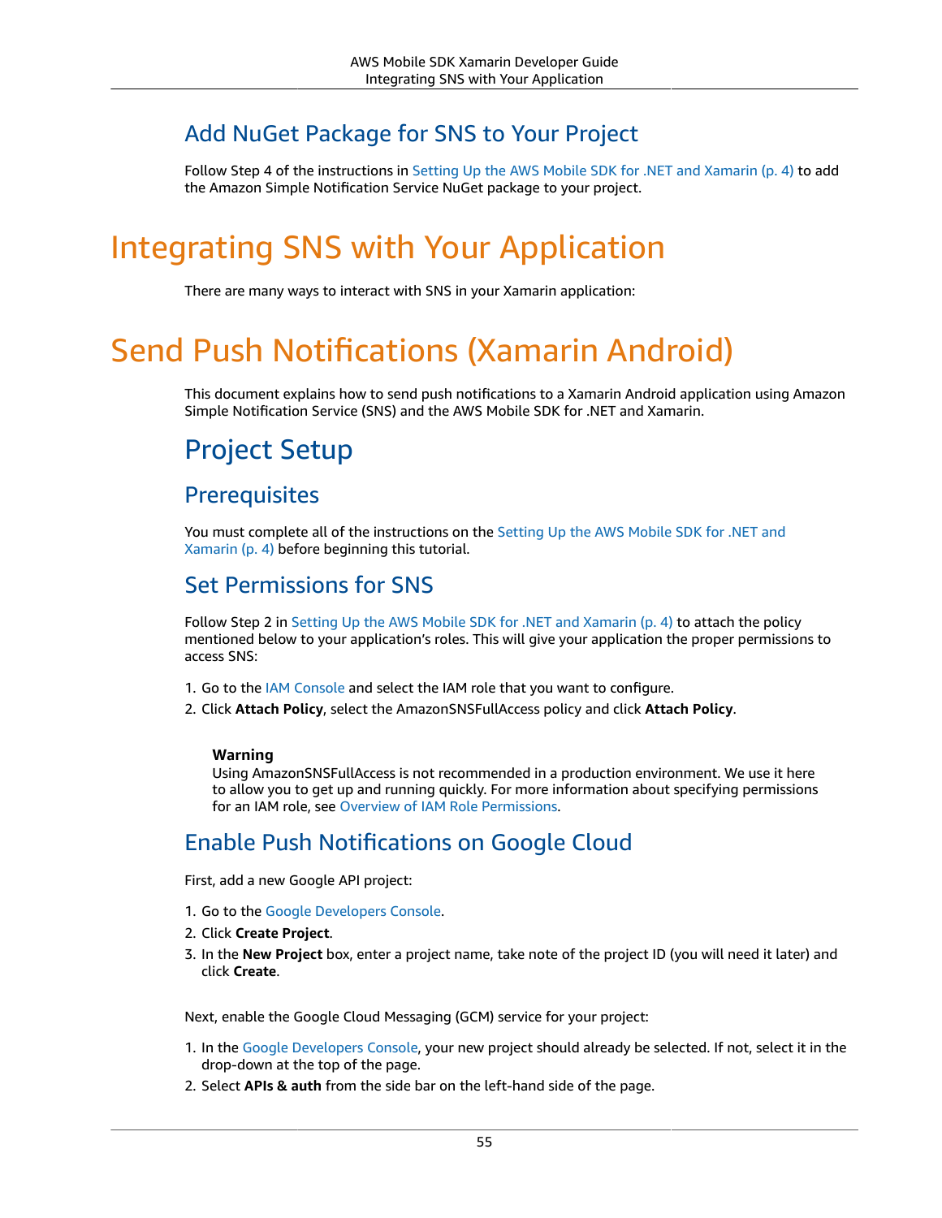## Add NuGet Package for SNS to Your Project

Follow Step 4 of the instructions in Setting Up the AWS Mobile SDK for .NET and Xamarin (p. 4) to add the Amazon Simple Notification Service NuGet package to your project.

# Integrating SNS with Your Application

There are many ways to interact with SNS in your Xamarin application:

# Send Push Notifications (Xamarin Android)

This document explains how to send push notifications to a Xamarin Android application using Amazon Simple Notification Service (SNS) and the AWS Mobile SDK for .NET and Xamarin.

## Project Setup

### Prerequisites

You must complete all of the instructions on the Setting Up the AWS Mobile SDK for .NET and Xamarin (p. 4) before beginning this tutorial.

### Set Permissions for SNS

Follow Step 2 in Setting Up the AWS Mobile SDK for .NET and Xamarin (p. 4) to attach the policy mentioned below to your application's roles. This will give your application the proper permissions to access SNS:

1. Go to the IAM Console and select the IAM role that you want to configure.
2. Click **Attach Policy**, select the AmazonSNSFullAccess policy and click **Attach Policy**.

> **Warning**
> Using AmazonSNSFullAccess is not recommended in a production environment. We use it here to allow you to get up and running quickly. For more information about specifying permissions for an IAM role, see Overview of IAM Role Permissions.

### Enable Push Notifications on Google Cloud

First, add a new Google API project:

1. Go to the Google Developers Console.
2. Click **Create Project**.
3. In the **New Project** box, enter a project name, take note of the project ID (you will need it later) and click **Create**.

Next, enable the Google Cloud Messaging (GCM) service for your project:

1. In the Google Developers Console, your new project should already be selected. If not, select it in the drop-down at the top of the page.
2. Select **APIs & auth** from the side bar on the left-hand side of the page.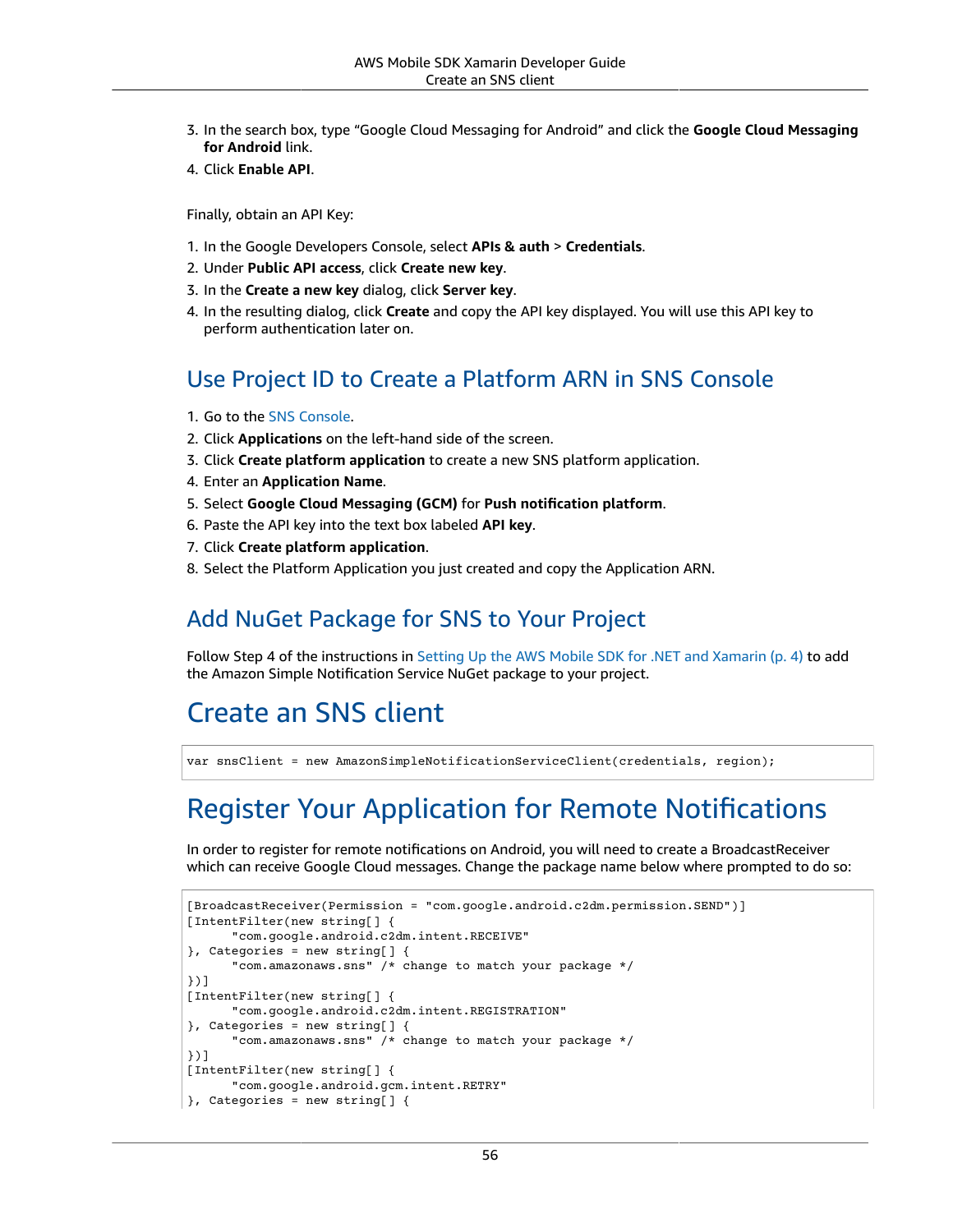3. In the search box, type “Google Cloud Messaging for Android” and click the **Google Cloud Messaging for Android** link.
4. Click **Enable API**.

Finally, obtain an API Key:

1. In the Google Developers Console, select **APIs & auth** > **Credentials**.
2. Under **Public API access**, click **Create new key**.
3. In the **Create a new key** dialog, click **Server key**.
4. In the resulting dialog, click **Create** and copy the API key displayed. You will use this API key to perform authentication later on.

## Use Project ID to Create a Platform ARN in SNS Console

1. Go to the SNS Console.
2. Click **Applications** on the left-hand side of the screen.
3. Click **Create platform application** to create a new SNS platform application.
4. Enter an **Application Name**.
5. Select **Google Cloud Messaging (GCM)** for **Push notification platform**.
6. Paste the API key into the text box labeled **API key**.
7. Click **Create platform application**.
8. Select the Platform Application you just created and copy the Application ARN.

## Add NuGet Package for SNS to Your Project

Follow Step 4 of the instructions in Setting Up the AWS Mobile SDK for .NET and Xamarin (p. 4) to add the Amazon Simple Notification Service NuGet package to your project.

# Create an SNS client

```
var snsClient = new AmazonSimpleNotificationServiceClient(credentials, region);
```

# Register Your Application for Remote Notifications

In order to register for remote notifications on Android, you will need to create a BroadcastReceiver which can receive Google Cloud messages. Change the package name below where prompted to do so:

```
[BroadcastReceiver(Permission = "com.google.android.c2dm.permission.SEND")]
[IntentFilter(new string[] {
      "com.google.android.c2dm.intent.RECEIVE"
}, Categories = new string[] {
      "com.amazonaws.sns" /* change to match your package */
})]
[IntentFilter(new string[] {
      "com.google.android.c2dm.intent.REGISTRATION"
}, Categories = new string[] {
      "com.amazonaws.sns" /* change to match your package */
})]
[IntentFilter(new string[] {
      "com.google.android.gcm.intent.RETRY"
}, Categories = new string[] {
```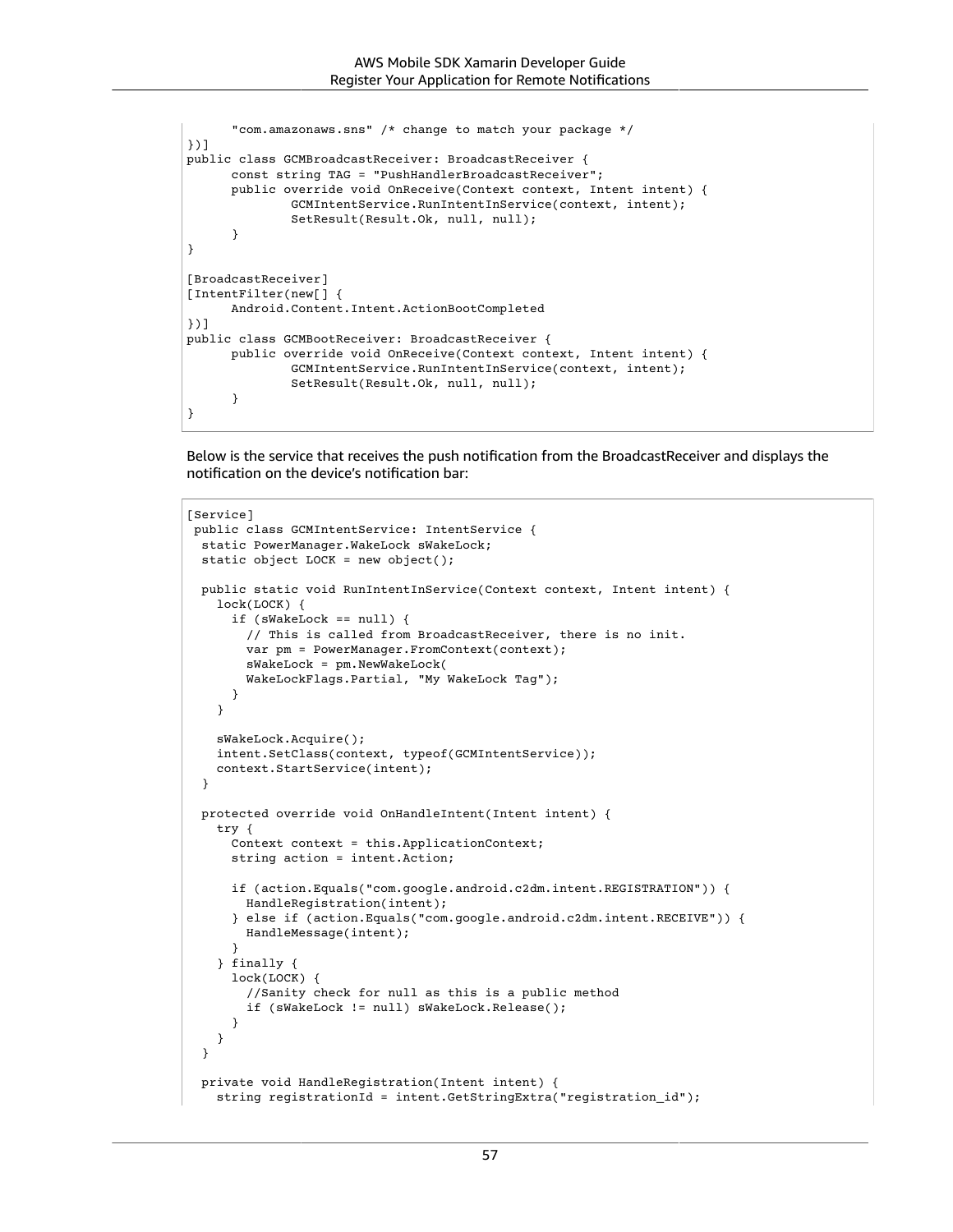```
      "com.amazonaws.sns" /* change to match your package */
})]
public class GCMBroadcastReceiver: BroadcastReceiver {
      const string TAG = "PushHandlerBroadcastReceiver";
      public override void OnReceive(Context context, Intent intent) {
              GCMIntentService.RunIntentInService(context, intent);
              SetResult(Result.Ok, null, null);
      }
}

[BroadcastReceiver]
[IntentFilter(new[] {
      Android.Content.Intent.ActionBootCompleted
})]
public class GCMBootReceiver: BroadcastReceiver {
      public override void OnReceive(Context context, Intent intent) {
              GCMIntentService.RunIntentInService(context, intent);
              SetResult(Result.Ok, null, null);
      }
}
```

Below is the service that receives the push notification from the BroadcastReceiver and displays the notification on the device's notification bar:

```
[Service]
 public class GCMIntentService: IntentService {
  static PowerManager.WakeLock sWakeLock;
  static object LOCK = new object();

  public static void RunIntentInService(Context context, Intent intent) {
    lock(LOCK) {
      if (sWakeLock == null) {
        // This is called from BroadcastReceiver, there is no init.
        var pm = PowerManager.FromContext(context);
        sWakeLock = pm.NewWakeLock(
        WakeLockFlags.Partial, "My WakeLock Tag");
      }
    }

    sWakeLock.Acquire();
    intent.SetClass(context, typeof(GCMIntentService));
    context.StartService(intent);
  }

  protected override void OnHandleIntent(Intent intent) {
    try {
      Context context = this.ApplicationContext;
      string action = intent.Action;

      if (action.Equals("com.google.android.c2dm.intent.REGISTRATION")) {
        HandleRegistration(intent);
      } else if (action.Equals("com.google.android.c2dm.intent.RECEIVE")) {
        HandleMessage(intent);
      }
    } finally {
      lock(LOCK) {
        //Sanity check for null as this is a public method
        if (sWakeLock != null) sWakeLock.Release();
      }
    }
  }

  private void HandleRegistration(Intent intent) {
    string registrationId = intent.GetStringExtra("registration_id");
```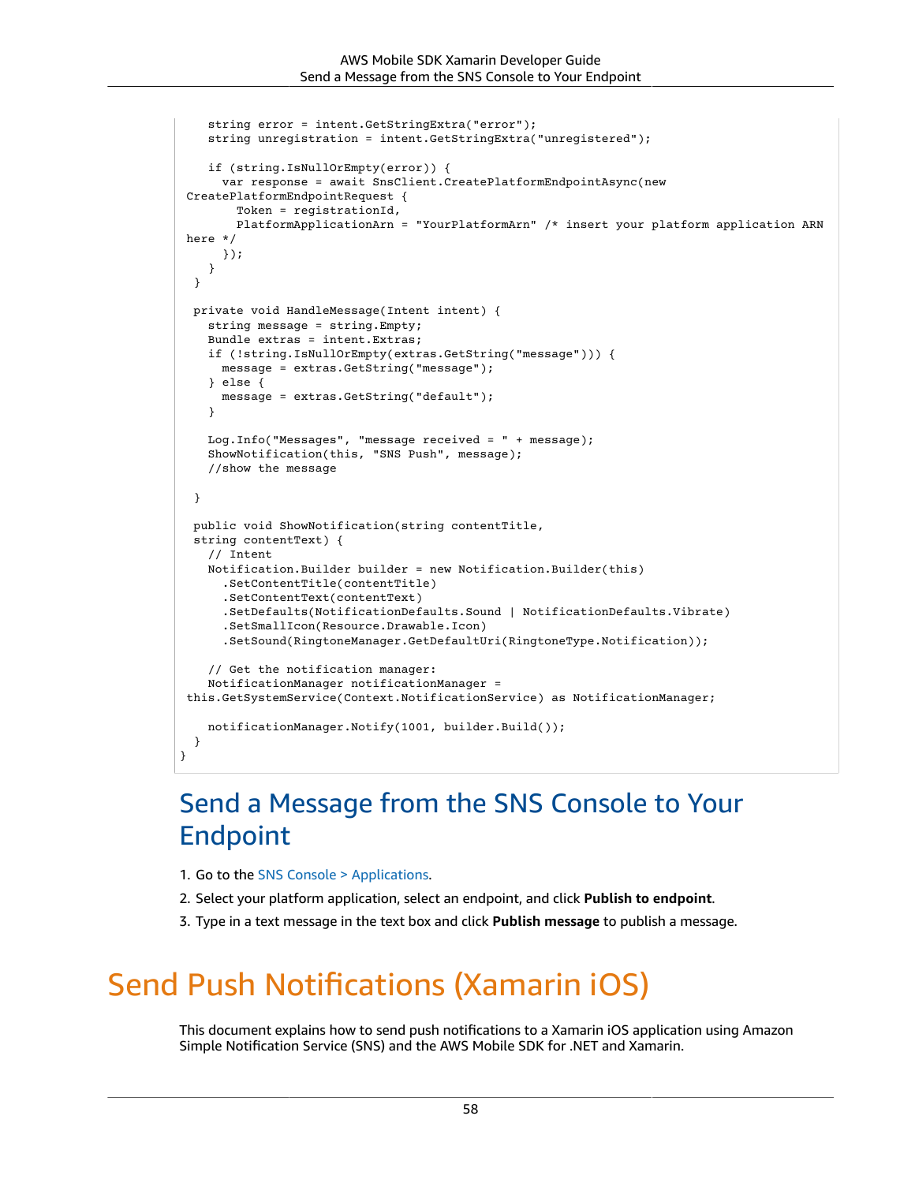```
    string error = intent.GetStringExtra("error");
    string unregistration = intent.GetStringExtra("unregistered");

    if (string.IsNullOrEmpty(error)) {
      var response = await SnsClient.CreatePlatformEndpointAsync(new
 CreatePlatformEndpointRequest {
        Token = registrationId,
        PlatformApplicationArn = "YourPlatformArn" /* insert your platform application ARN
 here */
      });
    }
  }

  private void HandleMessage(Intent intent) {
    string message = string.Empty;
    Bundle extras = intent.Extras;
    if (!string.IsNullOrEmpty(extras.GetString("message"))) {
      message = extras.GetString("message");
    } else {
      message = extras.GetString("default");
    }

    Log.Info("Messages", "message received = " + message);
    ShowNotification(this, "SNS Push", message);
    //show the message

  }

  public void ShowNotification(string contentTitle,
  string contentText) {
    // Intent
    Notification.Builder builder = new Notification.Builder(this)
      .SetContentTitle(contentTitle)
      .SetContentText(contentText)
      .SetDefaults(NotificationDefaults.Sound | NotificationDefaults.Vibrate)
      .SetSmallIcon(Resource.Drawable.Icon)
      .SetSound(RingtoneManager.GetDefaultUri(RingtoneType.Notification));

    // Get the notification manager:
    NotificationManager notificationManager =
 this.GetSystemService(Context.NotificationService) as NotificationManager;

    notificationManager.Notify(1001, builder.Build());
  }
}
```

## Send a Message from the SNS Console to Your Endpoint

1. Go to the SNS Console > Applications.
2. Select your platform application, select an endpoint, and click **Publish to endpoint**.
3. Type in a text message in the text box and click **Publish message** to publish a message.

# Send Push Notifications (Xamarin iOS)

This document explains how to send push notifications to a Xamarin iOS application using Amazon Simple Notification Service (SNS) and the AWS Mobile SDK for .NET and Xamarin.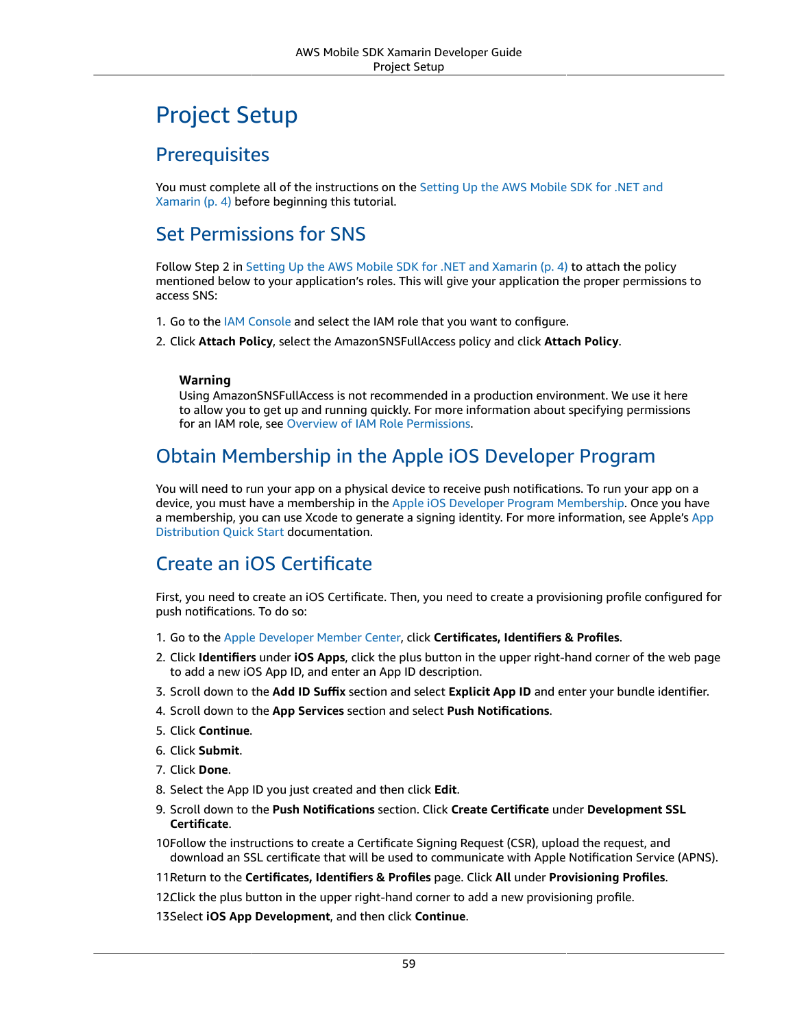# Project Setup

## Prerequisites

You must complete all of the instructions on the Setting Up the AWS Mobile SDK for .NET and Xamarin (p. 4) before beginning this tutorial.

## Set Permissions for SNS

Follow Step 2 in Setting Up the AWS Mobile SDK for .NET and Xamarin (p. 4) to attach the policy mentioned below to your application's roles. This will give your application the proper permissions to access SNS:

1. Go to the IAM Console and select the IAM role that you want to configure.
2. Click **Attach Policy**, select the AmazonSNSFullAccess policy and click **Attach Policy**.

> **Warning**
> Using AmazonSNSFullAccess is not recommended in a production environment. We use it here to allow you to get up and running quickly. For more information about specifying permissions for an IAM role, see Overview of IAM Role Permissions.

## Obtain Membership in the Apple iOS Developer Program

You will need to run your app on a physical device to receive push notifications. To run your app on a device, you must have a membership in the Apple iOS Developer Program Membership. Once you have a membership, you can use Xcode to generate a signing identity. For more information, see Apple's App Distribution Quick Start documentation.

## Create an iOS Certificate

First, you need to create an iOS Certificate. Then, you need to create a provisioning profile configured for push notifications. To do so:

1. Go to the Apple Developer Member Center, click **Certificates, Identifiers & Profiles**.
2. Click **Identifiers** under **iOS Apps**, click the plus button in the upper right-hand corner of the web page to add a new iOS App ID, and enter an App ID description.
3. Scroll down to the **Add ID Suffix** section and select **Explicit App ID** and enter your bundle identifier.
4. Scroll down to the **App Services** section and select **Push Notifications**.
5. Click **Continue**.
6. Click **Submit**.
7. Click **Done**.
8. Select the App ID you just created and then click **Edit**.
9. Scroll down to the **Push Notifications** section. Click **Create Certificate** under **Development SSL Certificate**.
10. Follow the instructions to create a Certificate Signing Request (CSR), upload the request, and download an SSL certificate that will be used to communicate with Apple Notification Service (APNS).
11. Return to the **Certificates, Identifiers & Profiles** page. Click **All** under **Provisioning Profiles**.
12. Click the plus button in the upper right-hand corner to add a new provisioning profile.
13. Select **iOS App Development**, and then click **Continue**.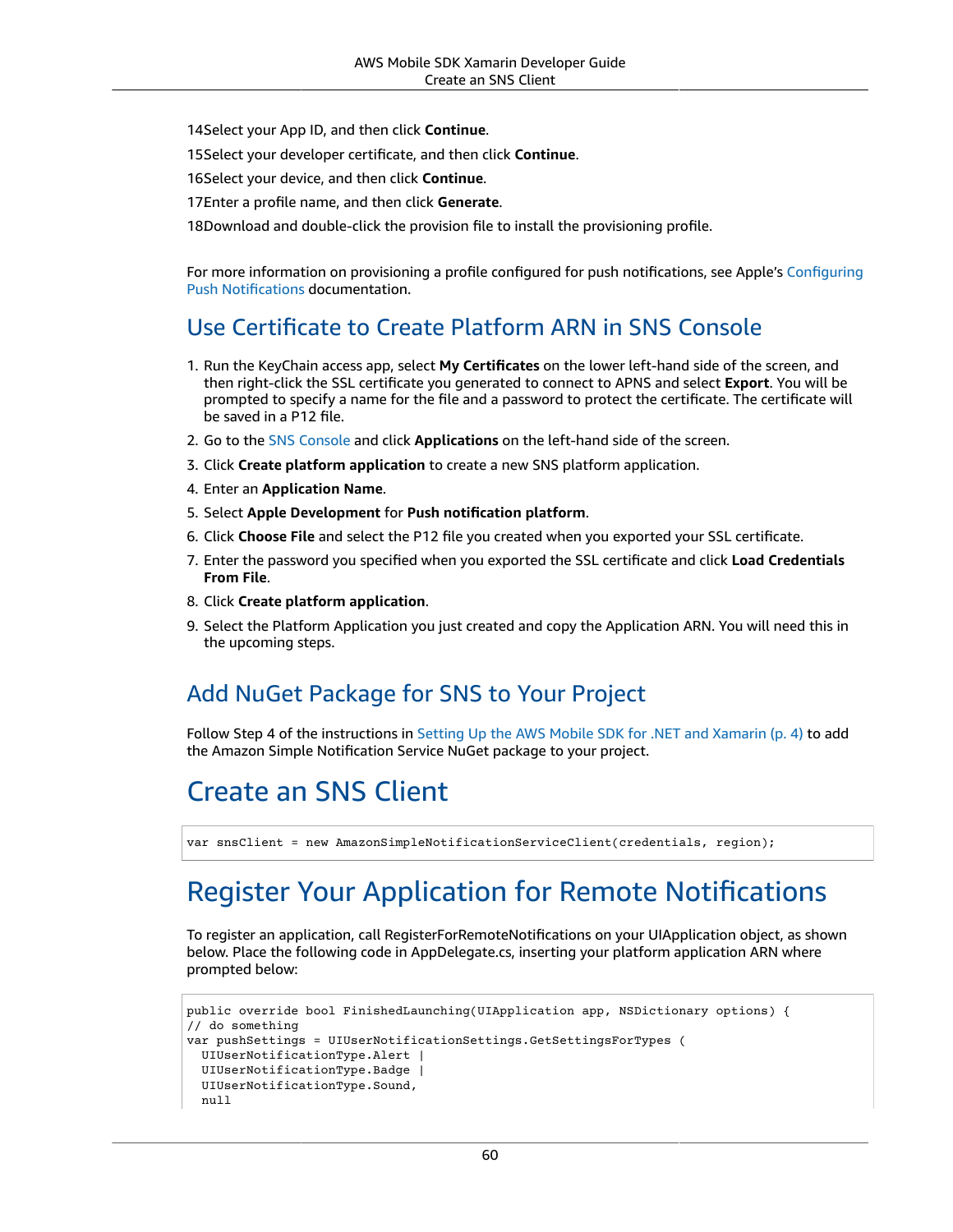14. Select your App ID, and then click **Continue**.
15. Select your developer certificate, and then click **Continue**.
16. Select your device, and then click **Continue**.
17. Enter a profile name, and then click **Generate**.
18. Download and double-click the provision file to install the provisioning profile.

For more information on provisioning a profile configured for push notifications, see Apple's Configuring Push Notifications documentation.

## Use Certificate to Create Platform ARN in SNS Console

1. Run the KeyChain access app, select **My Certificates** on the lower left-hand side of the screen, and then right-click the SSL certificate you generated to connect to APNS and select **Export**. You will be prompted to specify a name for the file and a password to protect the certificate. The certificate will be saved in a P12 file.
2. Go to the SNS Console and click **Applications** on the left-hand side of the screen.
3. Click **Create platform application** to create a new SNS platform application.
4. Enter an **Application Name**.
5. Select **Apple Development** for **Push notification platform**.
6. Click **Choose File** and select the P12 file you created when you exported your SSL certificate.
7. Enter the password you specified when you exported the SSL certificate and click **Load Credentials From File**.
8. Click **Create platform application**.
9. Select the Platform Application you just created and copy the Application ARN. You will need this in the upcoming steps.

## Add NuGet Package for SNS to Your Project

Follow Step 4 of the instructions in Setting Up the AWS Mobile SDK for .NET and Xamarin (p. 4) to add the Amazon Simple Notification Service NuGet package to your project.

# Create an SNS Client

```
var snsClient = new AmazonSimpleNotificationServiceClient(credentials, region);
```

# Register Your Application for Remote Notifications

To register an application, call RegisterForRemoteNotifications on your UIApplication object, as shown below. Place the following code in AppDelegate.cs, inserting your platform application ARN where prompted below:

```
public override bool FinishedLaunching(UIApplication app, NSDictionary options) {
// do something
var pushSettings = UIUserNotificationSettings.GetSettingsForTypes (
  UIUserNotificationType.Alert |
  UIUserNotificationType.Badge |
  UIUserNotificationType.Sound,
  null
```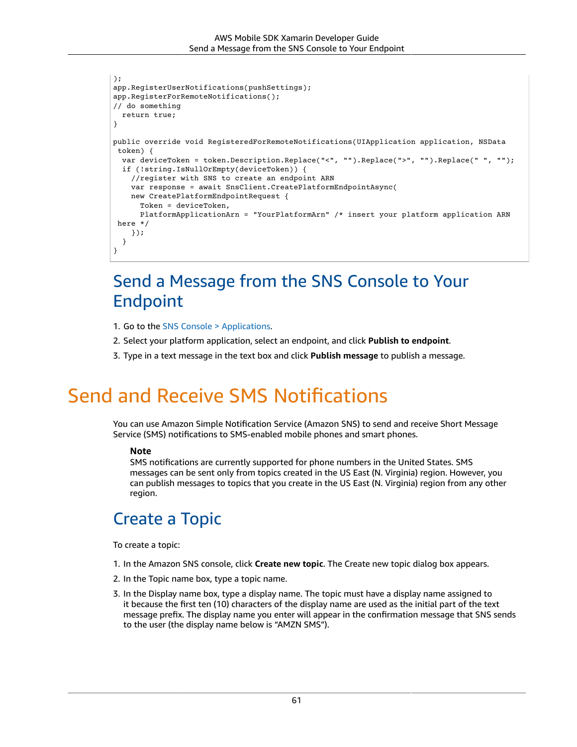```
);
app.RegisterUserNotifications(pushSettings);
app.RegisterForRemoteNotifications();
// do something
  return true;
}

public override void RegisteredForRemoteNotifications(UIApplication application, NSData
 token) {
  var deviceToken = token.Description.Replace("<", "").Replace(">", "").Replace(" ", "");
  if (!string.IsNullOrEmpty(deviceToken)) {
    //register with SNS to create an endpoint ARN
    var response = await SnsClient.CreatePlatformEndpointAsync(
    new CreatePlatformEndpointRequest {
      Token = deviceToken,
      PlatformApplicationArn = "YourPlatformArn" /* insert your platform application ARN
 here */
    });
  }
}
```

## Send a Message from the SNS Console to Your Endpoint

1. Go to the SNS Console > Applications.
2. Select your platform application, select an endpoint, and click **Publish to endpoint**.
3. Type in a text message in the text box and click **Publish message** to publish a message.

# Send and Receive SMS Notifications

You can use Amazon Simple Notification Service (Amazon SNS) to send and receive Short Message Service (SMS) notifications to SMS-enabled mobile phones and smart phones.

> **Note**
> SMS notifications are currently supported for phone numbers in the United States. SMS messages can be sent only from topics created in the US East (N. Virginia) region. However, you can publish messages to topics that you create in the US East (N. Virginia) region from any other region.

## Create a Topic

To create a topic:

1. In the Amazon SNS console, click **Create new topic**. The Create new topic dialog box appears.
2. In the Topic name box, type a topic name.
3. In the Display name box, type a display name. The topic must have a display name assigned to it because the first ten (10) characters of the display name are used as the initial part of the text message prefix. The display name you enter will appear in the confirmation message that SNS sends to the user (the display name below is "AMZN SMS").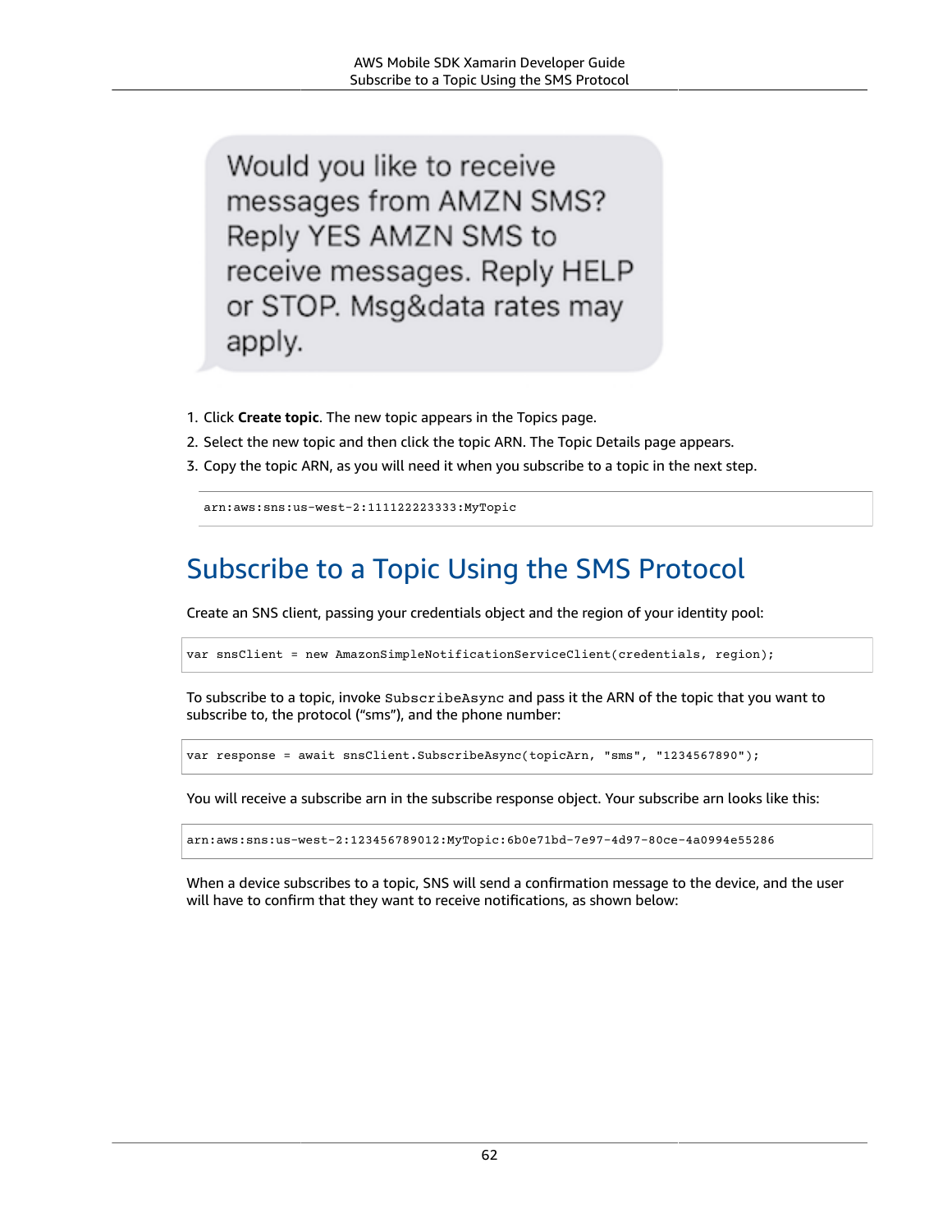Would you like to receive messages from AMZN SMS? Reply YES AMZN SMS to receive messages. Reply HELP or STOP. Msg&data rates may apply.

1. Click **Create topic**. The new topic appears in the Topics page.
2. Select the new topic and then click the topic ARN. The Topic Details page appears.
3. Copy the topic ARN, as you will need it when you subscribe to a topic in the next step.

```
arn:aws:sns:us-west-2:111122223333:MyTopic
```

## Subscribe to a Topic Using the SMS Protocol

Create an SNS client, passing your credentials object and the region of your identity pool:

```
var snsClient = new AmazonSimpleNotificationServiceClient(credentials, region);
```

To subscribe to a topic, invoke `SubscribeAsync` and pass it the ARN of the topic that you want to subscribe to, the protocol ("sms"), and the phone number:

```
var response = await snsClient.SubscribeAsync(topicArn, "sms", "1234567890");
```

You will receive a subscribe arn in the subscribe response object. Your subscribe arn looks like this:

```
arn:aws:sns:us-west-2:123456789012:MyTopic:6b0e71bd-7e97-4d97-80ce-4a0994e55286
```

When a device subscribes to a topic, SNS will send a confirmation message to the device, and the user will have to confirm that they want to receive notifications, as shown below: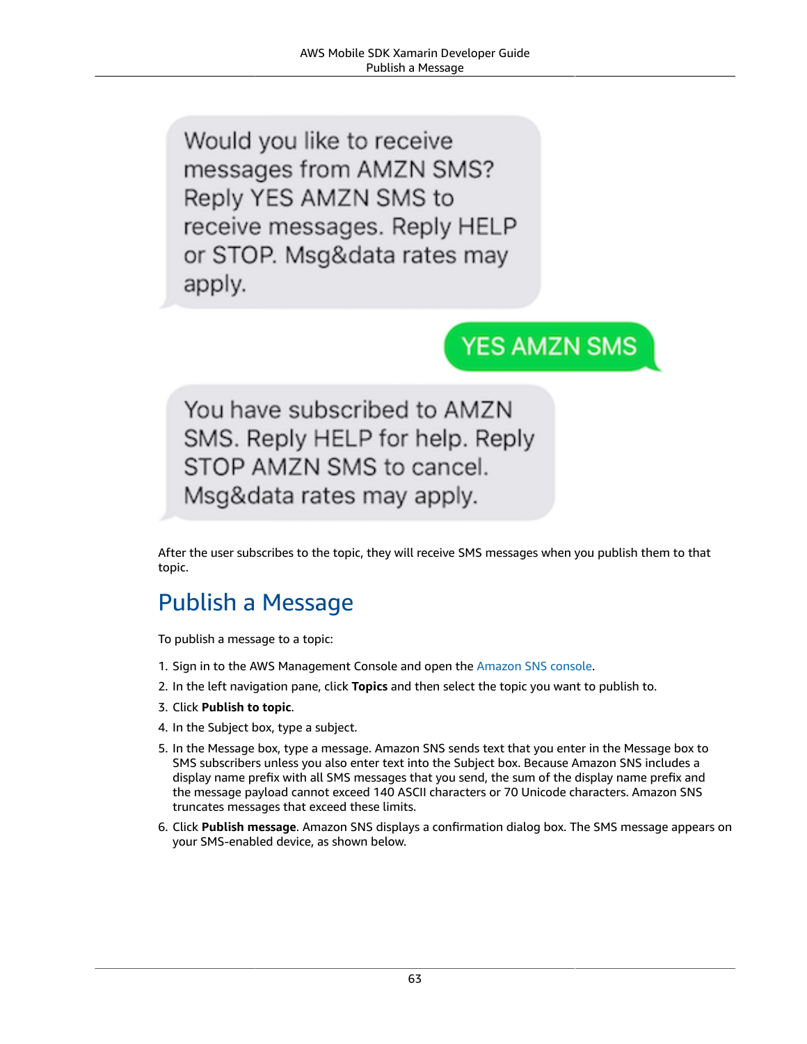After the user subscribes to the topic, they will receive SMS messages when you publish them to that topic.

## Publish a Message

To publish a message to a topic:

1. Sign in to the AWS Management Console and open the Amazon SNS console.
2. In the left navigation pane, click **Topics** and then select the topic you want to publish to.
3. Click **Publish to topic**.
4. In the Subject box, type a subject.
5. In the Message box, type a message. Amazon SNS sends text that you enter in the Message box to SMS subscribers unless you also enter text into the Subject box. Because Amazon SNS includes a display name prefix with all SMS messages that you send, the sum of the display name prefix and the message payload cannot exceed 140 ASCII characters or 70 Unicode characters. Amazon SNS truncates messages that exceed these limits.
6. Click **Publish message**. Amazon SNS displays a confirmation dialog box. The SMS message appears on your SMS-enabled device, as shown below.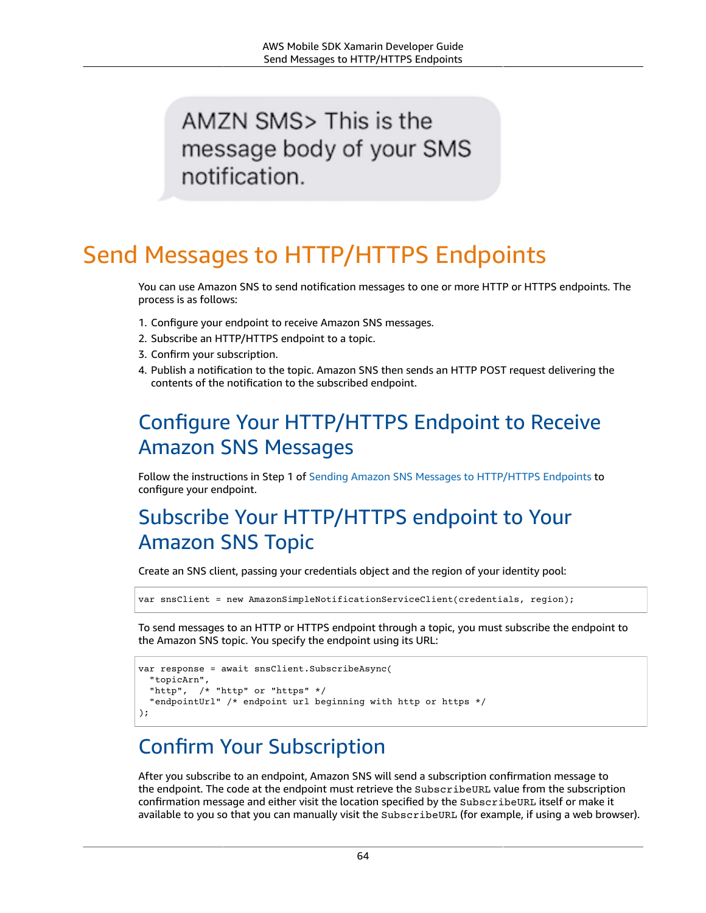AMZN SMS> This is the message body of your SMS notification.

# Send Messages to HTTP/HTTPS Endpoints

You can use Amazon SNS to send notification messages to one or more HTTP or HTTPS endpoints. The process is as follows:

1. Configure your endpoint to receive Amazon SNS messages.
2. Subscribe an HTTP/HTTPS endpoint to a topic.
3. Confirm your subscription.
4. Publish a notification to the topic. Amazon SNS then sends an HTTP POST request delivering the contents of the notification to the subscribed endpoint.

## Configure Your HTTP/HTTPS Endpoint to Receive Amazon SNS Messages

Follow the instructions in Step 1 of Sending Amazon SNS Messages to HTTP/HTTPS Endpoints to configure your endpoint.

## Subscribe Your HTTP/HTTPS endpoint to Your Amazon SNS Topic

Create an SNS client, passing your credentials object and the region of your identity pool:

```
var snsClient = new AmazonSimpleNotificationServiceClient(credentials, region);
```

To send messages to an HTTP or HTTPS endpoint through a topic, you must subscribe the endpoint to the Amazon SNS topic. You specify the endpoint using its URL:

```
var response = await snsClient.SubscribeAsync(
  "topicArn",
  "http",  /* "http" or "https" */
  "endpointUrl" /* endpoint url beginning with http or https */
);
```

## Confirm Your Subscription

After you subscribe to an endpoint, Amazon SNS will send a subscription confirmation message to the endpoint. The code at the endpoint must retrieve the `SubscribeURL` value from the subscription confirmation message and either visit the location specified by the `SubscribeURL` itself or make it available to you so that you can manually visit the `SubscribeURL` (for example, if using a web browser).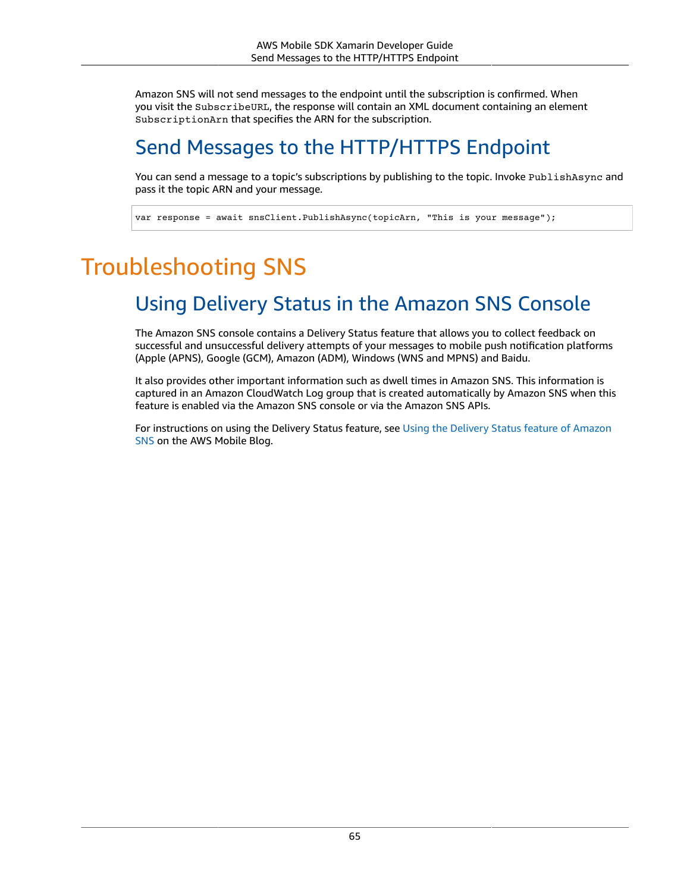Amazon SNS will not send messages to the endpoint until the subscription is confirmed. When you visit the `SubscribeURL`, the response will contain an XML document containing an element `SubscriptionArn` that specifies the ARN for the subscription.

## Send Messages to the HTTP/HTTPS Endpoint

You can send a message to a topic's subscriptions by publishing to the topic. Invoke `PublishAsync` and pass it the topic ARN and your message.

```
var response = await snsClient.PublishAsync(topicArn, "This is your message");
```

# Troubleshooting SNS

## Using Delivery Status in the Amazon SNS Console

The Amazon SNS console contains a Delivery Status feature that allows you to collect feedback on successful and unsuccessful delivery attempts of your messages to mobile push notification platforms (Apple (APNS), Google (GCM), Amazon (ADM), Windows (WNS and MPNS) and Baidu.

It also provides other important information such as dwell times in Amazon SNS. This information is captured in an Amazon CloudWatch Log group that is created automatically by Amazon SNS when this feature is enabled via the Amazon SNS console or via the Amazon SNS APIs.

For instructions on using the Delivery Status feature, see Using the Delivery Status feature of Amazon SNS on the AWS Mobile Blog.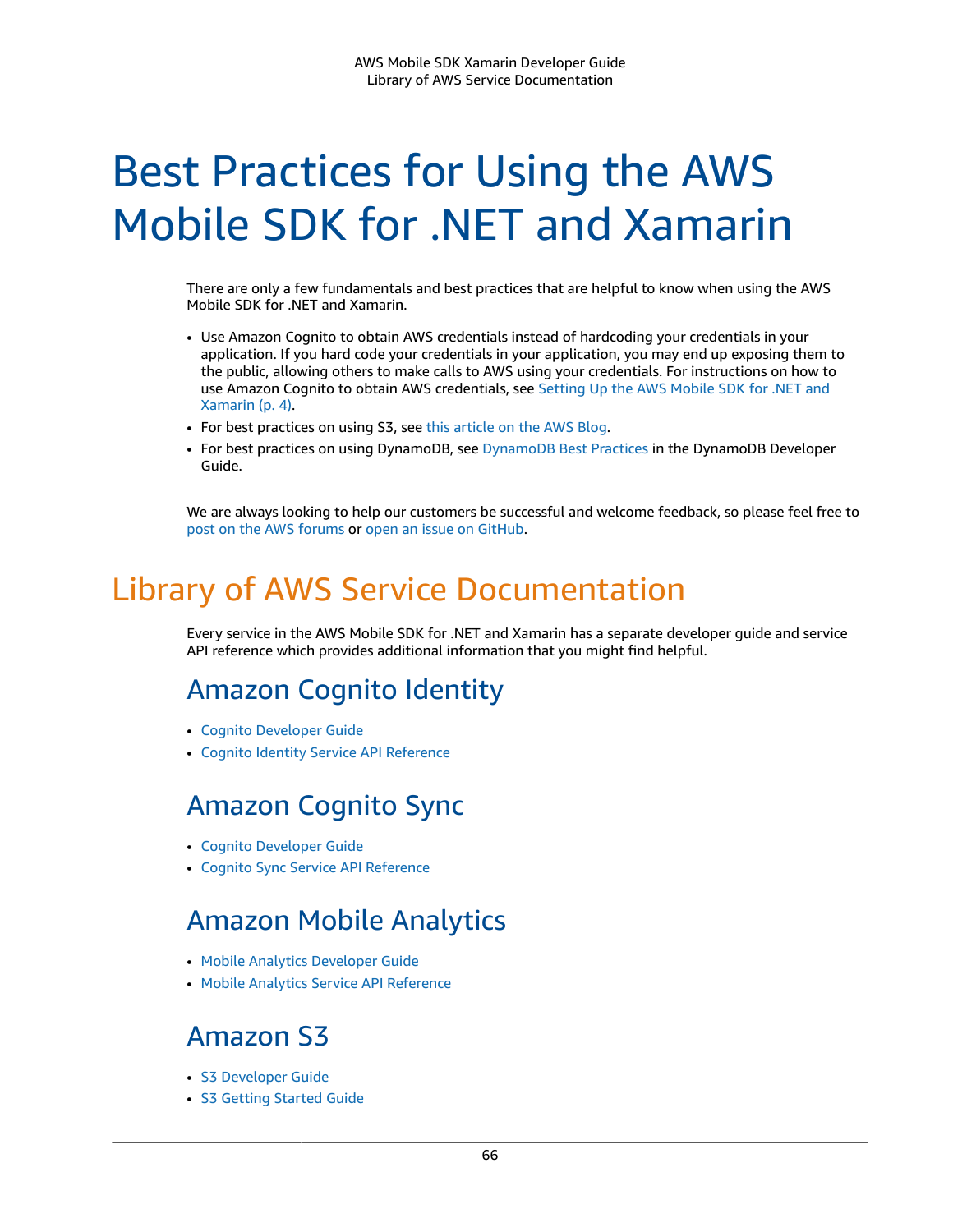# Best Practices for Using the AWS Mobile SDK for .NET and Xamarin

There are only a few fundamentals and best practices that are helpful to know when using the AWS Mobile SDK for .NET and Xamarin.

- Use Amazon Cognito to obtain AWS credentials instead of hardcoding your credentials in your application. If you hard code your credentials in your application, you may end up exposing them to the public, allowing others to make calls to AWS using your credentials. For instructions on how to use Amazon Cognito to obtain AWS credentials, see Setting Up the AWS Mobile SDK for .NET and Xamarin (p. 4).
- For best practices on using S3, see this article on the AWS Blog.
- For best practices on using DynamoDB, see DynamoDB Best Practices in the DynamoDB Developer Guide.

We are always looking to help our customers be successful and welcome feedback, so please feel free to post on the AWS forums or open an issue on GitHub.

## Library of AWS Service Documentation

Every service in the AWS Mobile SDK for .NET and Xamarin has a separate developer guide and service API reference which provides additional information that you might find helpful.

### Amazon Cognito Identity

- Cognito Developer Guide
- Cognito Identity Service API Reference

### Amazon Cognito Sync

- Cognito Developer Guide
- Cognito Sync Service API Reference

### Amazon Mobile Analytics

- Mobile Analytics Developer Guide
- Mobile Analytics Service API Reference

### Amazon S3

- S3 Developer Guide
- S3 Getting Started Guide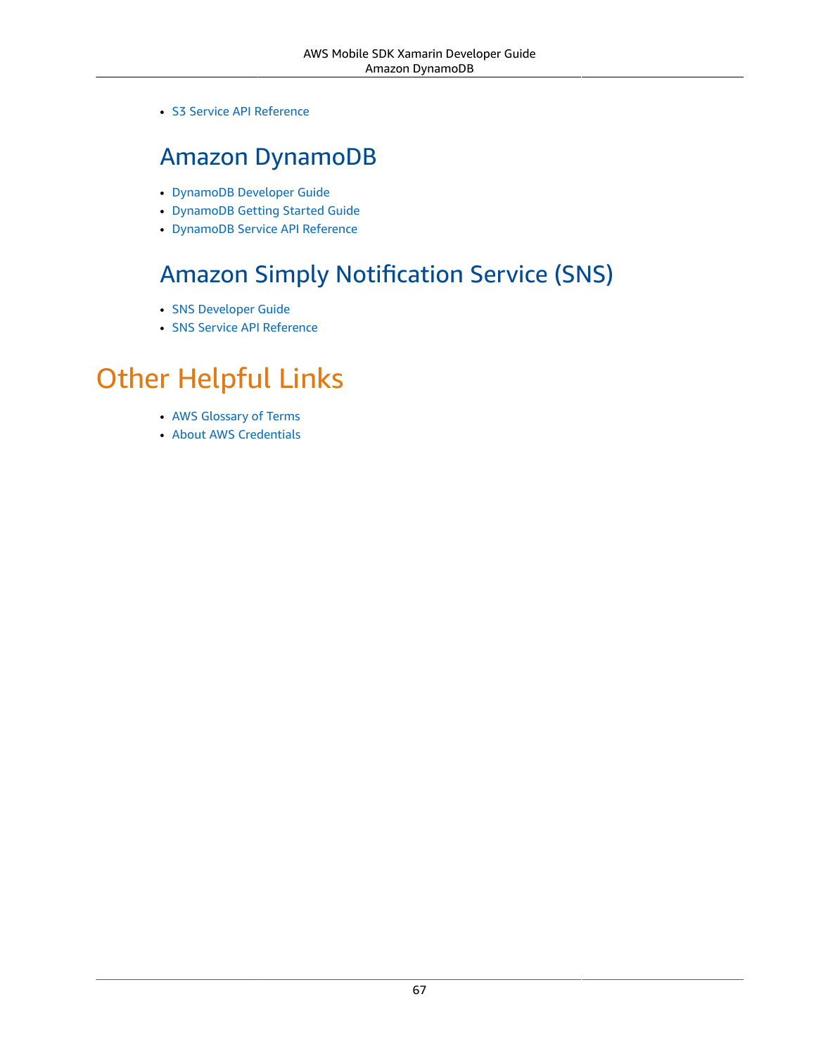- S3 Service API Reference

## Amazon DynamoDB

- DynamoDB Developer Guide
- DynamoDB Getting Started Guide
- DynamoDB Service API Reference

## Amazon Simply Notification Service (SNS)

- SNS Developer Guide
- SNS Service API Reference

# Other Helpful Links

- AWS Glossary of Terms
- About AWS Credentials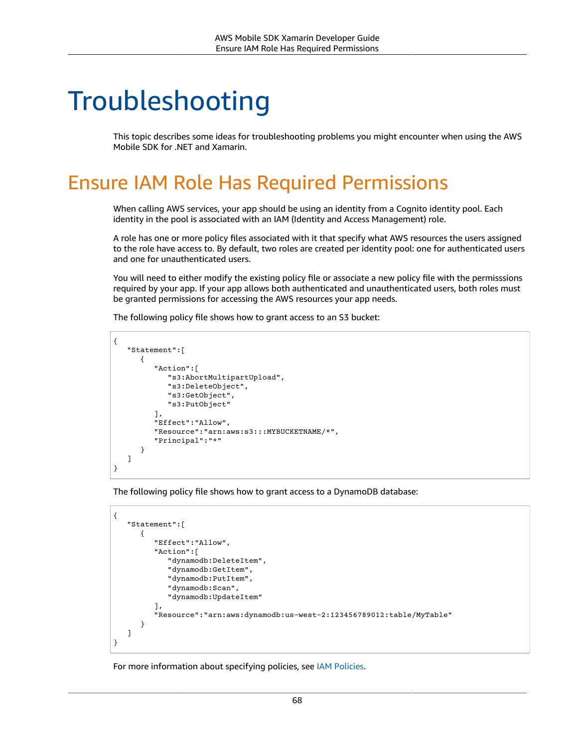# Troubleshooting

This topic describes some ideas for troubleshooting problems you might encounter when using the AWS Mobile SDK for .NET and Xamarin.

## Ensure IAM Role Has Required Permissions

When calling AWS services, your app should be using an identity from a Cognito identity pool. Each identity in the pool is associated with an IAM (Identity and Access Management) role.

A role has one or more policy files associated with it that specify what AWS resources the users assigned to the role have access to. By default, two roles are created per identity pool: one for authenticated users and one for unauthenticated users.

You will need to either modify the existing policy file or associate a new policy file with the permisssions required by your app. If your app allows both authenticated and unauthenticated users, both roles must be granted permissions for accessing the AWS resources your app needs.

The following policy file shows how to grant access to an S3 bucket:

```
{
   "Statement":[
      {
         "Action":[
            "s3:AbortMultipartUpload",
            "s3:DeleteObject",
            "s3:GetObject",
            "s3:PutObject"
         ],
         "Effect":"Allow",
         "Resource":"arn:aws:s3:::MYBUCKETNAME/*",
         "Principal":"*"
      }
   ]
}
```

The following policy file shows how to grant access to a DynamoDB database:

```
{
   "Statement":[
      {
         "Effect":"Allow",
         "Action":[
            "dynamodb:DeleteItem",
            "dynamodb:GetItem",
            "dynamodb:PutItem",
            "dynamodb:Scan",
            "dynamodb:UpdateItem"
         ],
         "Resource":"arn:aws:dynamodb:us-west-2:123456789012:table/MyTable"
      }
   ]
}
```

For more information about specifying policies, see IAM Policies.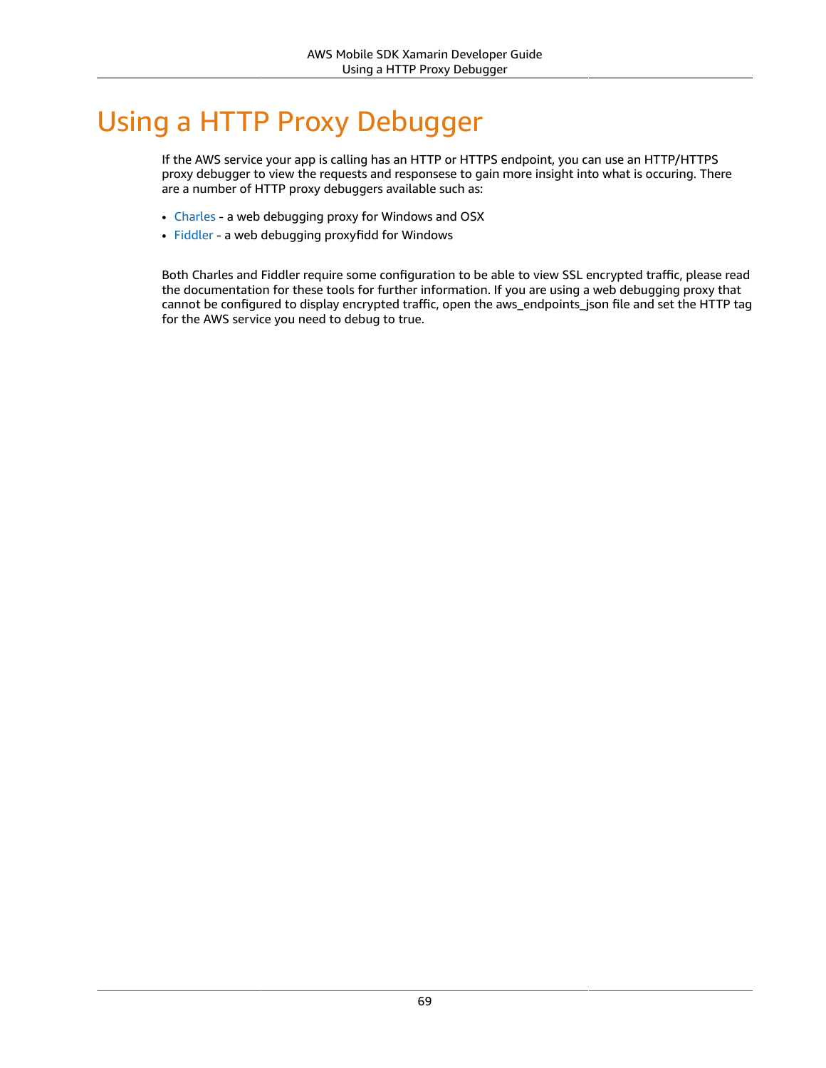# Using a HTTP Proxy Debugger

If the AWS service your app is calling has an HTTP or HTTPS endpoint, you can use an HTTP/HTTPS proxy debugger to view the requests and responsese to gain more insight into what is occuring. There are a number of HTTP proxy debuggers available such as:

- Charles - a web debugging proxy for Windows and OSX
- Fiddler - a web debugging proxyfidd for Windows

Both Charles and Fiddler require some configuration to be able to view SSL encrypted traffic, please read the documentation for these tools for further information. If you are using a web debugging proxy that cannot be configured to display encrypted traffic, open the aws_endpoints_json file and set the HTTP tag for the AWS service you need to debug to true.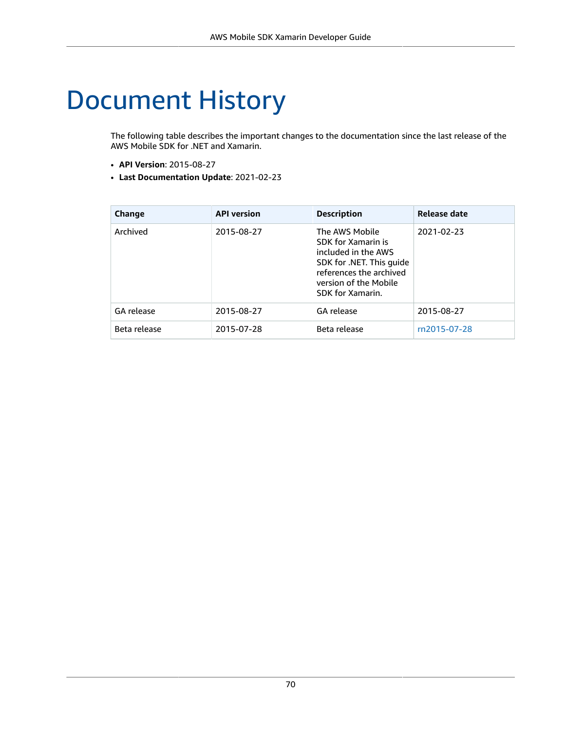# Document History

The following table describes the important changes to the documentation since the last release of the AWS Mobile SDK for .NET and Xamarin.

- **API Version**: 2015-08-27
- **Last Documentation Update**: 2021-02-23

| Change | API version | Description | Release date |
|---|---|---|---|
| Archived | 2015-08-27 | The AWS Mobile SDK for Xamarin is included in the AWS SDK for .NET. This guide references the archived version of the Mobile SDK for Xamarin. | 2021-02-23 |
| GA release | 2015-08-27 | GA release | 2015-08-27 |
| Beta release | 2015-07-28 | Beta release | rn2015-07-28 |